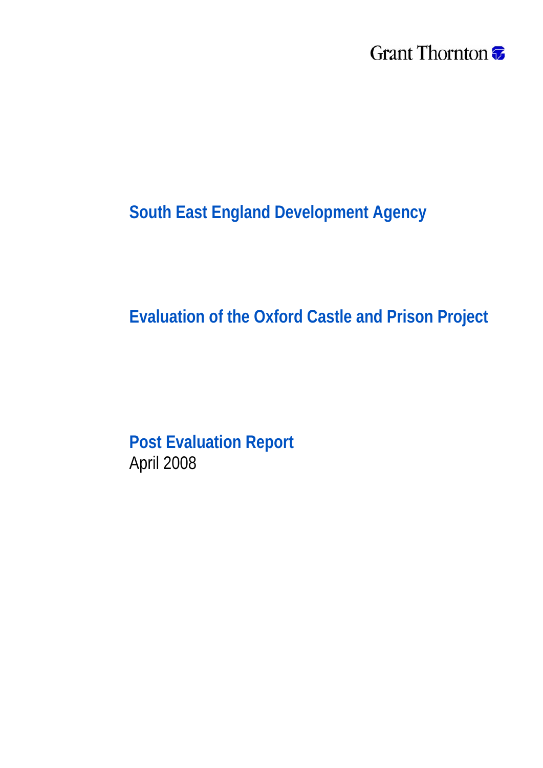Grant Thornton

# South East England Development Agency

# Evaluation of the Oxford Castle and Prison Project

## Post Evaluation Report

April 2008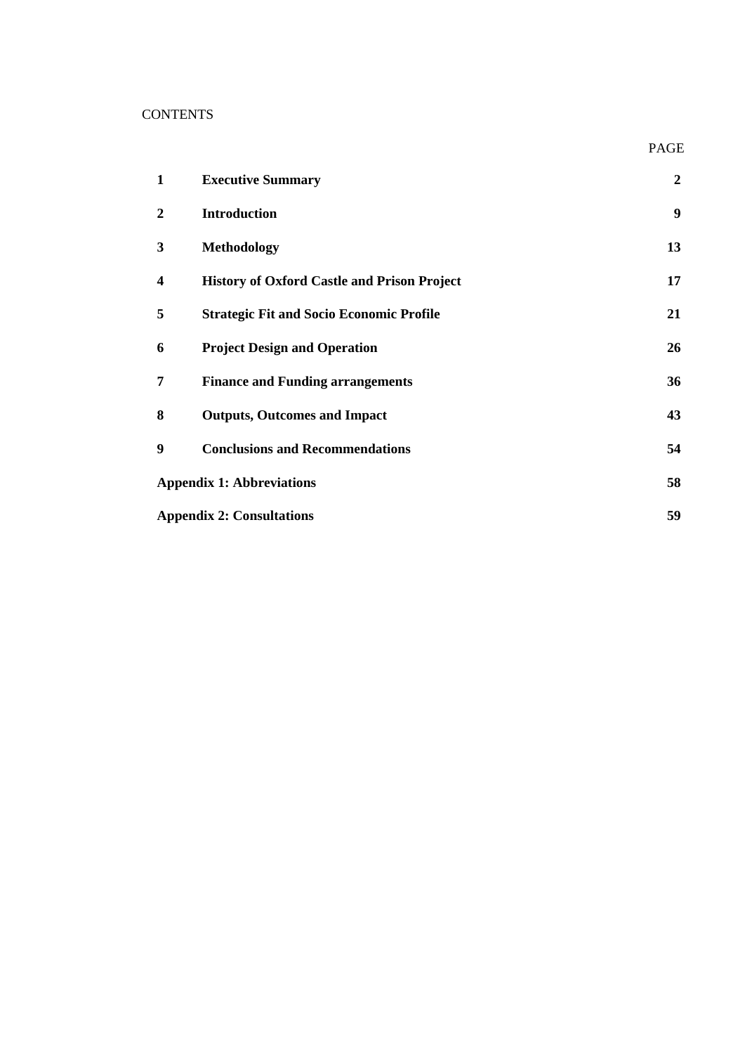CONTENTS

| | | PAGE |
|---|---|---|
| **1** | **Executive Summary** | **2** |
| **2** | **Introduction** | **9** |
| **3** | **Methodology** | **13** |
| **4** | **History of Oxford Castle and Prison Project** | **17** |
| **5** | **Strategic Fit and Socio Economic Profile** | **21** |
| **6** | **Project Design and Operation** | **26** |
| **7** | **Finance and Funding arrangements** | **36** |
| **8** | **Outputs, Outcomes and Impact** | **43** |
| **9** | **Conclusions and Recommendations** | **54** |
| **Appendix 1: Abbreviations** | | **58** |
| **Appendix 2: Consultations** | | **59** |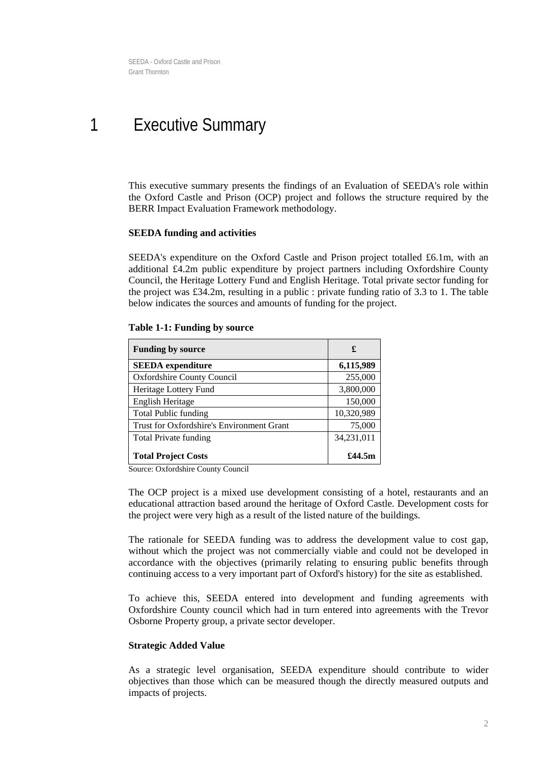# 1 Executive Summary

This executive summary presents the findings of an Evaluation of SEEDA's role within the Oxford Castle and Prison (OCP) project and follows the structure required by the BERR Impact Evaluation Framework methodology.

**SEEDA funding and activities**

SEEDA's expenditure on the Oxford Castle and Prison project totalled £6.1m, with an additional £4.2m public expenditure by project partners including Oxfordshire County Council, the Heritage Lottery Fund and English Heritage. Total private sector funding for the project was £34.2m, resulting in a public : private funding ratio of 3.3 to 1. The table below indicates the sources and amounts of funding for the project.

**Table 1-1: Funding by source**

| **Funding by source** | **£** |
|---|---|
| **SEEDA expenditure** | **6,115,989** |
| Oxfordshire County Council | 255,000 |
| Heritage Lottery Fund | 3,800,000 |
| English Heritage | 150,000 |
| Total Public funding | 10,320,989 |
| Trust for Oxfordshire's Environment Grant | 75,000 |
| Total Private funding | 34,231,011 |
| **Total Project Costs** | **£44.5m** |

Source: Oxfordshire County Council

The OCP project is a mixed use development consisting of a hotel, restaurants and an educational attraction based around the heritage of Oxford Castle. Development costs for the project were very high as a result of the listed nature of the buildings.

The rationale for SEEDA funding was to address the development value to cost gap, without which the project was not commercially viable and could not be developed in accordance with the objectives (primarily relating to ensuring public benefits through continuing access to a very important part of Oxford's history) for the site as established.

To achieve this, SEEDA entered into development and funding agreements with Oxfordshire County council which had in turn entered into agreements with the Trevor Osborne Property group, a private sector developer.

**Strategic Added Value**

As a strategic level organisation, SEEDA expenditure should contribute to wider objectives than those which can be measured though the directly measured outputs and impacts of projects.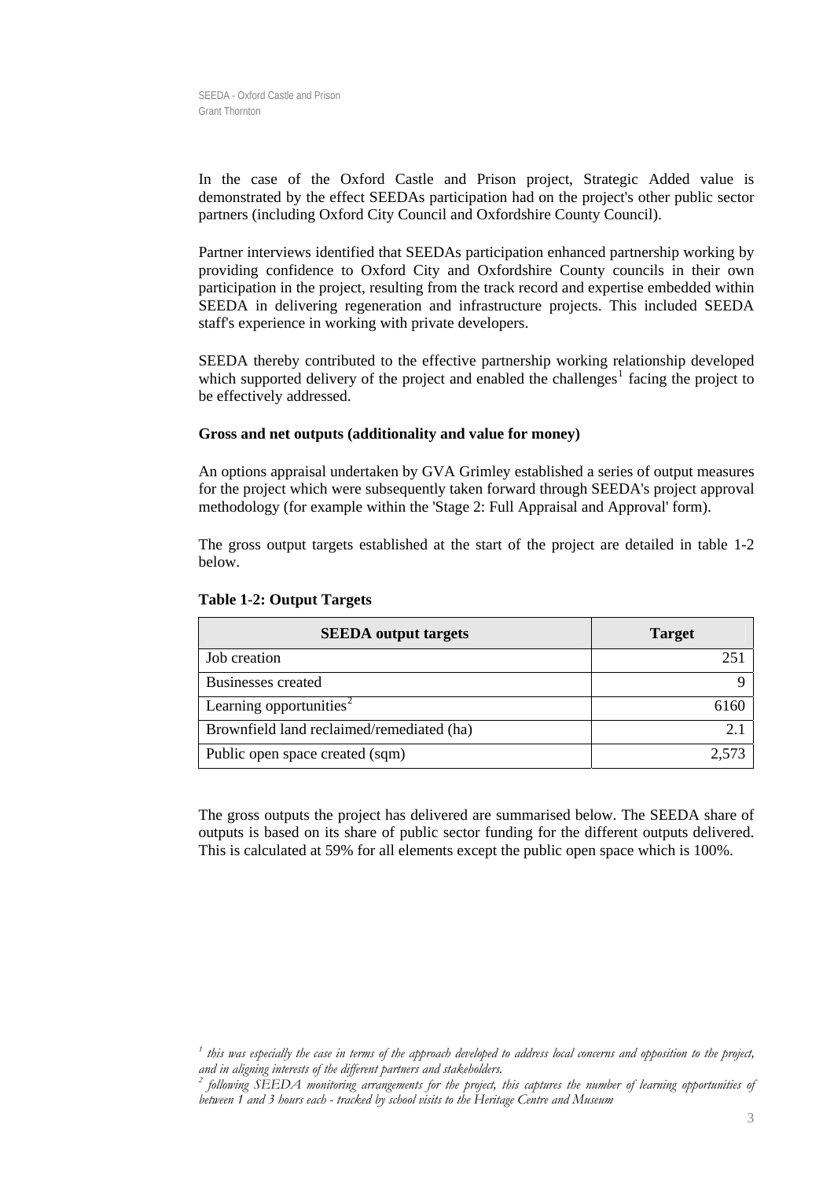In the case of the Oxford Castle and Prison project, Strategic Added value is demonstrated by the effect SEEDAs participation had on the project's other public sector partners (including Oxford City Council and Oxfordshire County Council).

Partner interviews identified that SEEDAs participation enhanced partnership working by providing confidence to Oxford City and Oxfordshire County councils in their own participation in the project, resulting from the track record and expertise embedded within SEEDA in delivering regeneration and infrastructure projects. This included SEEDA staff's experience in working with private developers.

SEEDA thereby contributed to the effective partnership working relationship developed which supported delivery of the project and enabled the challenges[1] facing the project to be effectively addressed.

**Gross and net outputs (additionality and value for money)**

An options appraisal undertaken by GVA Grimley established a series of output measures for the project which were subsequently taken forward through SEEDA's project approval methodology (for example within the 'Stage 2: Full Appraisal and Approval' form).

The gross output targets established at the start of the project are detailed in table 1-2 below.

**Table 1-2: Output Targets**

| SEEDA output targets | Target |
|---|---:|
| Job creation | 251 |
| Businesses created | 9 |
| Learning opportunities[2] | 6160 |
| Brownfield land reclaimed/remediated (ha) | 2.1 |
| Public open space created (sqm) | 2,573 |

The gross outputs the project has delivered are summarised below. The SEEDA share of outputs is based on its share of public sector funding for the different outputs delivered. This is calculated at 59% for all elements except the public open space which is 100%.

*[1] this was especially the case in terms of the approach developed to address local concerns and opposition to the project, and in aligning interests of the different partners and stakeholders.*

*[2] following SEEDA monitoring arrangements for the project, this captures the number of learning opportunities of between 1 and 3 hours each - tracked by school visits to the Heritage Centre and Museum*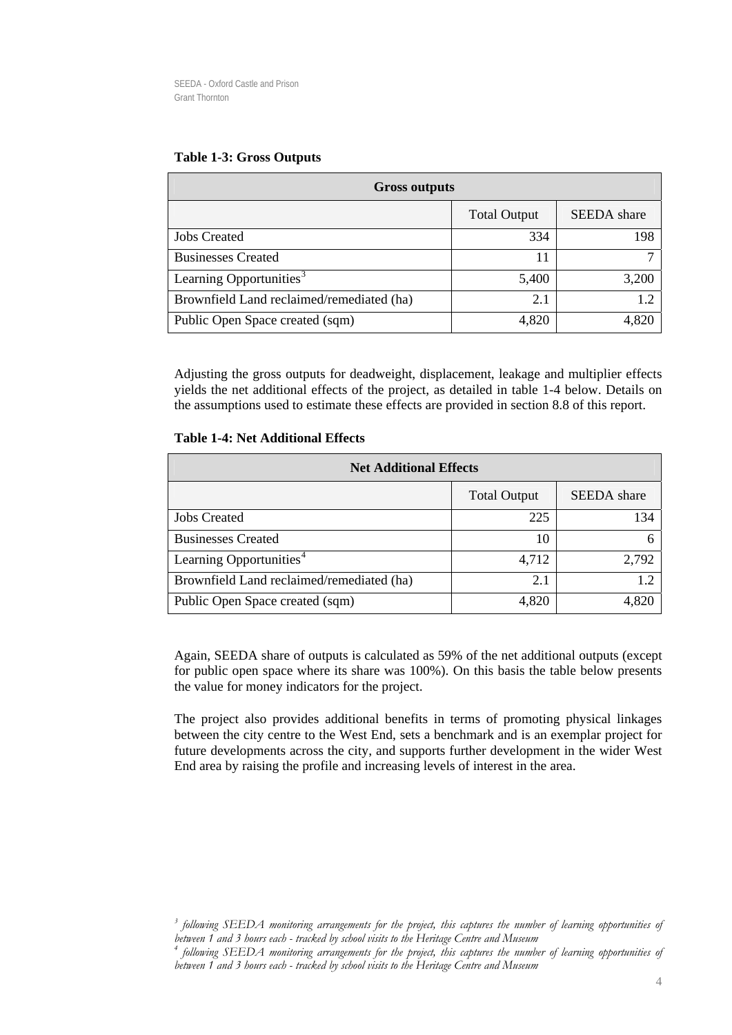**Table 1-3: Gross Outputs**

| Gross outputs | | |
|---|---|---|
| | Total Output | SEEDA share |
| Jobs Created | 334 | 198 |
| Businesses Created | 11 | 7 |
| Learning Opportunities[3] | 5,400 | 3,200 |
| Brownfield Land reclaimed/remediated (ha) | 2.1 | 1.2 |
| Public Open Space created (sqm) | 4,820 | 4,820 |

Adjusting the gross outputs for deadweight, displacement, leakage and multiplier effects yields the net additional effects of the project, as detailed in table 1-4 below. Details on the assumptions used to estimate these effects are provided in section 8.8 of this report.

**Table 1-4: Net Additional Effects**

| Net Additional Effects | | |
|---|---|---|
| | Total Output | SEEDA share |
| Jobs Created | 225 | 134 |
| Businesses Created | 10 | 6 |
| Learning Opportunities[4] | 4,712 | 2,792 |
| Brownfield Land reclaimed/remediated (ha) | 2.1 | 1.2 |
| Public Open Space created (sqm) | 4,820 | 4,820 |

Again, SEEDA share of outputs is calculated as 59% of the net additional outputs (except for public open space where its share was 100%). On this basis the table below presents the value for money indicators for the project.

The project also provides additional benefits in terms of promoting physical linkages between the city centre to the West End, sets a benchmark and is an exemplar project for future developments across the city, and supports further development in the wider West End area by raising the profile and increasing levels of interest in the area.

[3] *following SEEDA monitoring arrangements for the project, this captures the number of learning opportunities of between 1 and 3 hours each - tracked by school visits to the Heritage Centre and Museum*

[4] *following SEEDA monitoring arrangements for the project, this captures the number of learning opportunities of between 1 and 3 hours each - tracked by school visits to the Heritage Centre and Museum*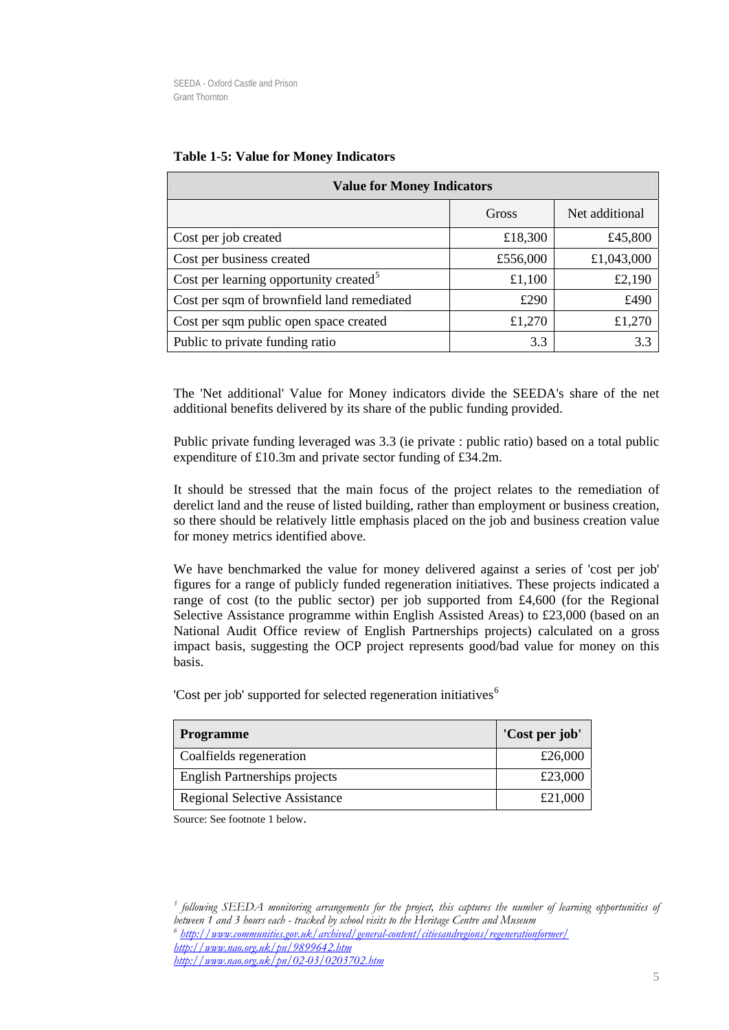**Table 1-5: Value for Money Indicators**

| Value for Money Indicators | | |
|---|---|---|
| | Gross | Net additional |
| Cost per job created | £18,300 | £45,800 |
| Cost per business created | £556,000 | £1,043,000 |
| Cost per learning opportunity created[5] | £1,100 | £2,190 |
| Cost per sqm of brownfield land remediated | £290 | £490 |
| Cost per sqm public open space created | £1,270 | £1,270 |
| Public to private funding ratio | 3.3 | 3.3 |

The 'Net additional' Value for Money indicators divide the SEEDA's share of the net additional benefits delivered by its share of the public funding provided.

Public private funding leveraged was 3.3 (ie private : public ratio) based on a total public expenditure of £10.3m and private sector funding of £34.2m.

It should be stressed that the main focus of the project relates to the remediation of derelict land and the reuse of listed building, rather than employment or business creation, so there should be relatively little emphasis placed on the job and business creation value for money metrics identified above.

We have benchmarked the value for money delivered against a series of 'cost per job' figures for a range of publicly funded regeneration initiatives. These projects indicated a range of cost (to the public sector) per job supported from £4,600 (for the Regional Selective Assistance programme within English Assisted Areas) to £23,000 (based on an National Audit Office review of English Partnerships projects) calculated on a gross impact basis, suggesting the OCP project represents good/bad value for money on this basis.

'Cost per job' supported for selected regeneration initiatives[6]

| Programme | 'Cost per job' |
|---|---|
| Coalfields regeneration | £26,000 |
| English Partnerships projects | £23,000 |
| Regional Selective Assistance | £21,000 |

Source: See footnote 1 below.

*[5] following SEEDA monitoring arrangements for the project, this captures the number of learning opportunities of between 1 and 3 hours each - tracked by school visits to the Heritage Centre and Museum*

*[6] http://www.communities.gov.uk/archived/general-content/citiesandregions/regenerationformer/*
*http://www.nao.org.uk/pn/9899642.htm*
*http://www.nao.org.uk/pn/02-03/0203702.htm*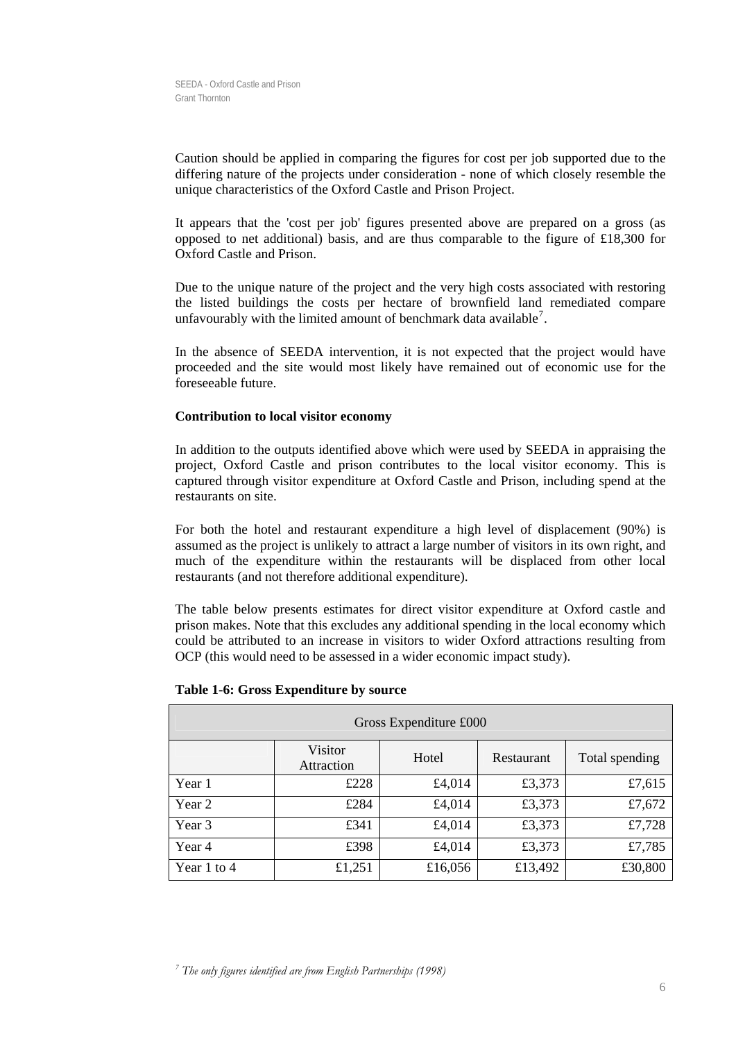Caution should be applied in comparing the figures for cost per job supported due to the differing nature of the projects under consideration - none of which closely resemble the unique characteristics of the Oxford Castle and Prison Project.

It appears that the 'cost per job' figures presented above are prepared on a gross (as opposed to net additional) basis, and are thus comparable to the figure of £18,300 for Oxford Castle and Prison.

Due to the unique nature of the project and the very high costs associated with restoring the listed buildings the costs per hectare of brownfield land remediated compare unfavourably with the limited amount of benchmark data available[7].

In the absence of SEEDA intervention, it is not expected that the project would have proceeded and the site would most likely have remained out of economic use for the foreseeable future.

**Contribution to local visitor economy**

In addition to the outputs identified above which were used by SEEDA in appraising the project, Oxford Castle and prison contributes to the local visitor economy. This is captured through visitor expenditure at Oxford Castle and Prison, including spend at the restaurants on site.

For both the hotel and restaurant expenditure a high level of displacement (90%) is assumed as the project is unlikely to attract a large number of visitors in its own right, and much of the expenditure within the restaurants will be displaced from other local restaurants (and not therefore additional expenditure).

The table below presents estimates for direct visitor expenditure at Oxford castle and prison makes. Note that this excludes any additional spending in the local economy which could be attributed to an increase in visitors to wider Oxford attractions resulting from OCP (this would need to be assessed in a wider economic impact study).

**Table 1-6: Gross Expenditure by source**

| Gross Expenditure £000 | | | | |
|---|---|---|---|---|
| | Visitor Attraction | Hotel | Restaurant | Total spending |
| Year 1 | £228 | £4,014 | £3,373 | £7,615 |
| Year 2 | £284 | £4,014 | £3,373 | £7,672 |
| Year 3 | £341 | £4,014 | £3,373 | £7,728 |
| Year 4 | £398 | £4,014 | £3,373 | £7,785 |
| Year 1 to 4 | £1,251 | £16,056 | £13,492 | £30,800 |

[7] *The only figures identified are from English Partnerships (1998)*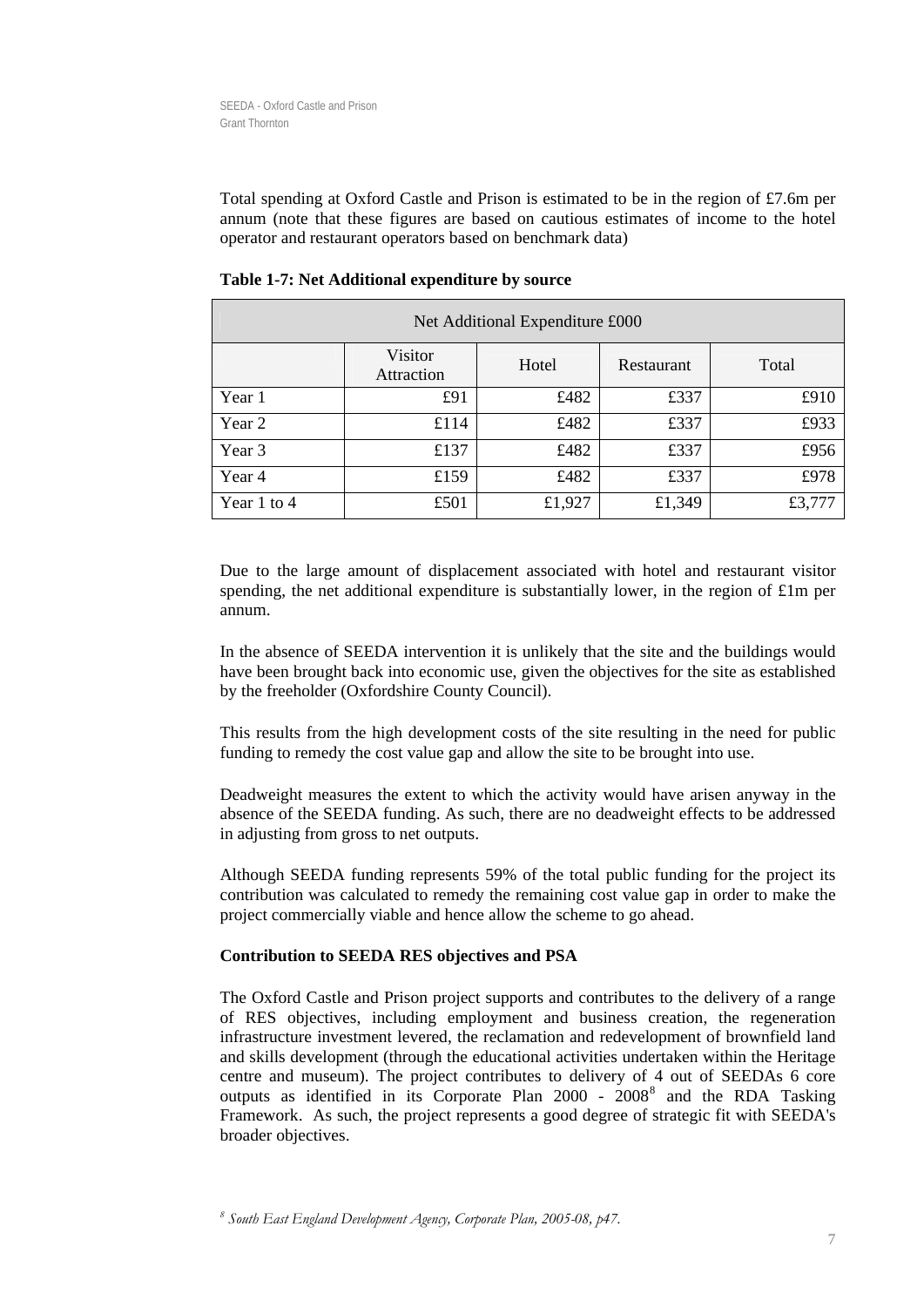Total spending at Oxford Castle and Prison is estimated to be in the region of £7.6m per annum (note that these figures are based on cautious estimates of income to the hotel operator and restaurant operators based on benchmark data)

**Table 1-7: Net Additional expenditure by source**

| Net Additional Expenditure £000 | | | | |
|---|---|---|---|---|
| | Visitor Attraction | Hotel | Restaurant | Total |
| Year 1 | £91 | £482 | £337 | £910 |
| Year 2 | £114 | £482 | £337 | £933 |
| Year 3 | £137 | £482 | £337 | £956 |
| Year 4 | £159 | £482 | £337 | £978 |
| Year 1 to 4 | £501 | £1,927 | £1,349 | £3,777 |

Due to the large amount of displacement associated with hotel and restaurant visitor spending, the net additional expenditure is substantially lower, in the region of £1m per annum.

In the absence of SEEDA intervention it is unlikely that the site and the buildings would have been brought back into economic use, given the objectives for the site as established by the freeholder (Oxfordshire County Council).

This results from the high development costs of the site resulting in the need for public funding to remedy the cost value gap and allow the site to be brought into use.

Deadweight measures the extent to which the activity would have arisen anyway in the absence of the SEEDA funding. As such, there are no deadweight effects to be addressed in adjusting from gross to net outputs.

Although SEEDA funding represents 59% of the total public funding for the project its contribution was calculated to remedy the remaining cost value gap in order to make the project commercially viable and hence allow the scheme to go ahead.

**Contribution to SEEDA RES objectives and PSA**

The Oxford Castle and Prison project supports and contributes to the delivery of a range of RES objectives, including employment and business creation, the regeneration infrastructure investment levered, the reclamation and redevelopment of brownfield land and skills development (through the educational activities undertaken within the Heritage centre and museum). The project contributes to delivery of 4 out of SEEDAs 6 core outputs as identified in its Corporate Plan 2000 - 2008[8] and the RDA Tasking Framework. As such, the project represents a good degree of strategic fit with SEEDA's broader objectives.

[8] *South East England Development Agency, Corporate Plan, 2005-08, p47.*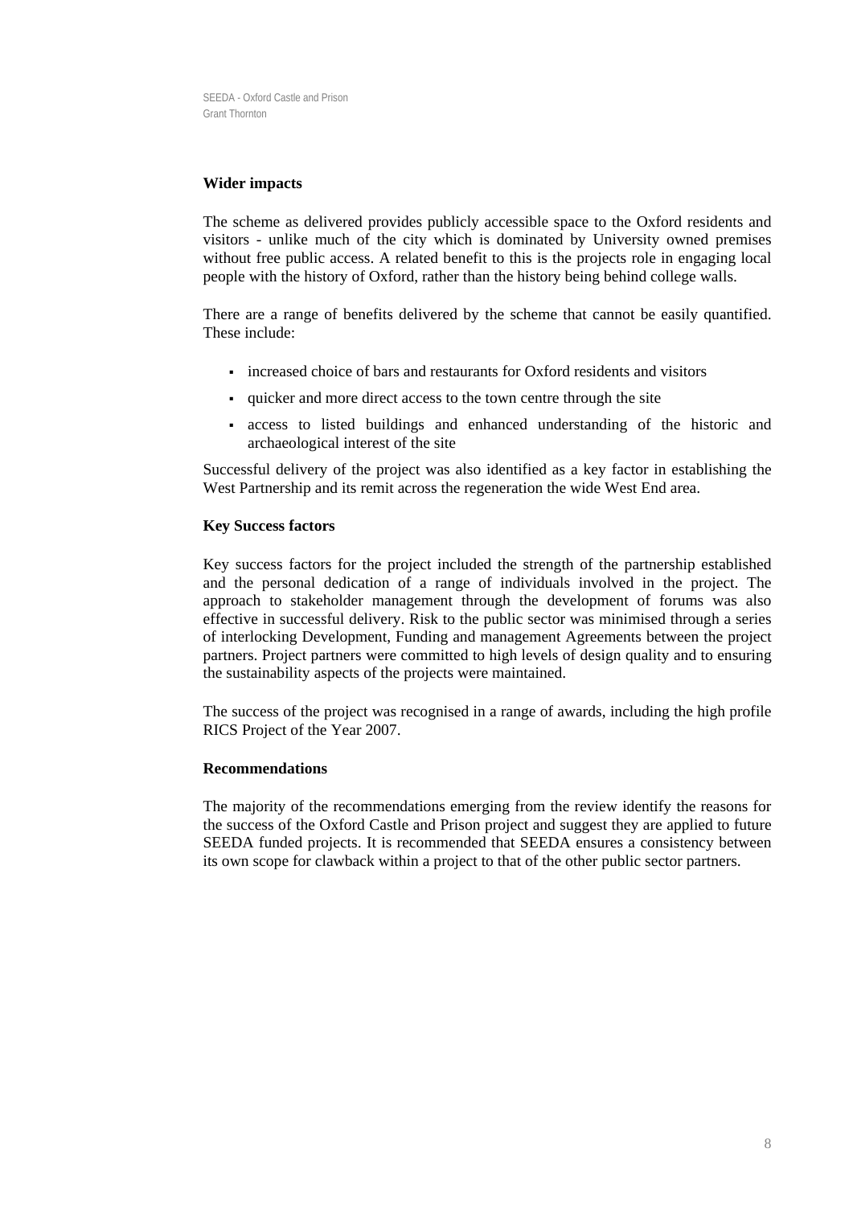**Wider impacts**

The scheme as delivered provides publicly accessible space to the Oxford residents and visitors - unlike much of the city which is dominated by University owned premises without free public access. A related benefit to this is the projects role in engaging local people with the history of Oxford, rather than the history being behind college walls.

There are a range of benefits delivered by the scheme that cannot be easily quantified. These include:

- increased choice of bars and restaurants for Oxford residents and visitors
- quicker and more direct access to the town centre through the site
- access to listed buildings and enhanced understanding of the historic and archaeological interest of the site

Successful delivery of the project was also identified as a key factor in establishing the West Partnership and its remit across the regeneration the wide West End area.

**Key Success factors**

Key success factors for the project included the strength of the partnership established and the personal dedication of a range of individuals involved in the project. The approach to stakeholder management through the development of forums was also effective in successful delivery. Risk to the public sector was minimised through a series of interlocking Development, Funding and management Agreements between the project partners. Project partners were committed to high levels of design quality and to ensuring the sustainability aspects of the projects were maintained.

The success of the project was recognised in a range of awards, including the high profile RICS Project of the Year 2007.

**Recommendations**

The majority of the recommendations emerging from the review identify the reasons for the success of the Oxford Castle and Prison project and suggest they are applied to future SEEDA funded projects. It is recommended that SEEDA ensures a consistency between its own scope for clawback within a project to that of the other public sector partners.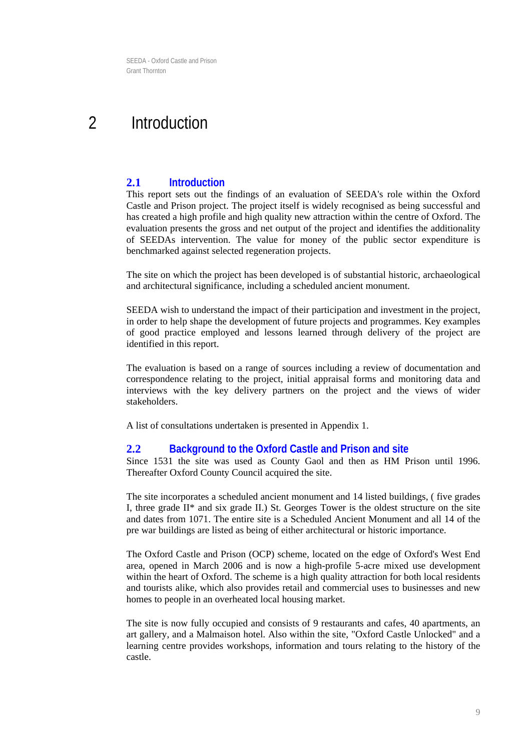# 2 Introduction

## 2.1 Introduction

This report sets out the findings of an evaluation of SEEDA's role within the Oxford Castle and Prison project. The project itself is widely recognised as being successful and has created a high profile and high quality new attraction within the centre of Oxford. The evaluation presents the gross and net output of the project and identifies the additionality of SEEDAs intervention. The value for money of the public sector expenditure is benchmarked against selected regeneration projects.

The site on which the project has been developed is of substantial historic, archaeological and architectural significance, including a scheduled ancient monument.

SEEDA wish to understand the impact of their participation and investment in the project, in order to help shape the development of future projects and programmes. Key examples of good practice employed and lessons learned through delivery of the project are identified in this report.

The evaluation is based on a range of sources including a review of documentation and correspondence relating to the project, initial appraisal forms and monitoring data and interviews with the key delivery partners on the project and the views of wider stakeholders.

A list of consultations undertaken is presented in Appendix 1.

## 2.2 Background to the Oxford Castle and Prison and site

Since 1531 the site was used as County Gaol and then as HM Prison until 1996. Thereafter Oxford County Council acquired the site.

The site incorporates a scheduled ancient monument and 14 listed buildings, ( five grades I, three grade II* and six grade II.) St. Georges Tower is the oldest structure on the site and dates from 1071. The entire site is a Scheduled Ancient Monument and all 14 of the pre war buildings are listed as being of either architectural or historic importance.

The Oxford Castle and Prison (OCP) scheme, located on the edge of Oxford's West End area, opened in March 2006 and is now a high-profile 5-acre mixed use development within the heart of Oxford. The scheme is a high quality attraction for both local residents and tourists alike, which also provides retail and commercial uses to businesses and new homes to people in an overheated local housing market.

The site is now fully occupied and consists of 9 restaurants and cafes, 40 apartments, an art gallery, and a Malmaison hotel. Also within the site, "Oxford Castle Unlocked" and a learning centre provides workshops, information and tours relating to the history of the castle.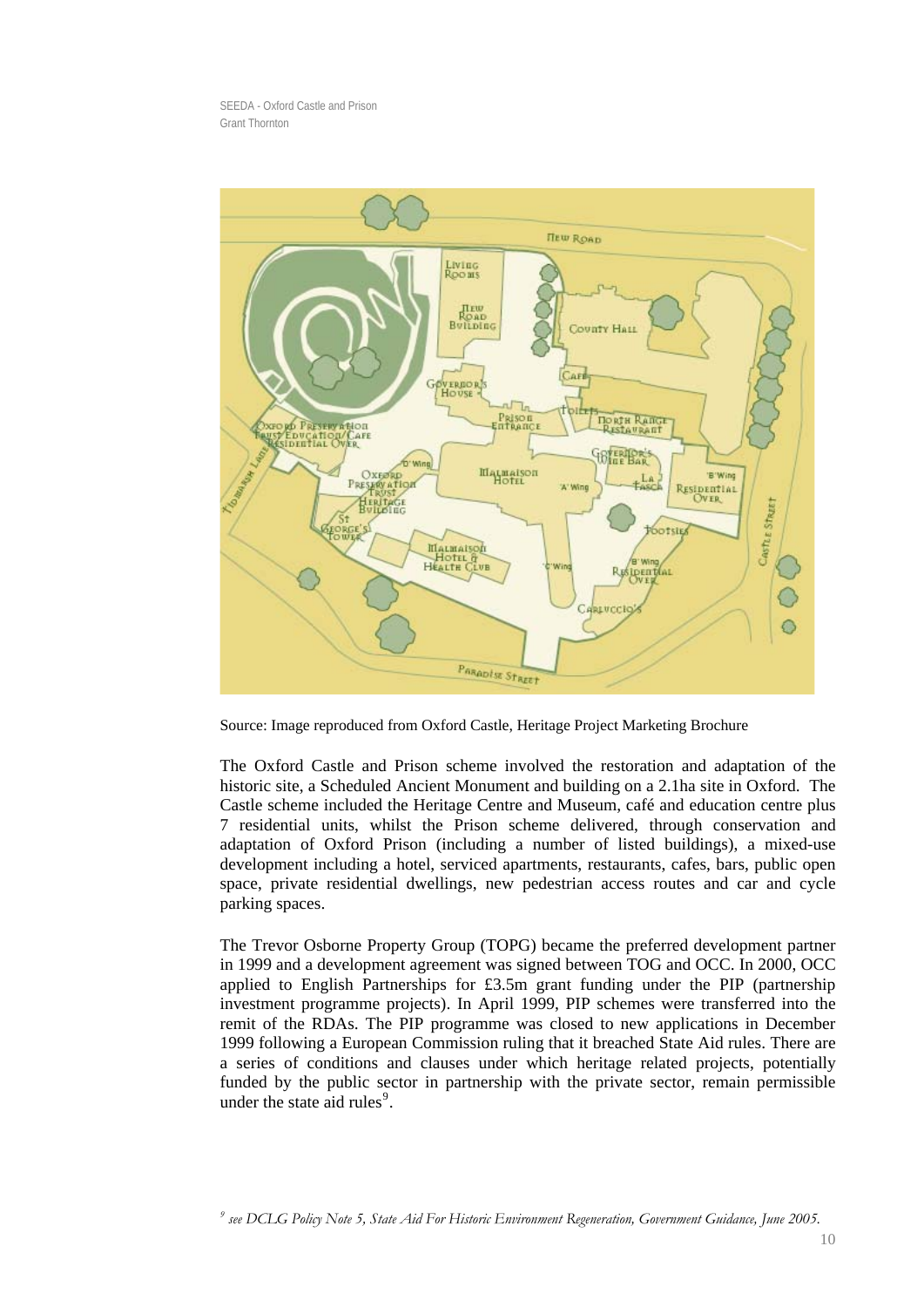Source: Image reproduced from Oxford Castle, Heritage Project Marketing Brochure

The Oxford Castle and Prison scheme involved the restoration and adaptation of the historic site, a Scheduled Ancient Monument and building on a 2.1ha site in Oxford. The Castle scheme included the Heritage Centre and Museum, café and education centre plus 7 residential units, whilst the Prison scheme delivered, through conservation and adaptation of Oxford Prison (including a number of listed buildings), a mixed-use development including a hotel, serviced apartments, restaurants, cafes, bars, public open space, private residential dwellings, new pedestrian access routes and car and cycle parking spaces.

The Trevor Osborne Property Group (TOPG) became the preferred development partner in 1999 and a development agreement was signed between TOG and OCC. In 2000, OCC applied to English Partnerships for £3.5m grant funding under the PIP (partnership investment programme projects). In April 1999, PIP schemes were transferred into the remit of the RDAs. The PIP programme was closed to new applications in December 1999 following a European Commission ruling that it breached State Aid rules. There are a series of conditions and clauses under which heritage related projects, potentially funded by the public sector in partnership with the private sector, remain permissible under the state aid rules[9].

[9] *see DCLG Policy Note 5, State Aid For Historic Environment Regeneration, Government Guidance, June 2005.*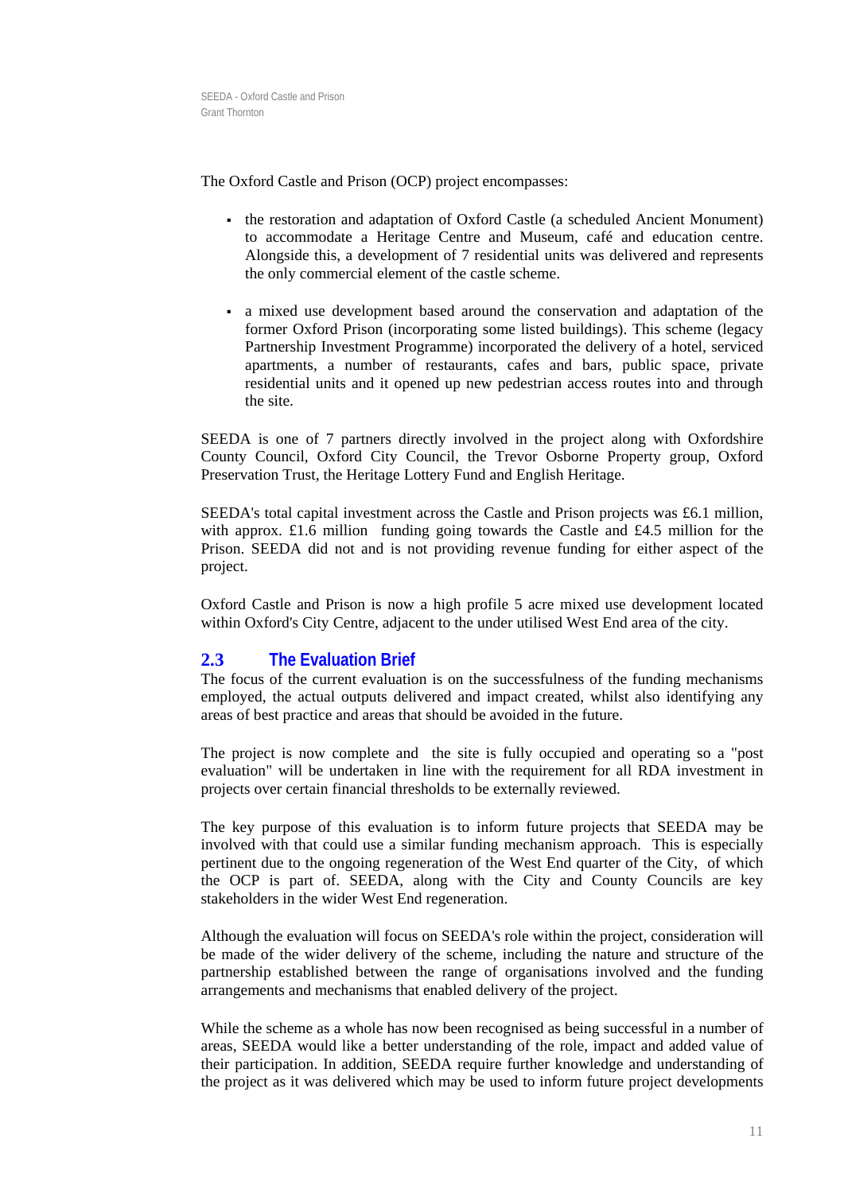The Oxford Castle and Prison (OCP) project encompasses:

- the restoration and adaptation of Oxford Castle (a scheduled Ancient Monument) to accommodate a Heritage Centre and Museum, café and education centre. Alongside this, a development of 7 residential units was delivered and represents the only commercial element of the castle scheme.

- a mixed use development based around the conservation and adaptation of the former Oxford Prison (incorporating some listed buildings). This scheme (legacy Partnership Investment Programme) incorporated the delivery of a hotel, serviced apartments, a number of restaurants, cafes and bars, public space, private residential units and it opened up new pedestrian access routes into and through the site.

SEEDA is one of 7 partners directly involved in the project along with Oxfordshire County Council, Oxford City Council, the Trevor Osborne Property group, Oxford Preservation Trust, the Heritage Lottery Fund and English Heritage.

SEEDA's total capital investment across the Castle and Prison projects was £6.1 million, with approx. £1.6 million funding going towards the Castle and £4.5 million for the Prison. SEEDA did not and is not providing revenue funding for either aspect of the project.

Oxford Castle and Prison is now a high profile 5 acre mixed use development located within Oxford's City Centre, adjacent to the under utilised West End area of the city.

## 2.3 The Evaluation Brief

The focus of the current evaluation is on the successfulness of the funding mechanisms employed, the actual outputs delivered and impact created, whilst also identifying any areas of best practice and areas that should be avoided in the future.

The project is now complete and the site is fully occupied and operating so a "post evaluation" will be undertaken in line with the requirement for all RDA investment in projects over certain financial thresholds to be externally reviewed.

The key purpose of this evaluation is to inform future projects that SEEDA may be involved with that could use a similar funding mechanism approach. This is especially pertinent due to the ongoing regeneration of the West End quarter of the City, of which the OCP is part of. SEEDA, along with the City and County Councils are key stakeholders in the wider West End regeneration.

Although the evaluation will focus on SEEDA's role within the project, consideration will be made of the wider delivery of the scheme, including the nature and structure of the partnership established between the range of organisations involved and the funding arrangements and mechanisms that enabled delivery of the project.

While the scheme as a whole has now been recognised as being successful in a number of areas, SEEDA would like a better understanding of the role, impact and added value of their participation. In addition, SEEDA require further knowledge and understanding of the project as it was delivered which may be used to inform future project developments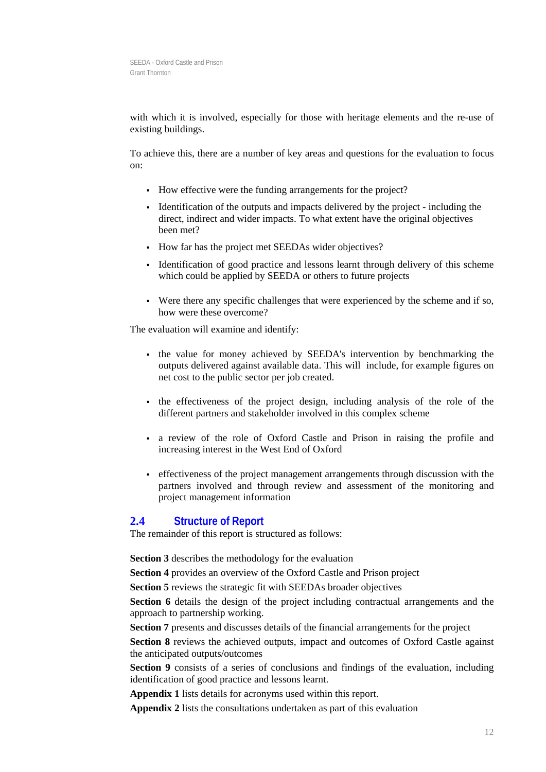with which it is involved, especially for those with heritage elements and the re-use of existing buildings.

To achieve this, there are a number of key areas and questions for the evaluation to focus on:

- How effective were the funding arrangements for the project?
- Identification of the outputs and impacts delivered by the project - including the direct, indirect and wider impacts. To what extent have the original objectives been met?
- How far has the project met SEEDAs wider objectives?
- Identification of good practice and lessons learnt through delivery of this scheme which could be applied by SEEDA or others to future projects
- Were there any specific challenges that were experienced by the scheme and if so, how were these overcome?

The evaluation will examine and identify:

- the value for money achieved by SEEDA's intervention by benchmarking the outputs delivered against available data. This will include, for example figures on net cost to the public sector per job created.
- the effectiveness of the project design, including analysis of the role of the different partners and stakeholder involved in this complex scheme
- a review of the role of Oxford Castle and Prison in raising the profile and increasing interest in the West End of Oxford
- effectiveness of the project management arrangements through discussion with the partners involved and through review and assessment of the monitoring and project management information

## 2.4 Structure of Report

The remainder of this report is structured as follows:

**Section 3** describes the methodology for the evaluation

**Section 4** provides an overview of the Oxford Castle and Prison project

**Section 5** reviews the strategic fit with SEEDAs broader objectives

**Section 6** details the design of the project including contractual arrangements and the approach to partnership working.

**Section 7** presents and discusses details of the financial arrangements for the project

**Section 8** reviews the achieved outputs, impact and outcomes of Oxford Castle against the anticipated outputs/outcomes

**Section 9** consists of a series of conclusions and findings of the evaluation, including identification of good practice and lessons learnt.

**Appendix 1** lists details for acronyms used within this report.

**Appendix 2** lists the consultations undertaken as part of this evaluation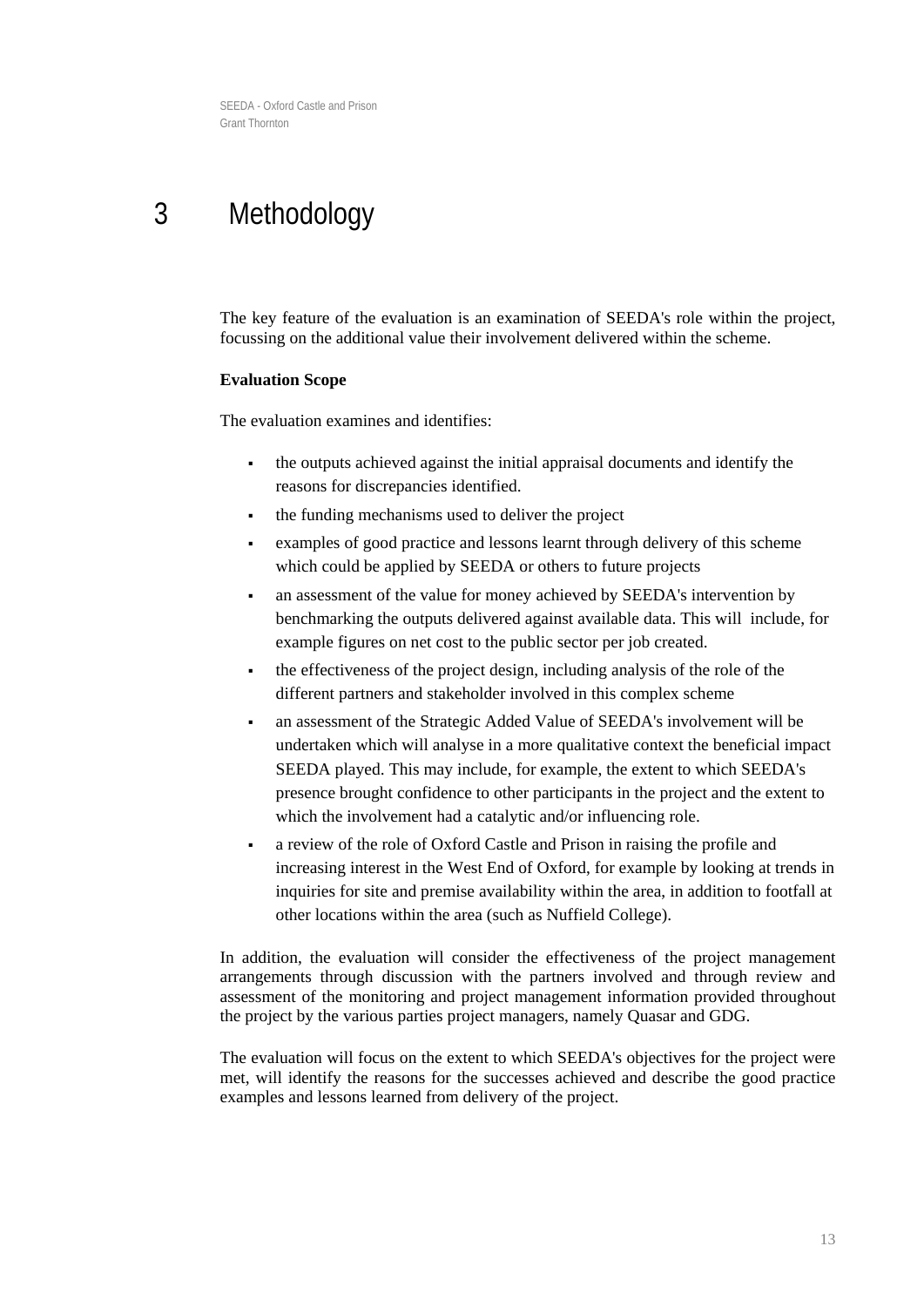# 3 Methodology

The key feature of the evaluation is an examination of SEEDA's role within the project, focussing on the additional value their involvement delivered within the scheme.

**Evaluation Scope**

The evaluation examines and identifies:

- the outputs achieved against the initial appraisal documents and identify the reasons for discrepancies identified.
- the funding mechanisms used to deliver the project
- examples of good practice and lessons learnt through delivery of this scheme which could be applied by SEEDA or others to future projects
- an assessment of the value for money achieved by SEEDA's intervention by benchmarking the outputs delivered against available data. This will include, for example figures on net cost to the public sector per job created.
- the effectiveness of the project design, including analysis of the role of the different partners and stakeholder involved in this complex scheme
- an assessment of the Strategic Added Value of SEEDA's involvement will be undertaken which will analyse in a more qualitative context the beneficial impact SEEDA played. This may include, for example, the extent to which SEEDA's presence brought confidence to other participants in the project and the extent to which the involvement had a catalytic and/or influencing role.
- a review of the role of Oxford Castle and Prison in raising the profile and increasing interest in the West End of Oxford, for example by looking at trends in inquiries for site and premise availability within the area, in addition to footfall at other locations within the area (such as Nuffield College).

In addition, the evaluation will consider the effectiveness of the project management arrangements through discussion with the partners involved and through review and assessment of the monitoring and project management information provided throughout the project by the various parties project managers, namely Quasar and GDG.

The evaluation will focus on the extent to which SEEDA's objectives for the project were met, will identify the reasons for the successes achieved and describe the good practice examples and lessons learned from delivery of the project.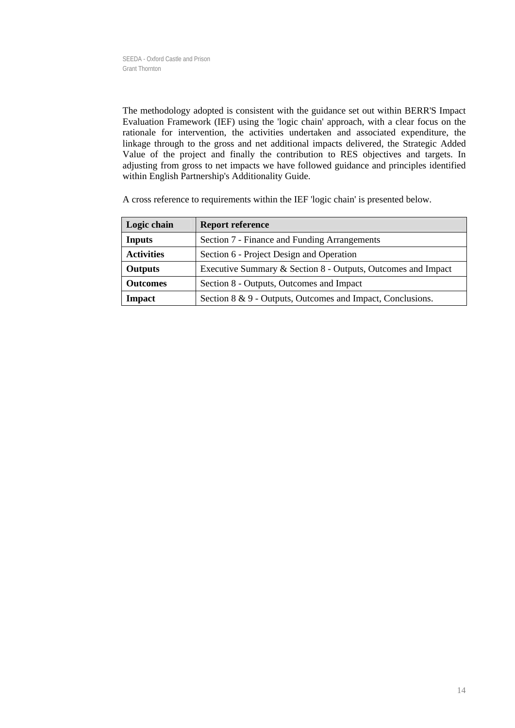The methodology adopted is consistent with the guidance set out within BERR'S Impact Evaluation Framework (IEF) using the 'logic chain' approach, with a clear focus on the rationale for intervention, the activities undertaken and associated expenditure, the linkage through to the gross and net additional impacts delivered, the Strategic Added Value of the project and finally the contribution to RES objectives and targets. In adjusting from gross to net impacts we have followed guidance and principles identified within English Partnership's Additionality Guide.

A cross reference to requirements within the IEF 'logic chain' is presented below.

| Logic chain | Report reference |
|---|---|
| **Inputs** | Section 7 - Finance and Funding Arrangements |
| **Activities** | Section 6 - Project Design and Operation |
| **Outputs** | Executive Summary & Section 8 - Outputs, Outcomes and Impact |
| **Outcomes** | Section 8 - Outputs, Outcomes and Impact |
| **Impact** | Section 8 & 9 - Outputs, Outcomes and Impact, Conclusions. |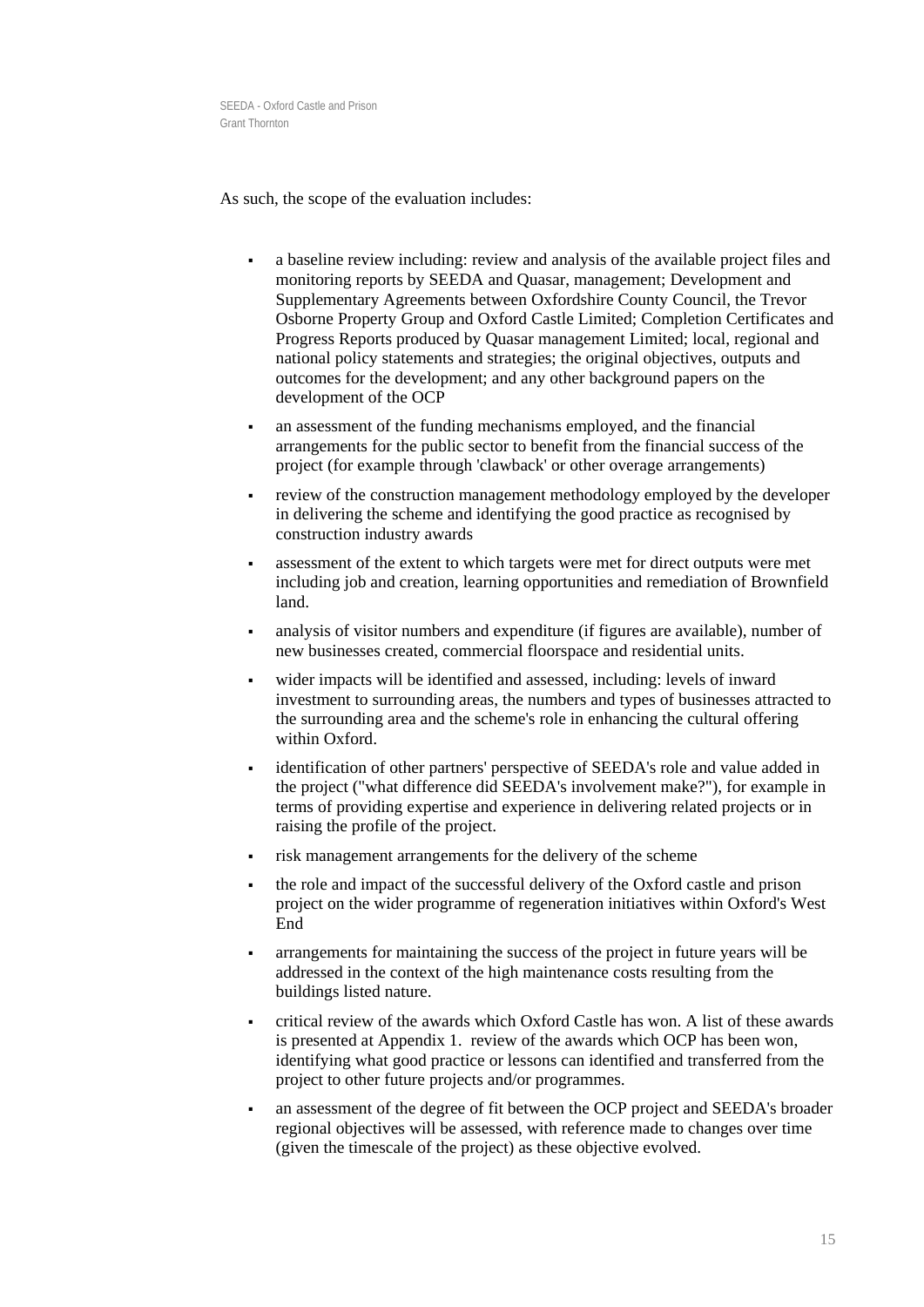As such, the scope of the evaluation includes:

- a baseline review including: review and analysis of the available project files and monitoring reports by SEEDA and Quasar, management; Development and Supplementary Agreements between Oxfordshire County Council, the Trevor Osborne Property Group and Oxford Castle Limited; Completion Certificates and Progress Reports produced by Quasar management Limited; local, regional and national policy statements and strategies; the original objectives, outputs and outcomes for the development; and any other background papers on the development of the OCP
- an assessment of the funding mechanisms employed, and the financial arrangements for the public sector to benefit from the financial success of the project (for example through 'clawback' or other overage arrangements)
- review of the construction management methodology employed by the developer in delivering the scheme and identifying the good practice as recognised by construction industry awards
- assessment of the extent to which targets were met for direct outputs were met including job and creation, learning opportunities and remediation of Brownfield land.
- analysis of visitor numbers and expenditure (if figures are available), number of new businesses created, commercial floorspace and residential units.
- wider impacts will be identified and assessed, including: levels of inward investment to surrounding areas, the numbers and types of businesses attracted to the surrounding area and the scheme's role in enhancing the cultural offering within Oxford.
- identification of other partners' perspective of SEEDA's role and value added in the project ("what difference did SEEDA's involvement make?"), for example in terms of providing expertise and experience in delivering related projects or in raising the profile of the project.
- risk management arrangements for the delivery of the scheme
- the role and impact of the successful delivery of the Oxford castle and prison project on the wider programme of regeneration initiatives within Oxford's West End
- arrangements for maintaining the success of the project in future years will be addressed in the context of the high maintenance costs resulting from the buildings listed nature.
- critical review of the awards which Oxford Castle has won. A list of these awards is presented at Appendix 1. review of the awards which OCP has been won, identifying what good practice or lessons can identified and transferred from the project to other future projects and/or programmes.
- an assessment of the degree of fit between the OCP project and SEEDA's broader regional objectives will be assessed, with reference made to changes over time (given the timescale of the project) as these objective evolved.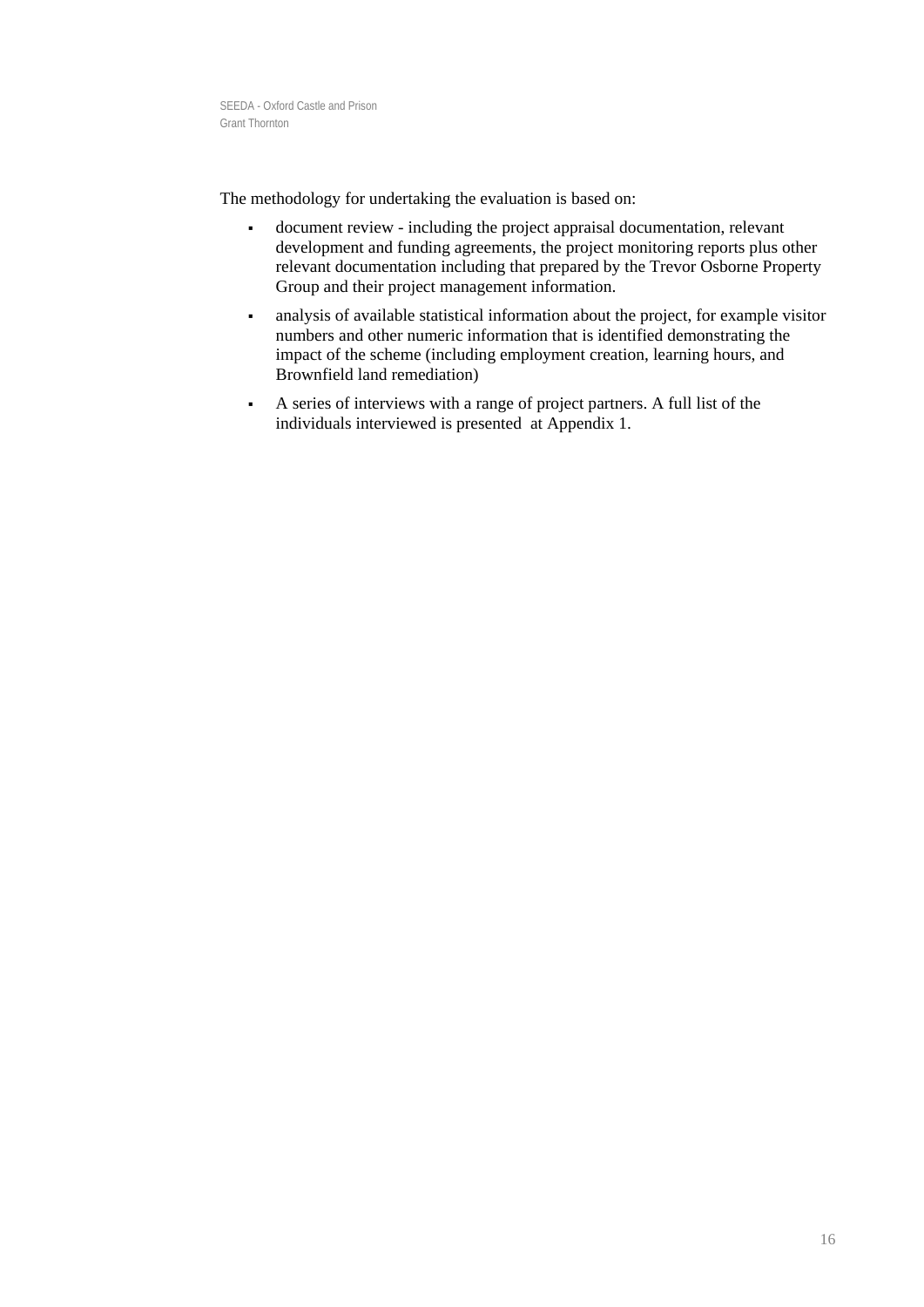The methodology for undertaking the evaluation is based on:

- document review - including the project appraisal documentation, relevant development and funding agreements, the project monitoring reports plus other relevant documentation including that prepared by the Trevor Osborne Property Group and their project management information.
- analysis of available statistical information about the project, for example visitor numbers and other numeric information that is identified demonstrating the impact of the scheme (including employment creation, learning hours, and Brownfield land remediation)
- A series of interviews with a range of project partners. A full list of the individuals interviewed is presented at Appendix 1.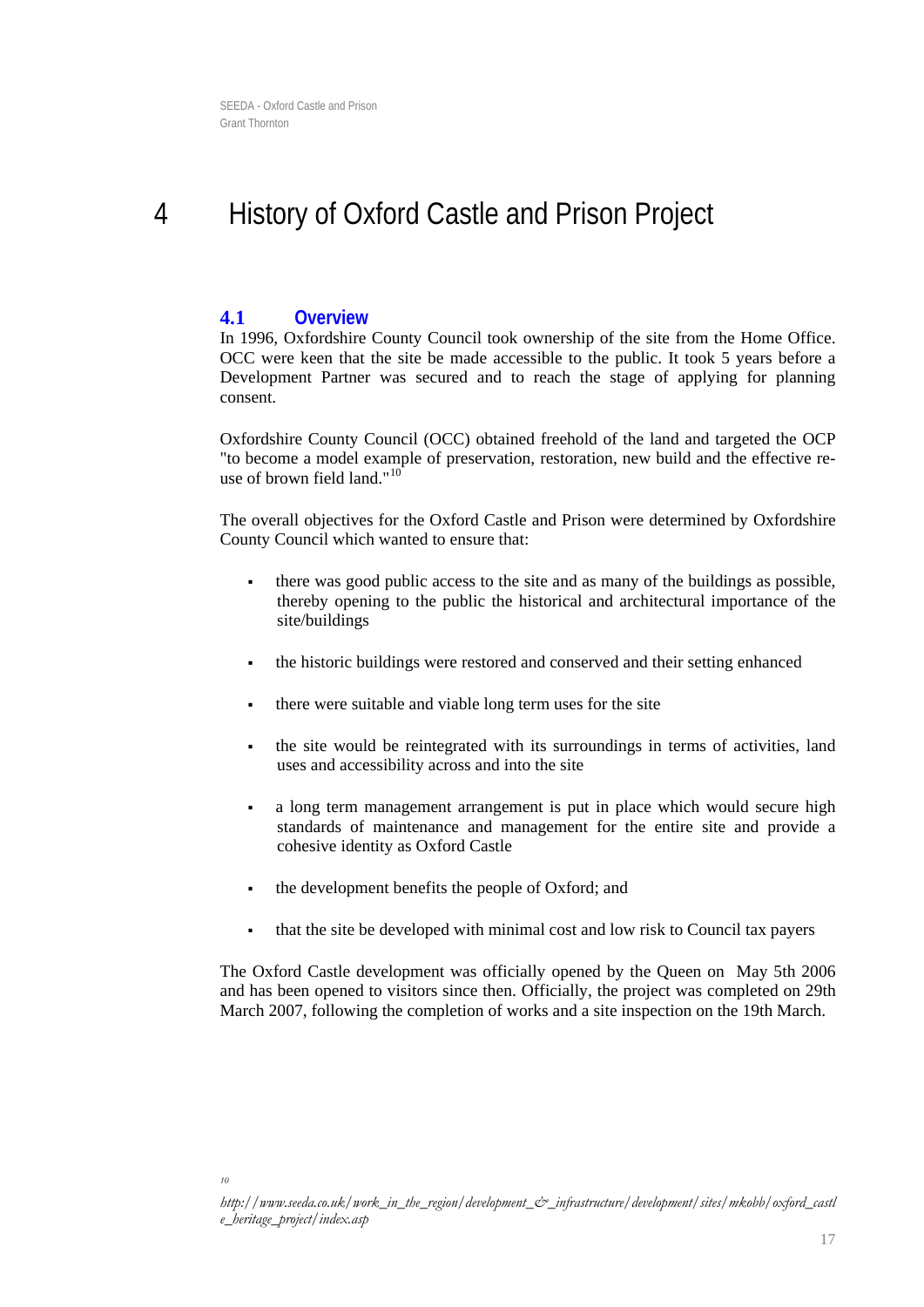# 4 History of Oxford Castle and Prison Project

## 4.1 Overview

In 1996, Oxfordshire County Council took ownership of the site from the Home Office. OCC were keen that the site be made accessible to the public. It took 5 years before a Development Partner was secured and to reach the stage of applying for planning consent.

Oxfordshire County Council (OCC) obtained freehold of the land and targeted the OCP "to become a model example of preservation, restoration, new build and the effective re-use of brown field land."[10]

The overall objectives for the Oxford Castle and Prison were determined by Oxfordshire County Council which wanted to ensure that:

- there was good public access to the site and as many of the buildings as possible, thereby opening to the public the historical and architectural importance of the site/buildings
- the historic buildings were restored and conserved and their setting enhanced
- there were suitable and viable long term uses for the site
- the site would be reintegrated with its surroundings in terms of activities, land uses and accessibility across and into the site
- a long term management arrangement is put in place which would secure high standards of maintenance and management for the entire site and provide a cohesive identity as Oxford Castle
- the development benefits the people of Oxford; and
- that the site be developed with minimal cost and low risk to Council tax payers

The Oxford Castle development was officially opened by the Queen on May 5th 2006 and has been opened to visitors since then. Officially, the project was completed on 29th March 2007, following the completion of works and a site inspection on the 19th March.

[10] *http://www.seeda.co.uk/work_in_the_region/development_&_infrastructure/development/sites/mkobh/oxford_castle_heritage_project/index.asp*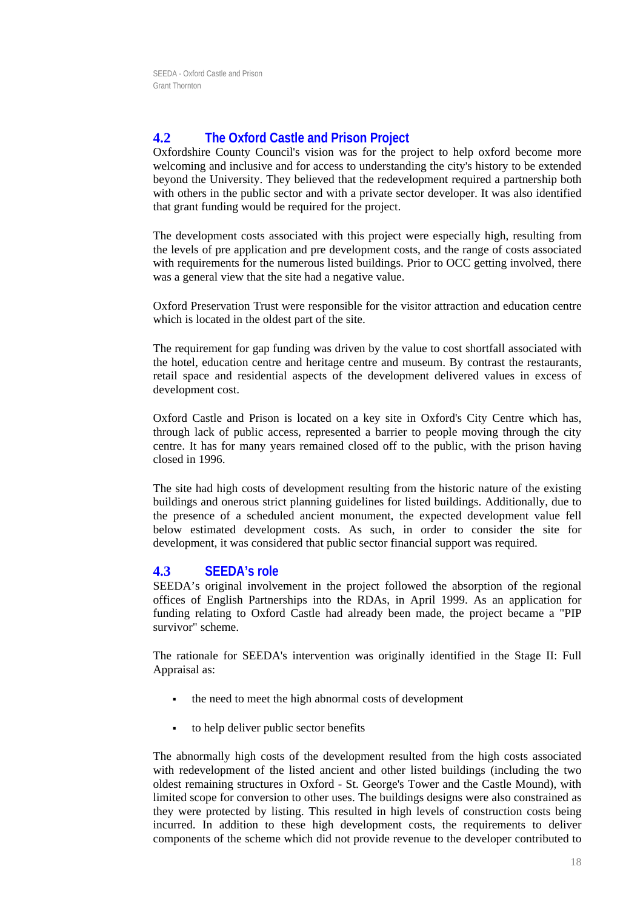## 4.2 The Oxford Castle and Prison Project

Oxfordshire County Council's vision was for the project to help oxford become more welcoming and inclusive and for access to understanding the city's history to be extended beyond the University. They believed that the redevelopment required a partnership both with others in the public sector and with a private sector developer. It was also identified that grant funding would be required for the project.

The development costs associated with this project were especially high, resulting from the levels of pre application and pre development costs, and the range of costs associated with requirements for the numerous listed buildings. Prior to OCC getting involved, there was a general view that the site had a negative value.

Oxford Preservation Trust were responsible for the visitor attraction and education centre which is located in the oldest part of the site.

The requirement for gap funding was driven by the value to cost shortfall associated with the hotel, education centre and heritage centre and museum. By contrast the restaurants, retail space and residential aspects of the development delivered values in excess of development cost.

Oxford Castle and Prison is located on a key site in Oxford's City Centre which has, through lack of public access, represented a barrier to people moving through the city centre. It has for many years remained closed off to the public, with the prison having closed in 1996.

The site had high costs of development resulting from the historic nature of the existing buildings and onerous strict planning guidelines for listed buildings. Additionally, due to the presence of a scheduled ancient monument, the expected development value fell below estimated development costs. As such, in order to consider the site for development, it was considered that public sector financial support was required.

## 4.3 SEEDA's role

SEEDA's original involvement in the project followed the absorption of the regional offices of English Partnerships into the RDAs, in April 1999. As an application for funding relating to Oxford Castle had already been made, the project became a "PIP survivor" scheme.

The rationale for SEEDA's intervention was originally identified in the Stage II: Full Appraisal as:

- the need to meet the high abnormal costs of development
- to help deliver public sector benefits

The abnormally high costs of the development resulted from the high costs associated with redevelopment of the listed ancient and other listed buildings (including the two oldest remaining structures in Oxford - St. George's Tower and the Castle Mound), with limited scope for conversion to other uses. The buildings designs were also constrained as they were protected by listing. This resulted in high levels of construction costs being incurred. In addition to these high development costs, the requirements to deliver components of the scheme which did not provide revenue to the developer contributed to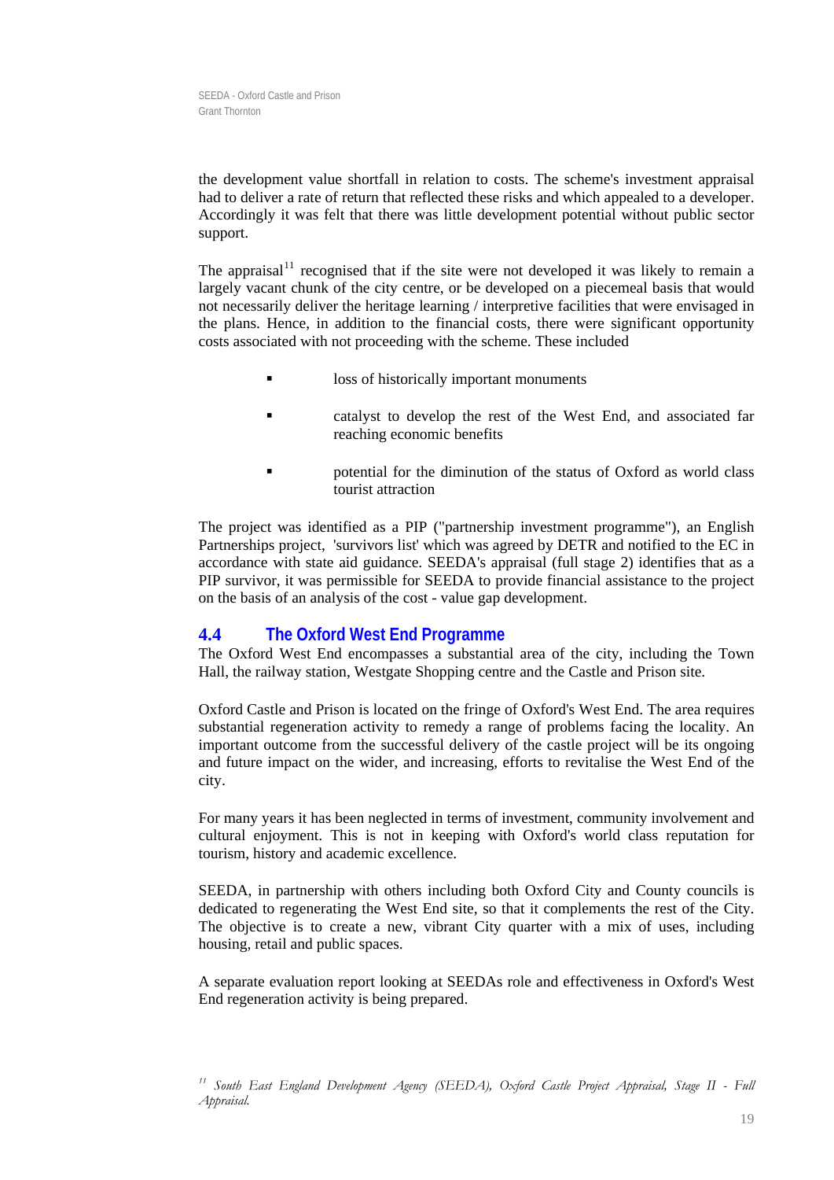the development value shortfall in relation to costs. The scheme's investment appraisal had to deliver a rate of return that reflected these risks and which appealed to a developer. Accordingly it was felt that there was little development potential without public sector support.

The appraisal[11] recognised that if the site were not developed it was likely to remain a largely vacant chunk of the city centre, or be developed on a piecemeal basis that would not necessarily deliver the heritage learning / interpretive facilities that were envisaged in the plans. Hence, in addition to the financial costs, there were significant opportunity costs associated with not proceeding with the scheme. These included

- loss of historically important monuments
- catalyst to develop the rest of the West End, and associated far reaching economic benefits
- potential for the diminution of the status of Oxford as world class tourist attraction

The project was identified as a PIP ("partnership investment programme"), an English Partnerships project, 'survivors list' which was agreed by DETR and notified to the EC in accordance with state aid guidance. SEEDA's appraisal (full stage 2) identifies that as a PIP survivor, it was permissible for SEEDA to provide financial assistance to the project on the basis of an analysis of the cost - value gap development.

## 4.4 The Oxford West End Programme

The Oxford West End encompasses a substantial area of the city, including the Town Hall, the railway station, Westgate Shopping centre and the Castle and Prison site.

Oxford Castle and Prison is located on the fringe of Oxford's West End. The area requires substantial regeneration activity to remedy a range of problems facing the locality. An important outcome from the successful delivery of the castle project will be its ongoing and future impact on the wider, and increasing, efforts to revitalise the West End of the city.

For many years it has been neglected in terms of investment, community involvement and cultural enjoyment. This is not in keeping with Oxford's world class reputation for tourism, history and academic excellence.

SEEDA, in partnership with others including both Oxford City and County councils is dedicated to regenerating the West End site, so that it complements the rest of the City. The objective is to create a new, vibrant City quarter with a mix of uses, including housing, retail and public spaces.

A separate evaluation report looking at SEEDAs role and effectiveness in Oxford's West End regeneration activity is being prepared.

[11] *South East England Development Agency (SEEDA), Oxford Castle Project Appraisal, Stage II - Full Appraisal.*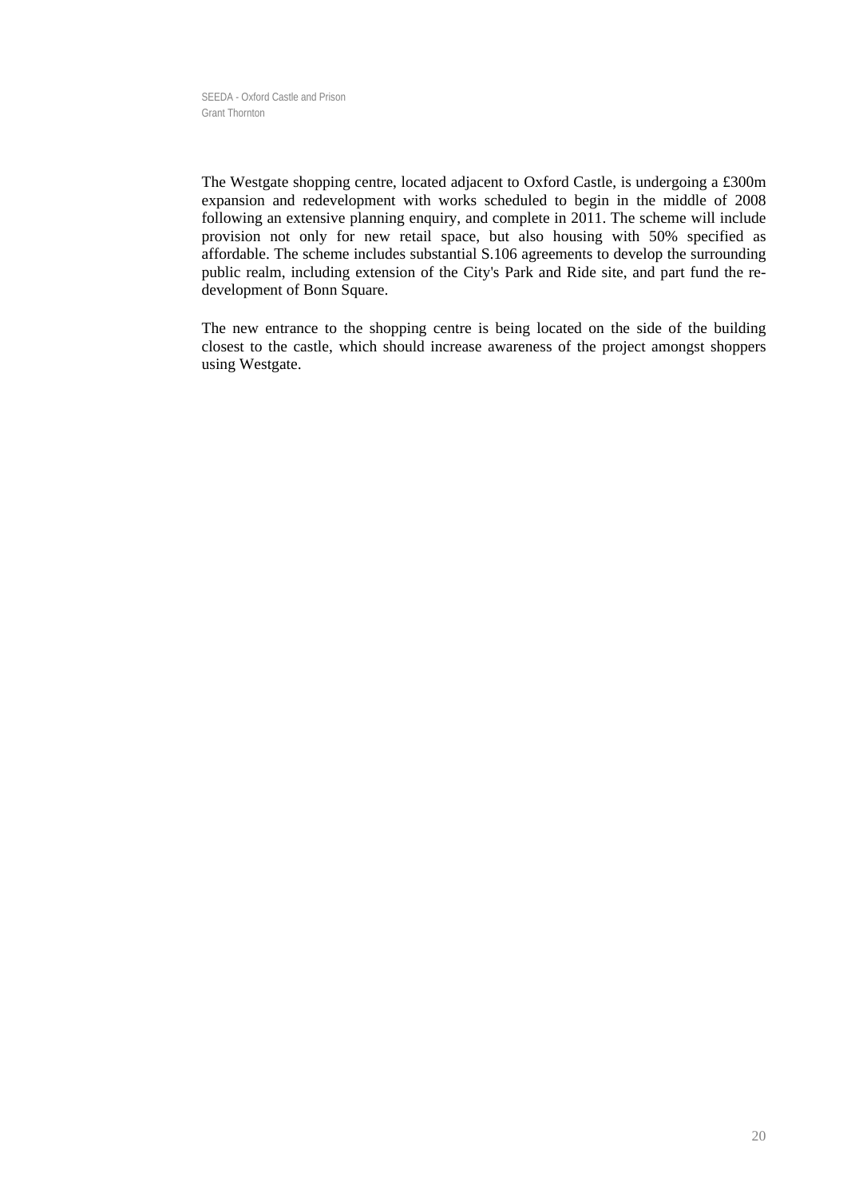The Westgate shopping centre, located adjacent to Oxford Castle, is undergoing a £300m expansion and redevelopment with works scheduled to begin in the middle of 2008 following an extensive planning enquiry, and complete in 2011. The scheme will include provision not only for new retail space, but also housing with 50% specified as affordable. The scheme includes substantial S.106 agreements to develop the surrounding public realm, including extension of the City's Park and Ride site, and part fund the re-development of Bonn Square.

The new entrance to the shopping centre is being located on the side of the building closest to the castle, which should increase awareness of the project amongst shoppers using Westgate.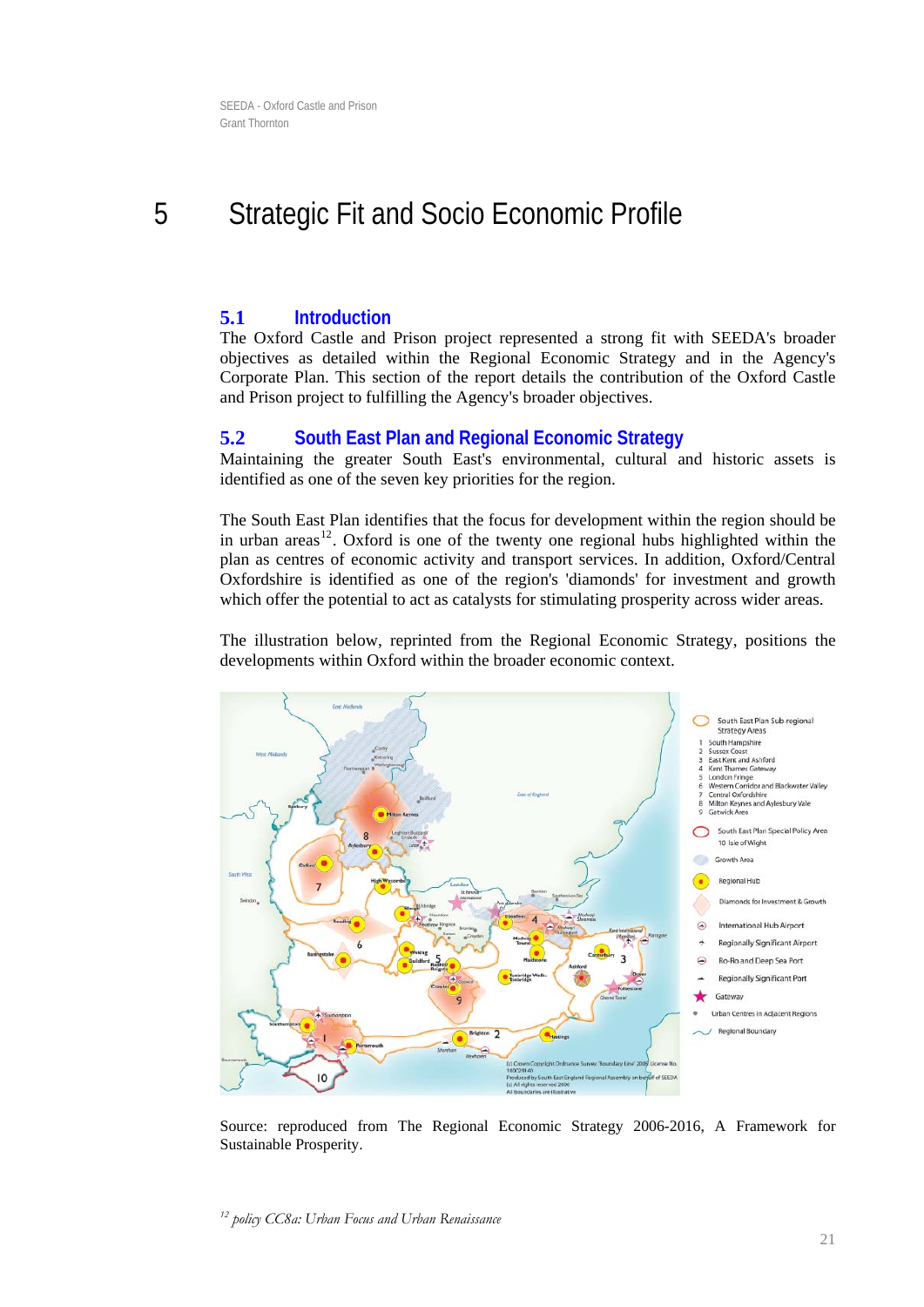// 5 Strategic Fit and Socio Economic Profile

## 5.1 Introduction

The Oxford Castle and Prison project represented a strong fit with SEEDA's broader objectives as detailed within the Regional Economic Strategy and in the Agency's Corporate Plan. This section of the report details the contribution of the Oxford Castle and Prison project to fulfilling the Agency's broader objectives.

## 5.2 South East Plan and Regional Economic Strategy

Maintaining the greater South East's environmental, cultural and historic assets is identified as one of the seven key priorities for the region.

The South East Plan identifies that the focus for development within the region should be in urban areas[12]. Oxford is one of the twenty one regional hubs highlighted within the plan as centres of economic activity and transport services. In addition, Oxford/Central Oxfordshire is identified as one of the region's 'diamonds' for investment and growth which offer the potential to act as catalysts for stimulating prosperity across wider areas.

The illustration below, reprinted from the Regional Economic Strategy, positions the developments within Oxford within the broader economic context.

Source: reproduced from The Regional Economic Strategy 2006-2016, A Framework for Sustainable Prosperity.

[12] *policy CC8a: Urban Focus and Urban Renaissance*

# 5 Strategic Fit and Socio Economic Profile

## 5.1 Introduction

The Oxford Castle and Prison project represented a strong fit with SEEDA's broader objectives as detailed within the Regional Economic Strategy and in the Agency's Corporate Plan. This section of the report details the contribution of the Oxford Castle and Prison project to fulfilling the Agency's broader objectives.

## 5.2 South East Plan and Regional Economic Strategy

Maintaining the greater South East's environmental, cultural and historic assets is identified as one of the seven key priorities for the region.

The South East Plan identifies that the focus for development within the region should be in urban areas[12]. Oxford is one of the twenty one regional hubs highlighted within the plan as centres of economic activity and transport services. In addition, Oxford/Central Oxfordshire is identified as one of the region's 'diamonds' for investment and growth which offer the potential to act as catalysts for stimulating prosperity across wider areas.

The illustration below, reprinted from the Regional Economic Strategy, positions the developments within Oxford within the broader economic context.

Source: reproduced from The Regional Economic Strategy 2006-2016, A Framework for Sustainable Prosperity.

[12] *policy CC8a: Urban Focus and Urban Renaissance*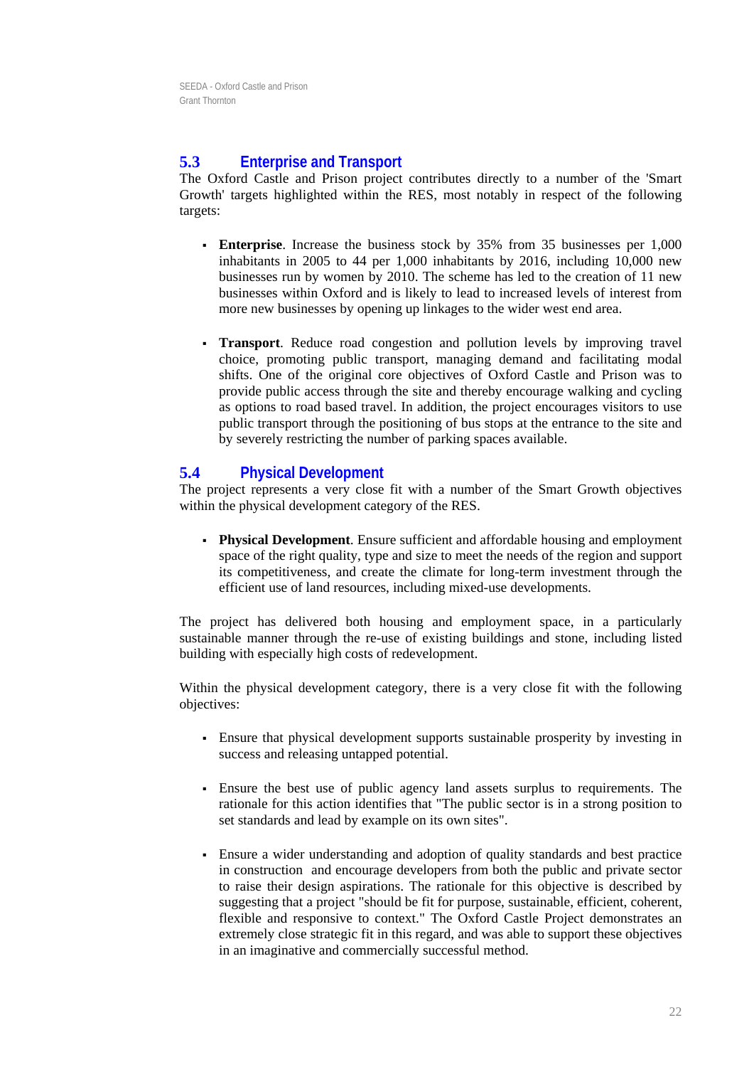## 5.3 Enterprise and Transport

The Oxford Castle and Prison project contributes directly to a number of the 'Smart Growth' targets highlighted within the RES, most notably in respect of the following targets:

- **Enterprise**. Increase the business stock by 35% from 35 businesses per 1,000 inhabitants in 2005 to 44 per 1,000 inhabitants by 2016, including 10,000 new businesses run by women by 2010. The scheme has led to the creation of 11 new businesses within Oxford and is likely to lead to increased levels of interest from more new businesses by opening up linkages to the wider west end area.

- **Transport**. Reduce road congestion and pollution levels by improving travel choice, promoting public transport, managing demand and facilitating modal shifts. One of the original core objectives of Oxford Castle and Prison was to provide public access through the site and thereby encourage walking and cycling as options to road based travel. In addition, the project encourages visitors to use public transport through the positioning of bus stops at the entrance to the site and by severely restricting the number of parking spaces available.

## 5.4 Physical Development

The project represents a very close fit with a number of the Smart Growth objectives within the physical development category of the RES.

- **Physical Development**. Ensure sufficient and affordable housing and employment space of the right quality, type and size to meet the needs of the region and support its competitiveness, and create the climate for long-term investment through the efficient use of land resources, including mixed-use developments.

The project has delivered both housing and employment space, in a particularly sustainable manner through the re-use of existing buildings and stone, including listed building with especially high costs of redevelopment.

Within the physical development category, there is a very close fit with the following objectives:

- Ensure that physical development supports sustainable prosperity by investing in success and releasing untapped potential.

- Ensure the best use of public agency land assets surplus to requirements. The rationale for this action identifies that "The public sector is in a strong position to set standards and lead by example on its own sites".

- Ensure a wider understanding and adoption of quality standards and best practice in construction and encourage developers from both the public and private sector to raise their design aspirations. The rationale for this objective is described by suggesting that a project "should be fit for purpose, sustainable, efficient, coherent, flexible and responsive to context." The Oxford Castle Project demonstrates an extremely close strategic fit in this regard, and was able to support these objectives in an imaginative and commercially successful method.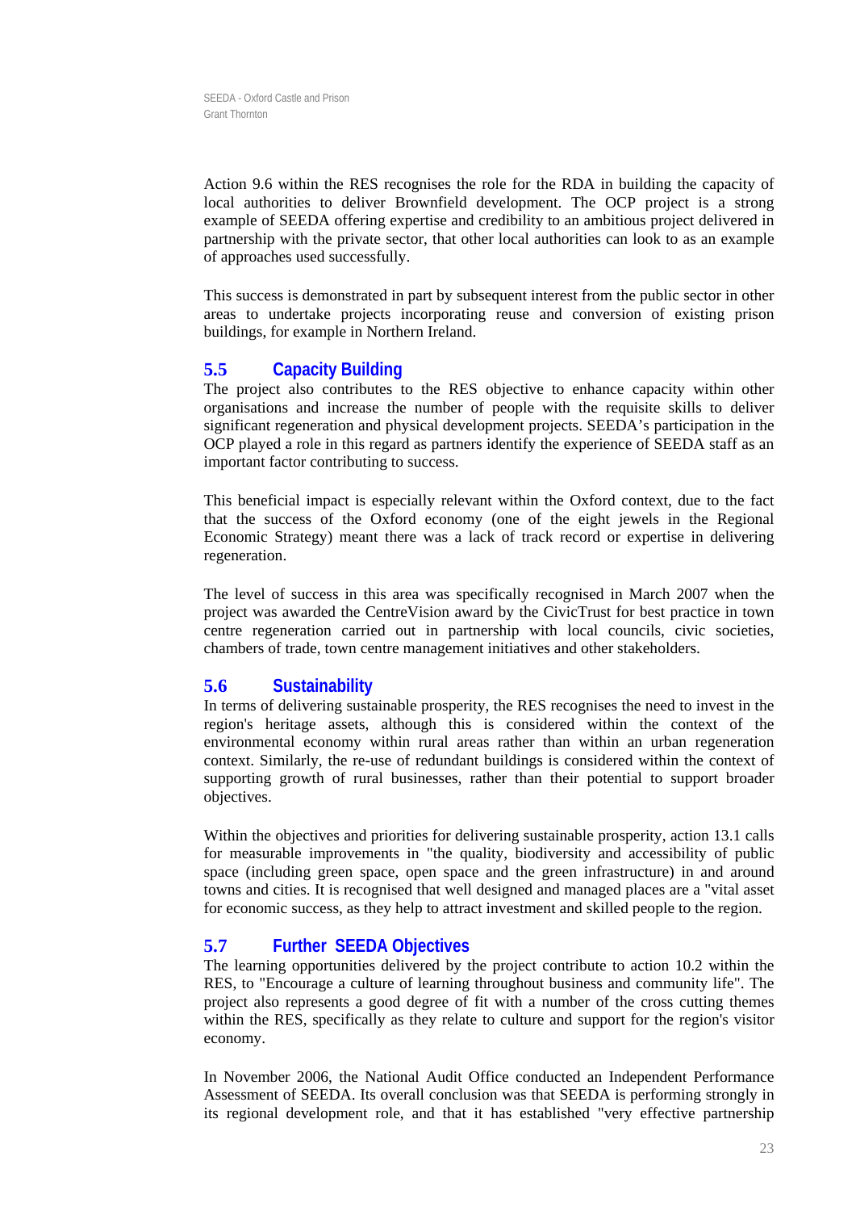Action 9.6 within the RES recognises the role for the RDA in building the capacity of local authorities to deliver Brownfield development. The OCP project is a strong example of SEEDA offering expertise and credibility to an ambitious project delivered in partnership with the private sector, that other local authorities can look to as an example of approaches used successfully.

This success is demonstrated in part by subsequent interest from the public sector in other areas to undertake projects incorporating reuse and conversion of existing prison buildings, for example in Northern Ireland.

## 5.5 Capacity Building

The project also contributes to the RES objective to enhance capacity within other organisations and increase the number of people with the requisite skills to deliver significant regeneration and physical development projects. SEEDA's participation in the OCP played a role in this regard as partners identify the experience of SEEDA staff as an important factor contributing to success.

This beneficial impact is especially relevant within the Oxford context, due to the fact that the success of the Oxford economy (one of the eight jewels in the Regional Economic Strategy) meant there was a lack of track record or expertise in delivering regeneration.

The level of success in this area was specifically recognised in March 2007 when the project was awarded the CentreVision award by the CivicTrust for best practice in town centre regeneration carried out in partnership with local councils, civic societies, chambers of trade, town centre management initiatives and other stakeholders.

## 5.6 Sustainability

In terms of delivering sustainable prosperity, the RES recognises the need to invest in the region's heritage assets, although this is considered within the context of the environmental economy within rural areas rather than within an urban regeneration context. Similarly, the re-use of redundant buildings is considered within the context of supporting growth of rural businesses, rather than their potential to support broader objectives.

Within the objectives and priorities for delivering sustainable prosperity, action 13.1 calls for measurable improvements in "the quality, biodiversity and accessibility of public space (including green space, open space and the green infrastructure) in and around towns and cities. It is recognised that well designed and managed places are a "vital asset for economic success, as they help to attract investment and skilled people to the region.

## 5.7 Further SEEDA Objectives

The learning opportunities delivered by the project contribute to action 10.2 within the RES, to "Encourage a culture of learning throughout business and community life". The project also represents a good degree of fit with a number of the cross cutting themes within the RES, specifically as they relate to culture and support for the region's visitor economy.

In November 2006, the National Audit Office conducted an Independent Performance Assessment of SEEDA. Its overall conclusion was that SEEDA is performing strongly in its regional development role, and that it has established "very effective partnership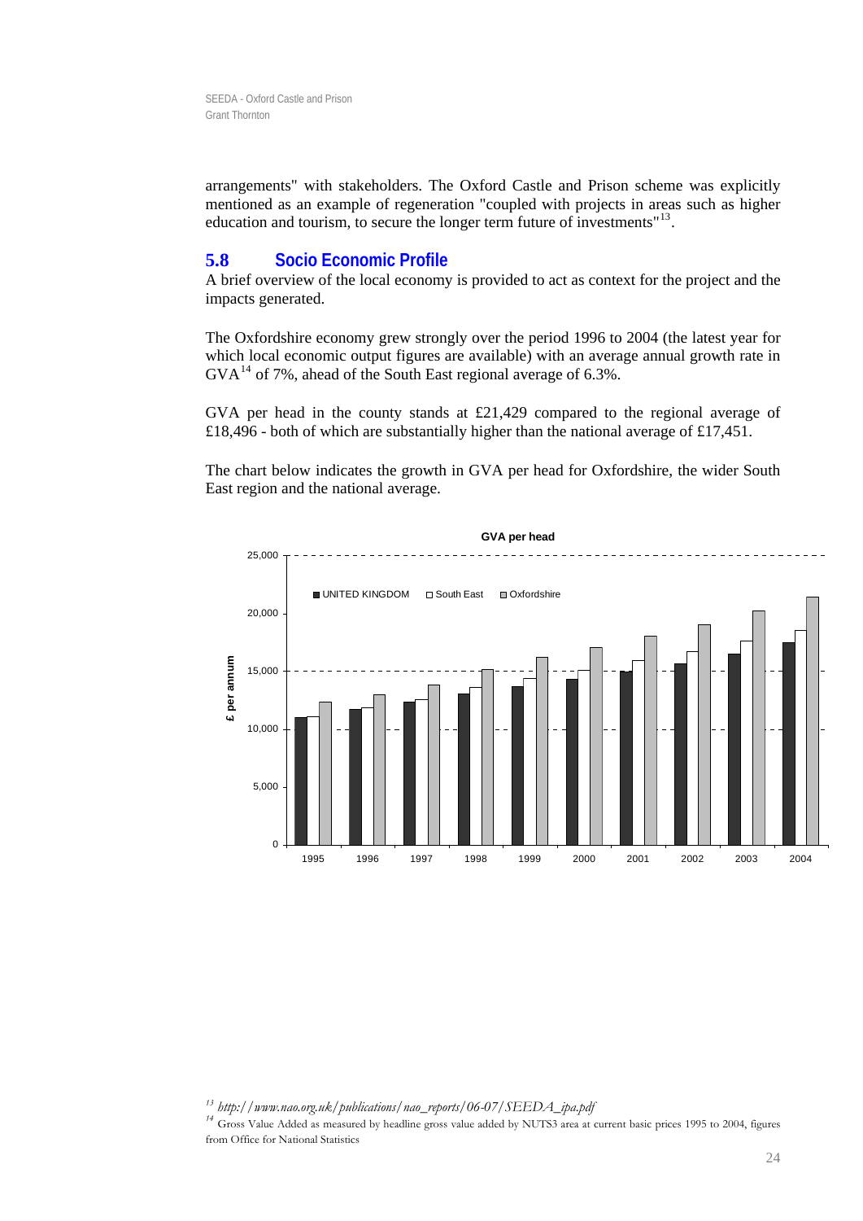arrangements" with stakeholders. The Oxford Castle and Prison scheme was explicitly mentioned as an example of regeneration "coupled with projects in areas such as higher education and tourism, to secure the longer term future of investments"[13].

## 5.8 Socio Economic Profile

A brief overview of the local economy is provided to act as context for the project and the impacts generated.

The Oxfordshire economy grew strongly over the period 1996 to 2004 (the latest year for which local economic output figures are available) with an average annual growth rate in GVA[14] of 7%, ahead of the South East regional average of 6.3%.

GVA per head in the county stands at £21,429 compared to the regional average of £18,496 - both of which are substantially higher than the national average of £17,451.

The chart below indicates the growth in GVA per head for Oxfordshire, the wider South East region and the national average.

GVA per head

[13] *http://www.nao.org.uk/publications/nao_reports/06-07/SEEDA_ipa.pdf*

[14] Gross Value Added as measured by headline gross value added by NUTS3 area at current basic prices 1995 to 2004, figures from Office for National Statistics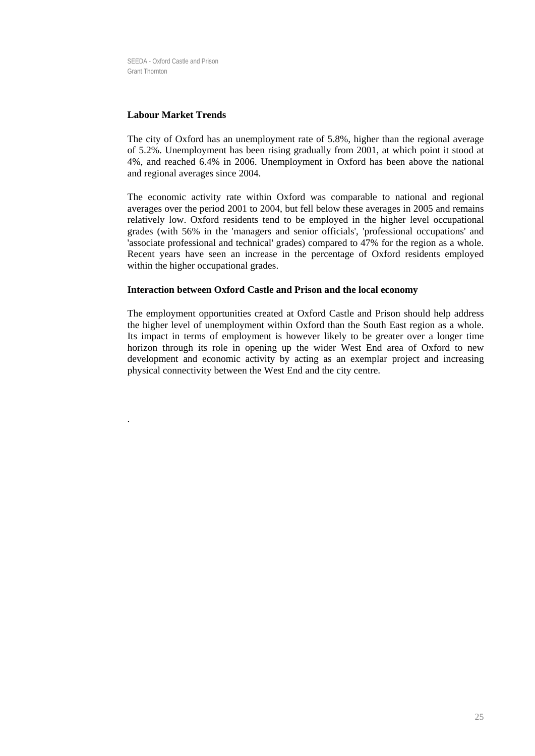**Labour Market Trends**

The city of Oxford has an unemployment rate of 5.8%, higher than the regional average of 5.2%. Unemployment has been rising gradually from 2001, at which point it stood at 4%, and reached 6.4% in 2006. Unemployment in Oxford has been above the national and regional averages since 2004.

The economic activity rate within Oxford was comparable to national and regional averages over the period 2001 to 2004, but fell below these averages in 2005 and remains relatively low. Oxford residents tend to be employed in the higher level occupational grades (with 56% in the 'managers and senior officials', 'professional occupations' and 'associate professional and technical' grades) compared to 47% for the region as a whole. Recent years have seen an increase in the percentage of Oxford residents employed within the higher occupational grades.

**Interaction between Oxford Castle and Prison and the local economy**

The employment opportunities created at Oxford Castle and Prison should help address the higher level of unemployment within Oxford than the South East region as a whole. Its impact in terms of employment is however likely to be greater over a longer time horizon through its role in opening up the wider West End area of Oxford to new development and economic activity by acting as an exemplar project and increasing physical connectivity between the West End and the city centre.

.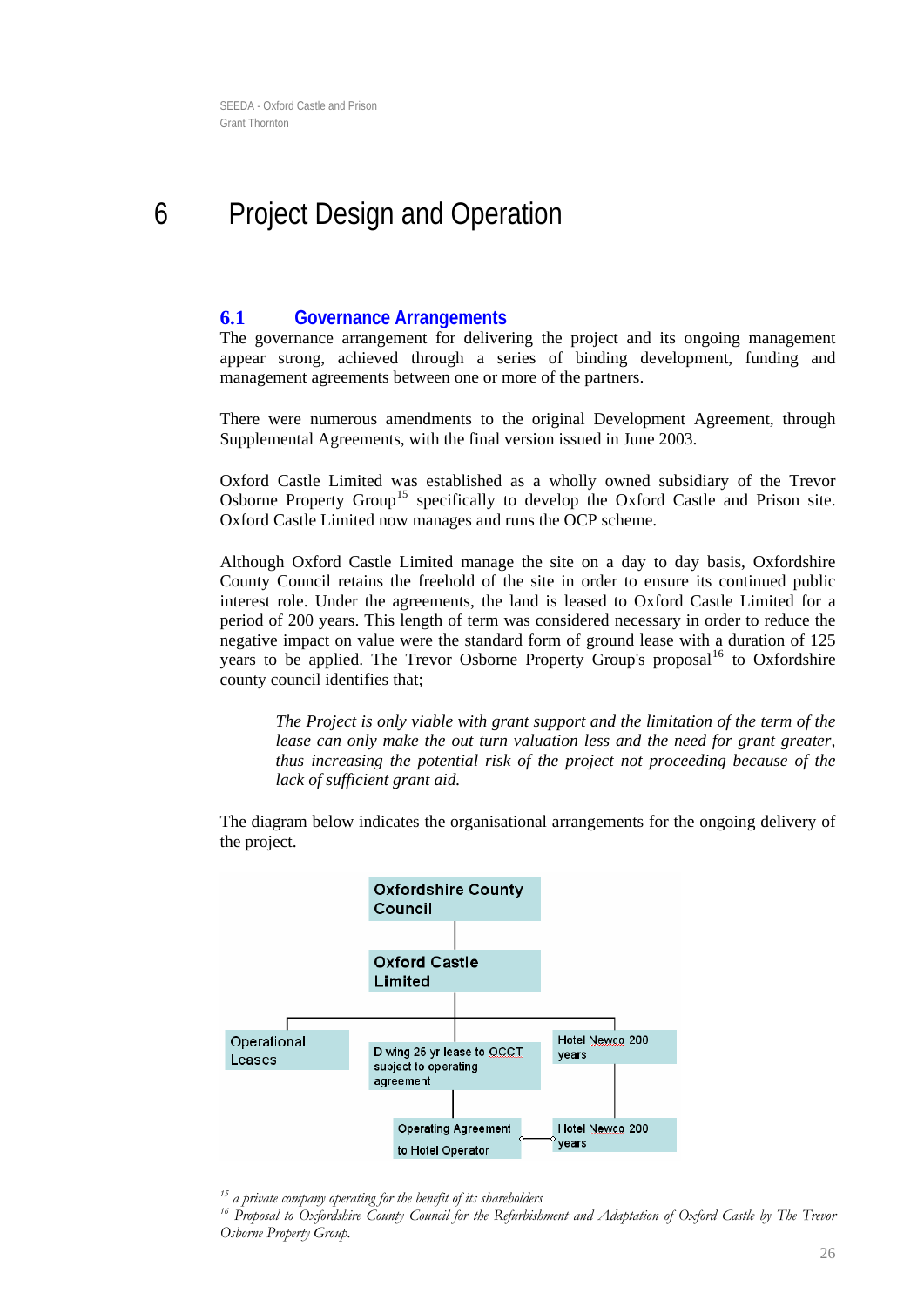# 6 Project Design and Operation

## 6.1 Governance Arrangements

The governance arrangement for delivering the project and its ongoing management appear strong, achieved through a series of binding development, funding and management agreements between one or more of the partners.

There were numerous amendments to the original Development Agreement, through Supplemental Agreements, with the final version issued in June 2003.

Oxford Castle Limited was established as a wholly owned subsidiary of the Trevor Osborne Property Group[15] specifically to develop the Oxford Castle and Prison site. Oxford Castle Limited now manages and runs the OCP scheme.

Although Oxford Castle Limited manage the site on a day to day basis, Oxfordshire County Council retains the freehold of the site in order to ensure its continued public interest role. Under the agreements, the land is leased to Oxford Castle Limited for a period of 200 years. This length of term was considered necessary in order to reduce the negative impact on value were the standard form of ground lease with a duration of 125 years to be applied. The Trevor Osborne Property Group's proposal[16] to Oxfordshire county council identifies that;

> *The Project is only viable with grant support and the limitation of the term of the lease can only make the out turn valuation less and the need for grant greater, thus increasing the potential risk of the project not proceeding because of the lack of sufficient grant aid.*

The diagram below indicates the organisational arrangements for the ongoing delivery of the project.

Oxfordshire County Council

Oxford Castle Limited

Operational Leases

D wing 25 yr lease to OCCT subject to operating agreement

Hotel Newco 200 years

Operating Agreement to Hotel Operator

Hotel Newco 200 years

[15] *a private company operating for the benefit of its shareholders*

[16] *Proposal to Oxfordshire County Council for the Refurbishment and Adaptation of Oxford Castle by The Trevor Osborne Property Group.*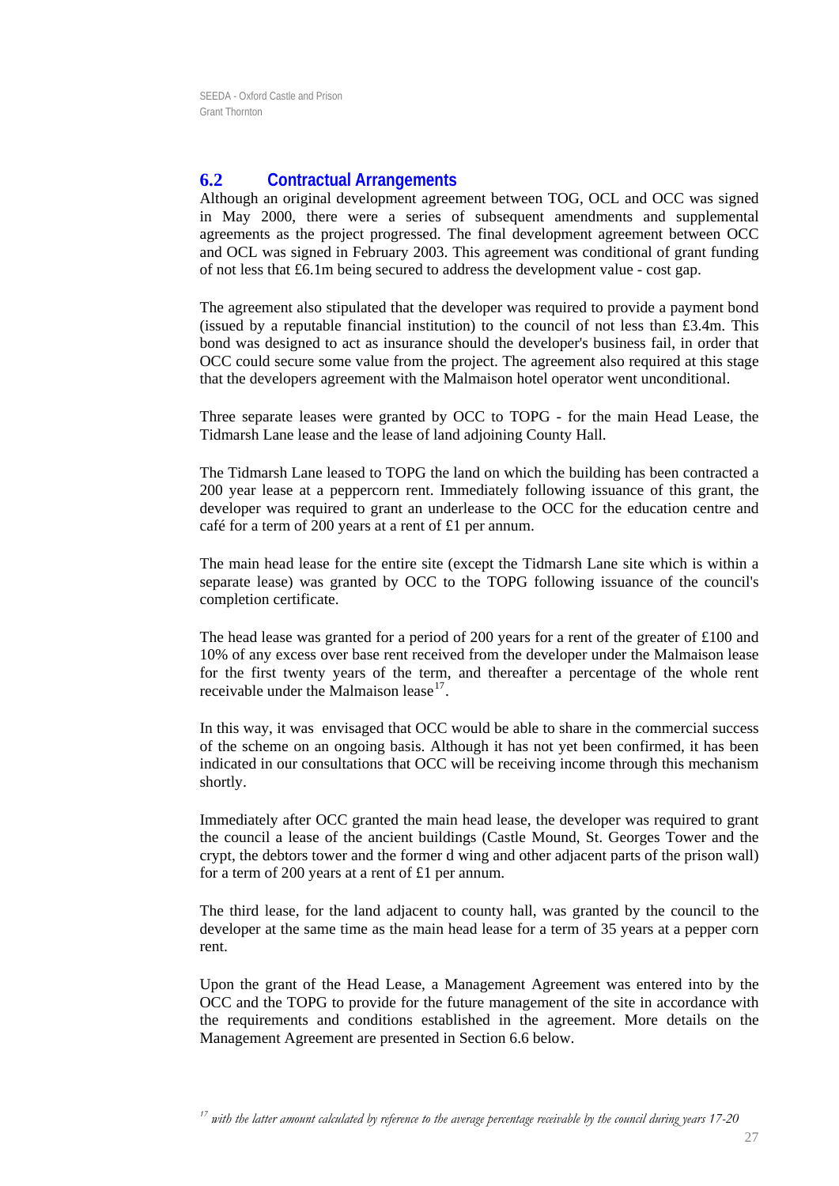## 6.2 Contractual Arrangements

Although an original development agreement between TOG, OCL and OCC was signed in May 2000, there were a series of subsequent amendments and supplemental agreements as the project progressed. The final development agreement between OCC and OCL was signed in February 2003. This agreement was conditional of grant funding of not less that £6.1m being secured to address the development value - cost gap.

The agreement also stipulated that the developer was required to provide a payment bond (issued by a reputable financial institution) to the council of not less than £3.4m. This bond was designed to act as insurance should the developer's business fail, in order that OCC could secure some value from the project. The agreement also required at this stage that the developers agreement with the Malmaison hotel operator went unconditional.

Three separate leases were granted by OCC to TOPG - for the main Head Lease, the Tidmarsh Lane lease and the lease of land adjoining County Hall.

The Tidmarsh Lane leased to TOPG the land on which the building has been contracted a 200 year lease at a peppercorn rent. Immediately following issuance of this grant, the developer was required to grant an underlease to the OCC for the education centre and café for a term of 200 years at a rent of £1 per annum.

The main head lease for the entire site (except the Tidmarsh Lane site which is within a separate lease) was granted by OCC to the TOPG following issuance of the council's completion certificate.

The head lease was granted for a period of 200 years for a rent of the greater of £100 and 10% of any excess over base rent received from the developer under the Malmaison lease for the first twenty years of the term, and thereafter a percentage of the whole rent receivable under the Malmaison lease[17].

In this way, it was envisaged that OCC would be able to share in the commercial success of the scheme on an ongoing basis. Although it has not yet been confirmed, it has been indicated in our consultations that OCC will be receiving income through this mechanism shortly.

Immediately after OCC granted the main head lease, the developer was required to grant the council a lease of the ancient buildings (Castle Mound, St. Georges Tower and the crypt, the debtors tower and the former d wing and other adjacent parts of the prison wall) for a term of 200 years at a rent of £1 per annum.

The third lease, for the land adjacent to county hall, was granted by the council to the developer at the same time as the main head lease for a term of 35 years at a pepper corn rent.

Upon the grant of the Head Lease, a Management Agreement was entered into by the OCC and the TOPG to provide for the future management of the site in accordance with the requirements and conditions established in the agreement. More details on the Management Agreement are presented in Section 6.6 below.

[17] *with the latter amount calculated by reference to the average percentage receivable by the council during years 17-20*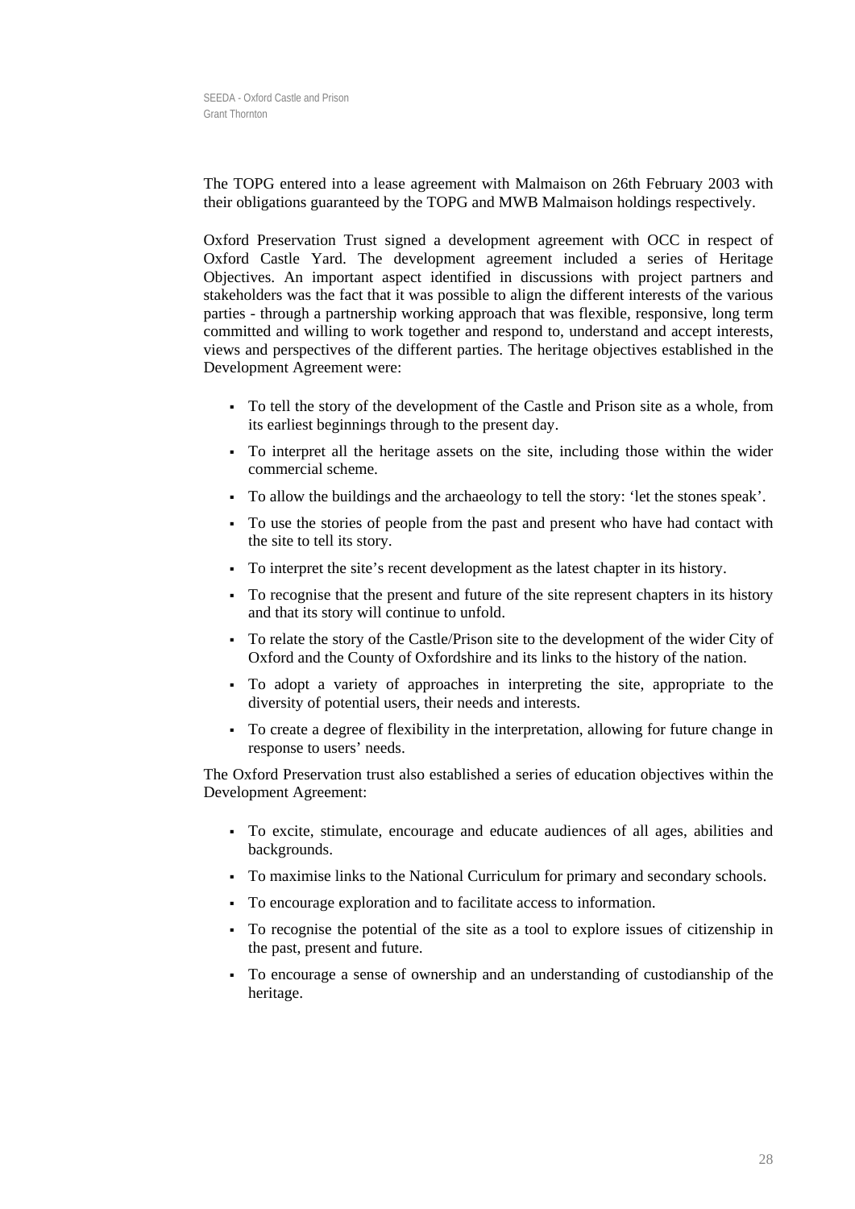The TOPG entered into a lease agreement with Malmaison on 26th February 2003 with their obligations guaranteed by the TOPG and MWB Malmaison holdings respectively.

Oxford Preservation Trust signed a development agreement with OCC in respect of Oxford Castle Yard. The development agreement included a series of Heritage Objectives. An important aspect identified in discussions with project partners and stakeholders was the fact that it was possible to align the different interests of the various parties - through a partnership working approach that was flexible, responsive, long term committed and willing to work together and respond to, understand and accept interests, views and perspectives of the different parties. The heritage objectives established in the Development Agreement were:

- To tell the story of the development of the Castle and Prison site as a whole, from its earliest beginnings through to the present day.
- To interpret all the heritage assets on the site, including those within the wider commercial scheme.
- To allow the buildings and the archaeology to tell the story: 'let the stones speak'.
- To use the stories of people from the past and present who have had contact with the site to tell its story.
- To interpret the site's recent development as the latest chapter in its history.
- To recognise that the present and future of the site represent chapters in its history and that its story will continue to unfold.
- To relate the story of the Castle/Prison site to the development of the wider City of Oxford and the County of Oxfordshire and its links to the history of the nation.
- To adopt a variety of approaches in interpreting the site, appropriate to the diversity of potential users, their needs and interests.
- To create a degree of flexibility in the interpretation, allowing for future change in response to users' needs.

The Oxford Preservation trust also established a series of education objectives within the Development Agreement:

- To excite, stimulate, encourage and educate audiences of all ages, abilities and backgrounds.
- To maximise links to the National Curriculum for primary and secondary schools.
- To encourage exploration and to facilitate access to information.
- To recognise the potential of the site as a tool to explore issues of citizenship in the past, present and future.
- To encourage a sense of ownership and an understanding of custodianship of the heritage.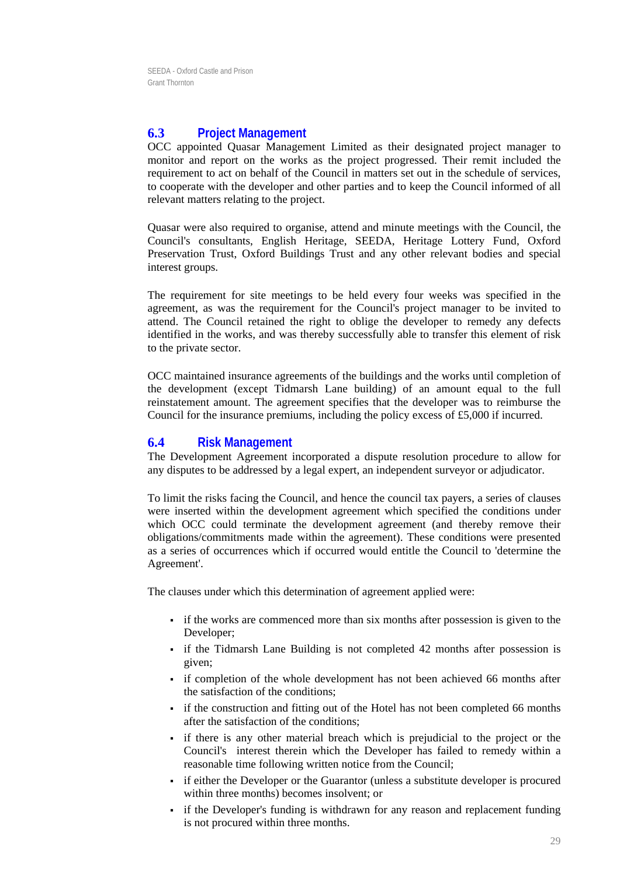## 6.3 Project Management

OCC appointed Quasar Management Limited as their designated project manager to monitor and report on the works as the project progressed. Their remit included the requirement to act on behalf of the Council in matters set out in the schedule of services, to cooperate with the developer and other parties and to keep the Council informed of all relevant matters relating to the project.

Quasar were also required to organise, attend and minute meetings with the Council, the Council's consultants, English Heritage, SEEDA, Heritage Lottery Fund, Oxford Preservation Trust, Oxford Buildings Trust and any other relevant bodies and special interest groups.

The requirement for site meetings to be held every four weeks was specified in the agreement, as was the requirement for the Council's project manager to be invited to attend. The Council retained the right to oblige the developer to remedy any defects identified in the works, and was thereby successfully able to transfer this element of risk to the private sector.

OCC maintained insurance agreements of the buildings and the works until completion of the development (except Tidmarsh Lane building) of an amount equal to the full reinstatement amount. The agreement specifies that the developer was to reimburse the Council for the insurance premiums, including the policy excess of £5,000 if incurred.

## 6.4 Risk Management

The Development Agreement incorporated a dispute resolution procedure to allow for any disputes to be addressed by a legal expert, an independent surveyor or adjudicator.

To limit the risks facing the Council, and hence the council tax payers, a series of clauses were inserted within the development agreement which specified the conditions under which OCC could terminate the development agreement (and thereby remove their obligations/commitments made within the agreement). These conditions were presented as a series of occurrences which if occurred would entitle the Council to 'determine the Agreement'.

The clauses under which this determination of agreement applied were:

- if the works are commenced more than six months after possession is given to the Developer;
- if the Tidmarsh Lane Building is not completed 42 months after possession is given;
- if completion of the whole development has not been achieved 66 months after the satisfaction of the conditions;
- if the construction and fitting out of the Hotel has not been completed 66 months after the satisfaction of the conditions;
- if there is any other material breach which is prejudicial to the project or the Council's interest therein which the Developer has failed to remedy within a reasonable time following written notice from the Council;
- if either the Developer or the Guarantor (unless a substitute developer is procured within three months) becomes insolvent; or
- if the Developer's funding is withdrawn for any reason and replacement funding is not procured within three months.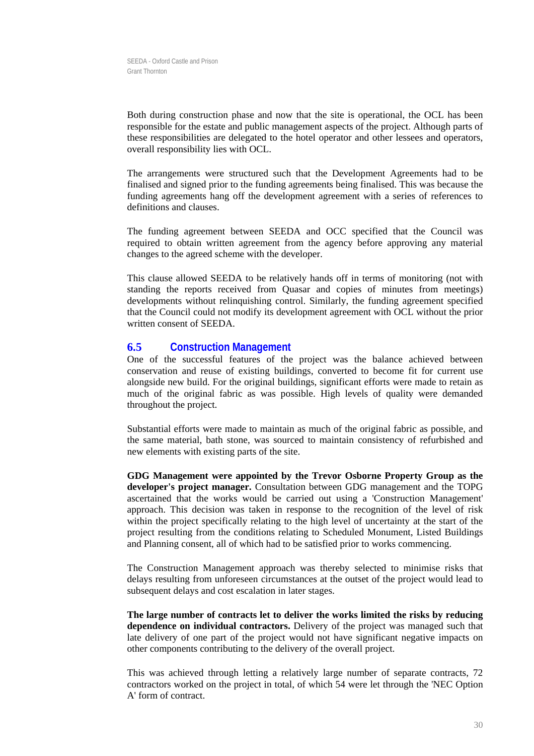Both during construction phase and now that the site is operational, the OCL has been responsible for the estate and public management aspects of the project. Although parts of these responsibilities are delegated to the hotel operator and other lessees and operators, overall responsibility lies with OCL.

The arrangements were structured such that the Development Agreements had to be finalised and signed prior to the funding agreements being finalised. This was because the funding agreements hang off the development agreement with a series of references to definitions and clauses.

The funding agreement between SEEDA and OCC specified that the Council was required to obtain written agreement from the agency before approving any material changes to the agreed scheme with the developer.

This clause allowed SEEDA to be relatively hands off in terms of monitoring (not with standing the reports received from Quasar and copies of minutes from meetings) developments without relinquishing control. Similarly, the funding agreement specified that the Council could not modify its development agreement with OCL without the prior written consent of SEEDA.

## 6.5 Construction Management

One of the successful features of the project was the balance achieved between conservation and reuse of existing buildings, converted to become fit for current use alongside new build. For the original buildings, significant efforts were made to retain as much of the original fabric as was possible. High levels of quality were demanded throughout the project.

Substantial efforts were made to maintain as much of the original fabric as possible, and the same material, bath stone, was sourced to maintain consistency of refurbished and new elements with existing parts of the site.

**GDG Management were appointed by the Trevor Osborne Property Group as the developer's project manager.** Consultation between GDG management and the TOPG ascertained that the works would be carried out using a 'Construction Management' approach. This decision was taken in response to the recognition of the level of risk within the project specifically relating to the high level of uncertainty at the start of the project resulting from the conditions relating to Scheduled Monument, Listed Buildings and Planning consent, all of which had to be satisfied prior to works commencing.

The Construction Management approach was thereby selected to minimise risks that delays resulting from unforeseen circumstances at the outset of the project would lead to subsequent delays and cost escalation in later stages.

**The large number of contracts let to deliver the works limited the risks by reducing dependence on individual contractors.** Delivery of the project was managed such that late delivery of one part of the project would not have significant negative impacts on other components contributing to the delivery of the overall project.

This was achieved through letting a relatively large number of separate contracts, 72 contractors worked on the project in total, of which 54 were let through the 'NEC Option A' form of contract.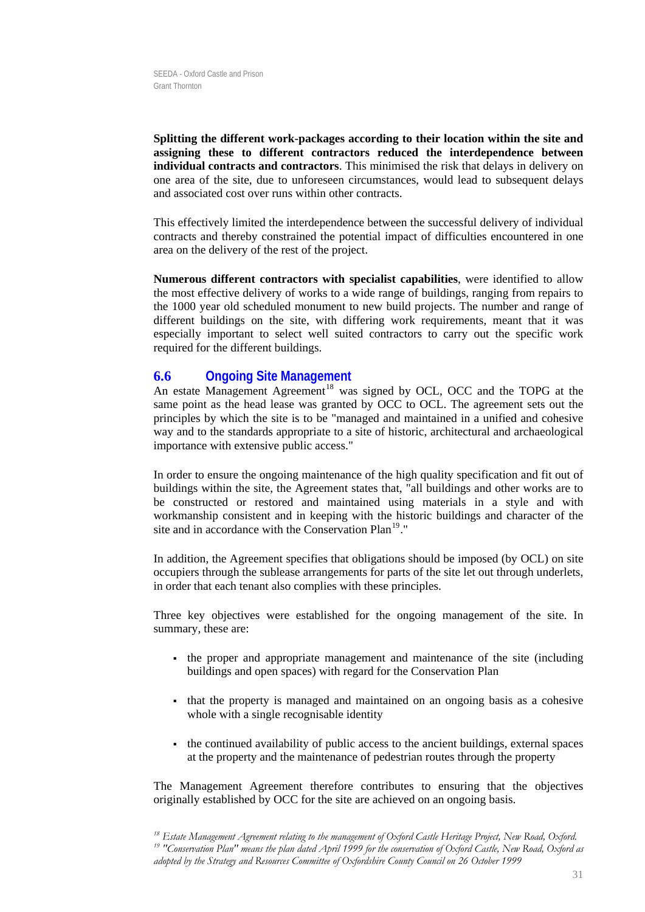**Splitting the different work-packages according to their location within the site and assigning these to different contractors reduced the interdependence between individual contracts and contractors**. This minimised the risk that delays in delivery on one area of the site, due to unforeseen circumstances, would lead to subsequent delays and associated cost over runs within other contracts.

This effectively limited the interdependence between the successful delivery of individual contracts and thereby constrained the potential impact of difficulties encountered in one area on the delivery of the rest of the project.

**Numerous different contractors with specialist capabilities**, were identified to allow the most effective delivery of works to a wide range of buildings, ranging from repairs to the 1000 year old scheduled monument to new build projects. The number and range of different buildings on the site, with differing work requirements, meant that it was especially important to select well suited contractors to carry out the specific work required for the different buildings.

## 6.6 Ongoing Site Management

An estate Management Agreement[18] was signed by OCL, OCC and the TOPG at the same point as the head lease was granted by OCC to OCL. The agreement sets out the principles by which the site is to be "managed and maintained in a unified and cohesive way and to the standards appropriate to a site of historic, architectural and archaeological importance with extensive public access."

In order to ensure the ongoing maintenance of the high quality specification and fit out of buildings within the site, the Agreement states that, "all buildings and other works are to be constructed or restored and maintained using materials in a style and with workmanship consistent and in keeping with the historic buildings and character of the site and in accordance with the Conservation Plan[19]."

In addition, the Agreement specifies that obligations should be imposed (by OCL) on site occupiers through the sublease arrangements for parts of the site let out through underlets, in order that each tenant also complies with these principles.

Three key objectives were established for the ongoing management of the site. In summary, these are:

- the proper and appropriate management and maintenance of the site (including buildings and open spaces) with regard for the Conservation Plan
- that the property is managed and maintained on an ongoing basis as a cohesive whole with a single recognisable identity
- the continued availability of public access to the ancient buildings, external spaces at the property and the maintenance of pedestrian routes through the property

The Management Agreement therefore contributes to ensuring that the objectives originally established by OCC for the site are achieved on an ongoing basis.

[18] *Estate Management Agreement relating to the management of Oxford Castle Heritage Project, New Road, Oxford.*

[19] *"Conservation Plan" means the plan dated April 1999 for the conservation of Oxford Castle, New Road, Oxford as adopted by the Strategy and Resources Committee of Oxfordshire County Council on 26 October 1999*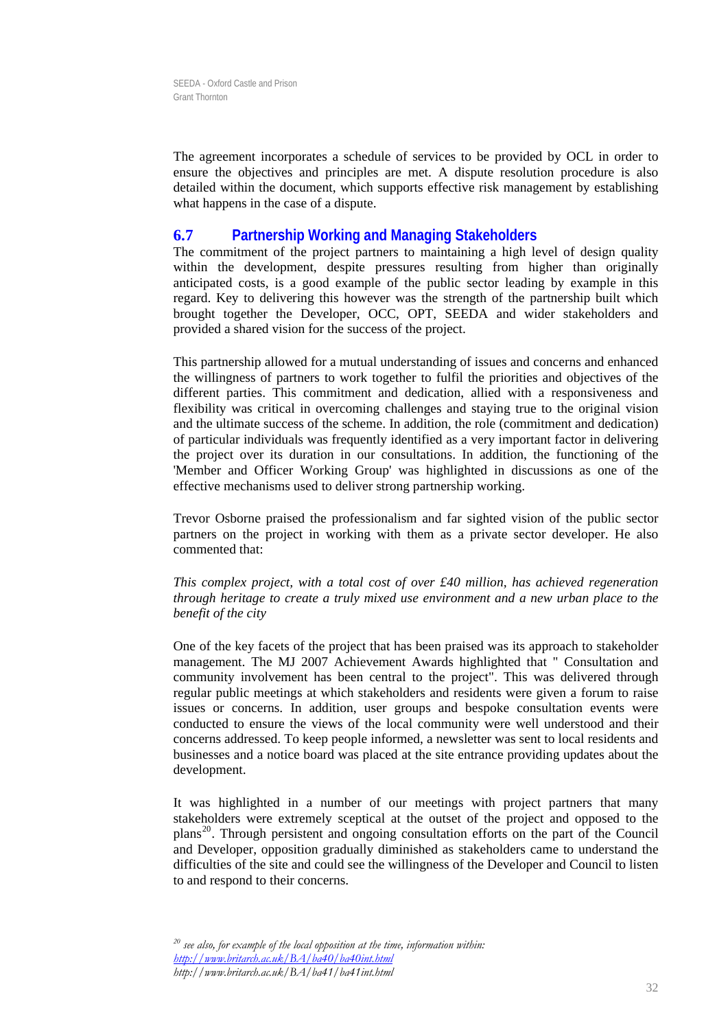The agreement incorporates a schedule of services to be provided by OCL in order to ensure the objectives and principles are met. A dispute resolution procedure is also detailed within the document, which supports effective risk management by establishing what happens in the case of a dispute.

## 6.7 Partnership Working and Managing Stakeholders

The commitment of the project partners to maintaining a high level of design quality within the development, despite pressures resulting from higher than originally anticipated costs, is a good example of the public sector leading by example in this regard. Key to delivering this however was the strength of the partnership built which brought together the Developer, OCC, OPT, SEEDA and wider stakeholders and provided a shared vision for the success of the project.

This partnership allowed for a mutual understanding of issues and concerns and enhanced the willingness of partners to work together to fulfil the priorities and objectives of the different parties. This commitment and dedication, allied with a responsiveness and flexibility was critical in overcoming challenges and staying true to the original vision and the ultimate success of the scheme. In addition, the role (commitment and dedication) of particular individuals was frequently identified as a very important factor in delivering the project over its duration in our consultations. In addition, the functioning of the 'Member and Officer Working Group' was highlighted in discussions as one of the effective mechanisms used to deliver strong partnership working.

Trevor Osborne praised the professionalism and far sighted vision of the public sector partners on the project in working with them as a private sector developer. He also commented that:

*This complex project, with a total cost of over £40 million, has achieved regeneration through heritage to create a truly mixed use environment and a new urban place to the benefit of the city*

One of the key facets of the project that has been praised was its approach to stakeholder management. The MJ 2007 Achievement Awards highlighted that " Consultation and community involvement has been central to the project". This was delivered through regular public meetings at which stakeholders and residents were given a forum to raise issues or concerns. In addition, user groups and bespoke consultation events were conducted to ensure the views of the local community were well understood and their concerns addressed. To keep people informed, a newsletter was sent to local residents and businesses and a notice board was placed at the site entrance providing updates about the development.

It was highlighted in a number of our meetings with project partners that many stakeholders were extremely sceptical at the outset of the project and opposed to the plans[20]. Through persistent and ongoing consultation efforts on the part of the Council and Developer, opposition gradually diminished as stakeholders came to understand the difficulties of the site and could see the willingness of the Developer and Council to listen to and respond to their concerns.

[20] *see also, for example of the local opposition at the time, information within:*
*http://www.britarch.ac.uk/BA/ba40/ba40int.html*
*http://www.britarch.ac.uk/BA/ba41/ba41int.html*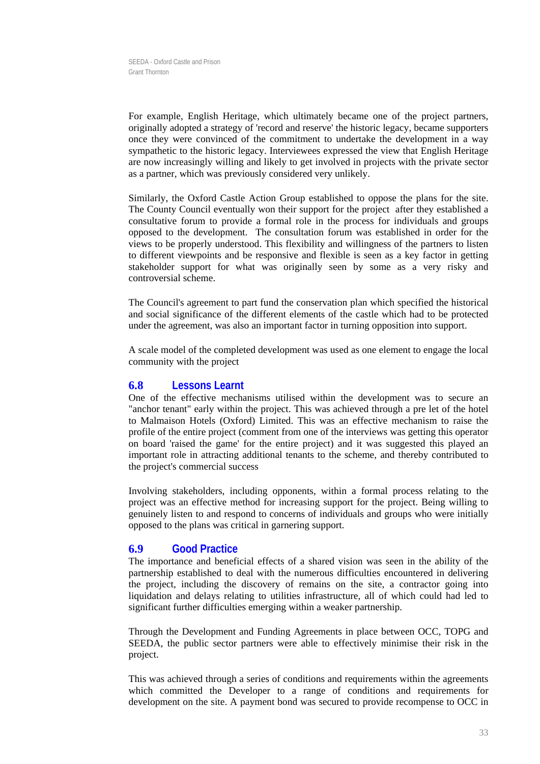For example, English Heritage, which ultimately became one of the project partners, originally adopted a strategy of 'record and reserve' the historic legacy, became supporters once they were convinced of the commitment to undertake the development in a way sympathetic to the historic legacy. Interviewees expressed the view that English Heritage are now increasingly willing and likely to get involved in projects with the private sector as a partner, which was previously considered very unlikely.

Similarly, the Oxford Castle Action Group established to oppose the plans for the site. The County Council eventually won their support for the project after they established a consultative forum to provide a formal role in the process for individuals and groups opposed to the development. The consultation forum was established in order for the views to be properly understood. This flexibility and willingness of the partners to listen to different viewpoints and be responsive and flexible is seen as a key factor in getting stakeholder support for what was originally seen by some as a very risky and controversial scheme.

The Council's agreement to part fund the conservation plan which specified the historical and social significance of the different elements of the castle which had to be protected under the agreement, was also an important factor in turning opposition into support.

A scale model of the completed development was used as one element to engage the local community with the project

## 6.8 Lessons Learnt

One of the effective mechanisms utilised within the development was to secure an "anchor tenant" early within the project. This was achieved through a pre let of the hotel to Malmaison Hotels (Oxford) Limited. This was an effective mechanism to raise the profile of the entire project (comment from one of the interviews was getting this operator on board 'raised the game' for the entire project) and it was suggested this played an important role in attracting additional tenants to the scheme, and thereby contributed to the project's commercial success

Involving stakeholders, including opponents, within a formal process relating to the project was an effective method for increasing support for the project. Being willing to genuinely listen to and respond to concerns of individuals and groups who were initially opposed to the plans was critical in garnering support.

## 6.9 Good Practice

The importance and beneficial effects of a shared vision was seen in the ability of the partnership established to deal with the numerous difficulties encountered in delivering the project, including the discovery of remains on the site, a contractor going into liquidation and delays relating to utilities infrastructure, all of which could had led to significant further difficulties emerging within a weaker partnership.

Through the Development and Funding Agreements in place between OCC, TOPG and SEEDA, the public sector partners were able to effectively minimise their risk in the project.

This was achieved through a series of conditions and requirements within the agreements which committed the Developer to a range of conditions and requirements for development on the site. A payment bond was secured to provide recompense to OCC in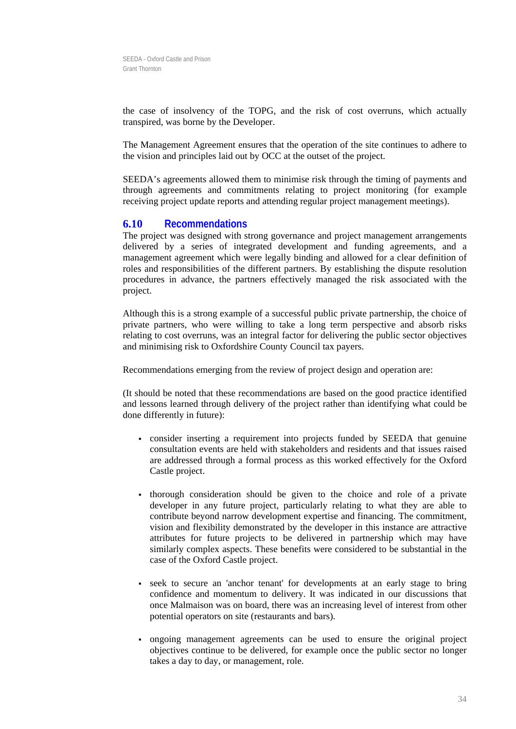the case of insolvency of the TOPG, and the risk of cost overruns, which actually transpired, was borne by the Developer.

The Management Agreement ensures that the operation of the site continues to adhere to the vision and principles laid out by OCC at the outset of the project.

SEEDA's agreements allowed them to minimise risk through the timing of payments and through agreements and commitments relating to project monitoring (for example receiving project update reports and attending regular project management meetings).

## 6.10 Recommendations

The project was designed with strong governance and project management arrangements delivered by a series of integrated development and funding agreements, and a management agreement which were legally binding and allowed for a clear definition of roles and responsibilities of the different partners. By establishing the dispute resolution procedures in advance, the partners effectively managed the risk associated with the project.

Although this is a strong example of a successful public private partnership, the choice of private partners, who were willing to take a long term perspective and absorb risks relating to cost overruns, was an integral factor for delivering the public sector objectives and minimising risk to Oxfordshire County Council tax payers.

Recommendations emerging from the review of project design and operation are:

(It should be noted that these recommendations are based on the good practice identified and lessons learned through delivery of the project rather than identifying what could be done differently in future):

- consider inserting a requirement into projects funded by SEEDA that genuine consultation events are held with stakeholders and residents and that issues raised are addressed through a formal process as this worked effectively for the Oxford Castle project.

- thorough consideration should be given to the choice and role of a private developer in any future project, particularly relating to what they are able to contribute beyond narrow development expertise and financing. The commitment, vision and flexibility demonstrated by the developer in this instance are attractive attributes for future projects to be delivered in partnership which may have similarly complex aspects. These benefits were considered to be substantial in the case of the Oxford Castle project.

- seek to secure an 'anchor tenant' for developments at an early stage to bring confidence and momentum to delivery. It was indicated in our discussions that once Malmaison was on board, there was an increasing level of interest from other potential operators on site (restaurants and bars).

- ongoing management agreements can be used to ensure the original project objectives continue to be delivered, for example once the public sector no longer takes a day to day, or management, role.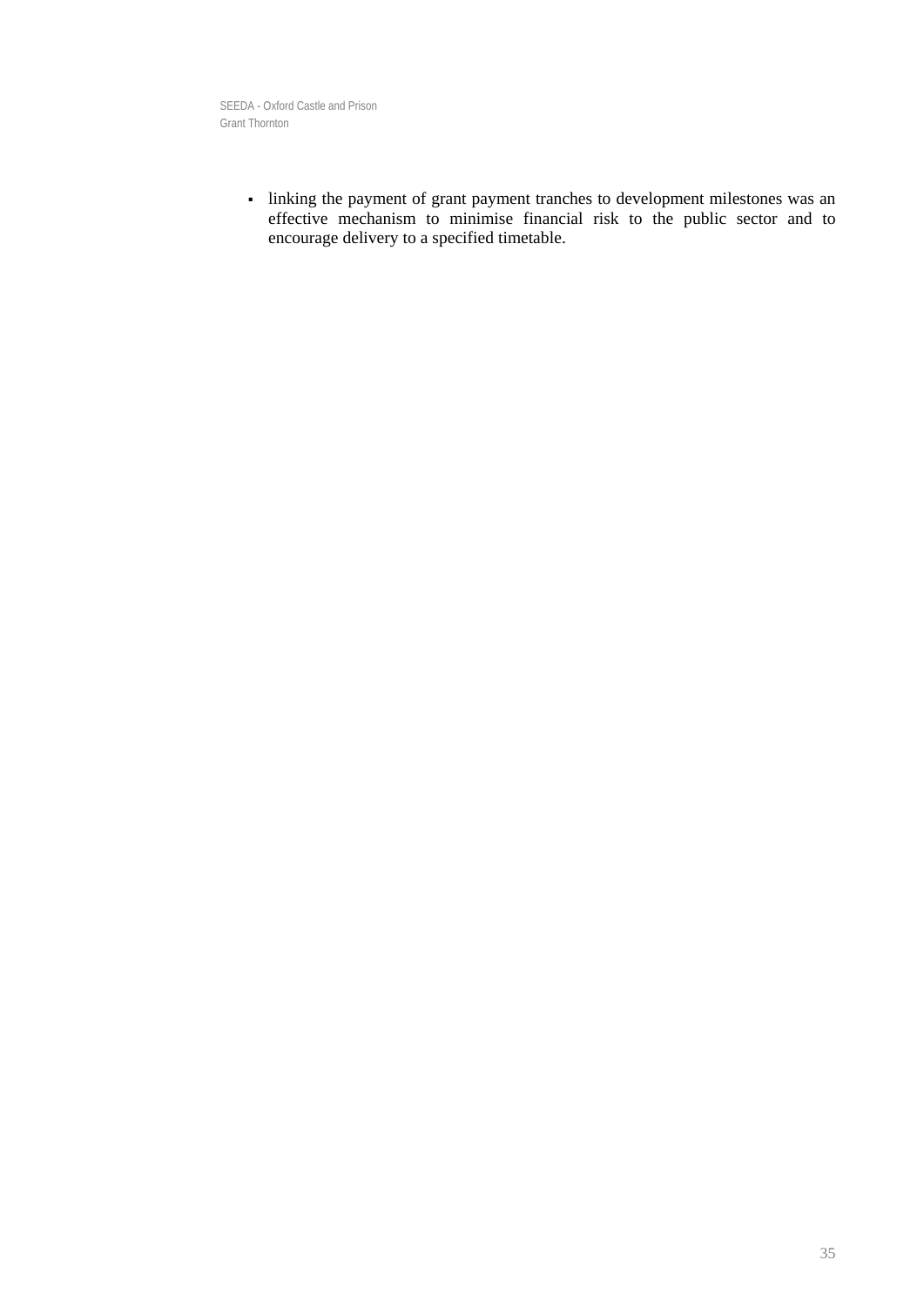- linking the payment of grant payment tranches to development milestones was an effective mechanism to minimise financial risk to the public sector and to encourage delivery to a specified timetable.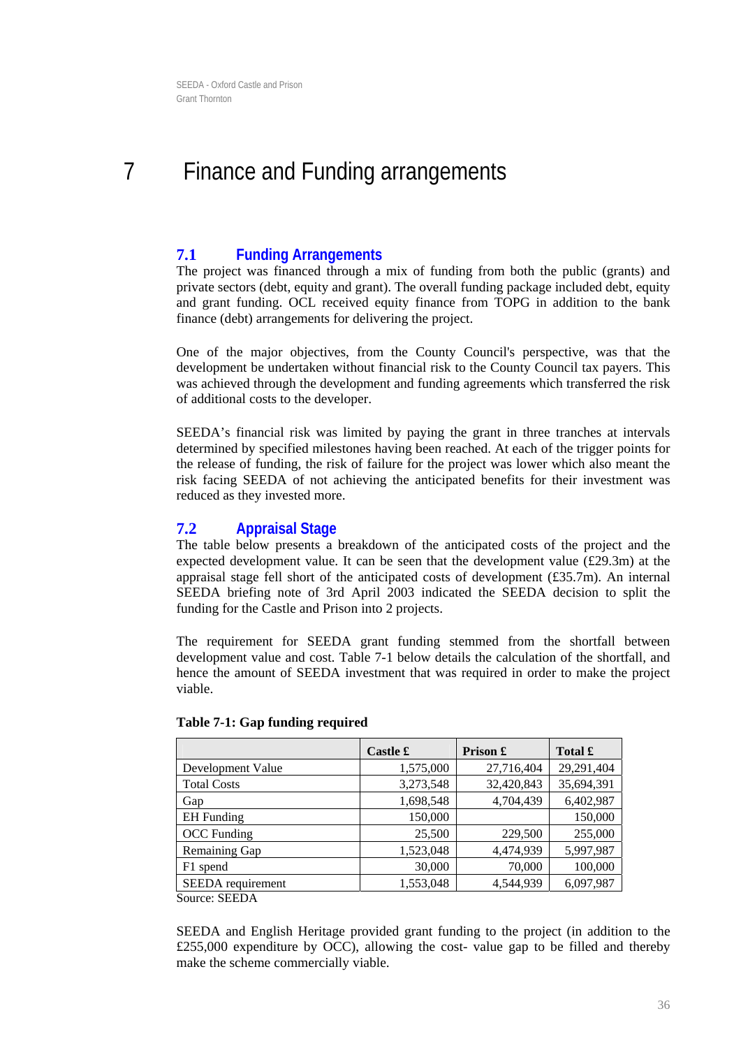# 7 Finance and Funding arrangements

## 7.1 Funding Arrangements

The project was financed through a mix of funding from both the public (grants) and private sectors (debt, equity and grant). The overall funding package included debt, equity and grant funding. OCL received equity finance from TOPG in addition to the bank finance (debt) arrangements for delivering the project.

One of the major objectives, from the County Council's perspective, was that the development be undertaken without financial risk to the County Council tax payers. This was achieved through the development and funding agreements which transferred the risk of additional costs to the developer.

SEEDA's financial risk was limited by paying the grant in three tranches at intervals determined by specified milestones having been reached. At each of the trigger points for the release of funding, the risk of failure for the project was lower which also meant the risk facing SEEDA of not achieving the anticipated benefits for their investment was reduced as they invested more.

## 7.2 Appraisal Stage

The table below presents a breakdown of the anticipated costs of the project and the expected development value. It can be seen that the development value (£29.3m) at the appraisal stage fell short of the anticipated costs of development (£35.7m). An internal SEEDA briefing note of 3rd April 2003 indicated the SEEDA decision to split the funding for the Castle and Prison into 2 projects.

The requirement for SEEDA grant funding stemmed from the shortfall between development value and cost. Table 7-1 below details the calculation of the shortfall, and hence the amount of SEEDA investment that was required in order to make the project viable.

**Table 7-1: Gap funding required**

| | Castle £ | Prison £ | Total £ |
|---|---|---|---|
| Development Value | 1,575,000 | 27,716,404 | 29,291,404 |
| Total Costs | 3,273,548 | 32,420,843 | 35,694,391 |
| Gap | 1,698,548 | 4,704,439 | 6,402,987 |
| EH Funding | 150,000 | | 150,000 |
| OCC Funding | 25,500 | 229,500 | 255,000 |
| Remaining Gap | 1,523,048 | 4,474,939 | 5,997,987 |
| F1 spend | 30,000 | 70,000 | 100,000 |
| SEEDA requirement | 1,553,048 | 4,544,939 | 6,097,987 |

Source: SEEDA

SEEDA and English Heritage provided grant funding to the project (in addition to the £255,000 expenditure by OCC), allowing the cost- value gap to be filled and thereby make the scheme commercially viable.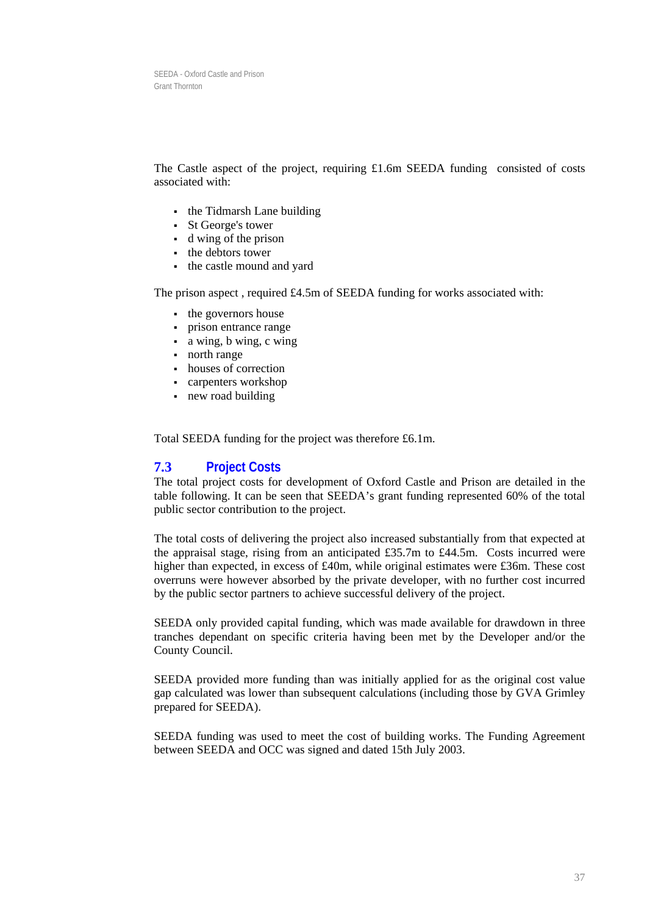The Castle aspect of the project, requiring £1.6m SEEDA funding  consisted of costs associated with:

- the Tidmarsh Lane building
- St George's tower
- d wing of the prison
- the debtors tower
- the castle mound and yard

The prison aspect , required £4.5m of SEEDA funding for works associated with:

- the governors house
- prison entrance range
- a wing, b wing, c wing
- north range
- houses of correction
- carpenters workshop
- new road building

Total SEEDA funding for the project was therefore £6.1m.

## 7.3 Project Costs

The total project costs for development of Oxford Castle and Prison are detailed in the table following. It can be seen that SEEDA's grant funding represented 60% of the total public sector contribution to the project.

The total costs of delivering the project also increased substantially from that expected at the appraisal stage, rising from an anticipated £35.7m to £44.5m.  Costs incurred were higher than expected, in excess of £40m, while original estimates were £36m. These cost overruns were however absorbed by the private developer, with no further cost incurred by the public sector partners to achieve successful delivery of the project.

SEEDA only provided capital funding, which was made available for drawdown in three tranches dependant on specific criteria having been met by the Developer and/or the County Council.

SEEDA provided more funding than was initially applied for as the original cost value gap calculated was lower than subsequent calculations (including those by GVA Grimley prepared for SEEDA).

SEEDA funding was used to meet the cost of building works. The Funding Agreement between SEEDA and OCC was signed and dated 15th July 2003.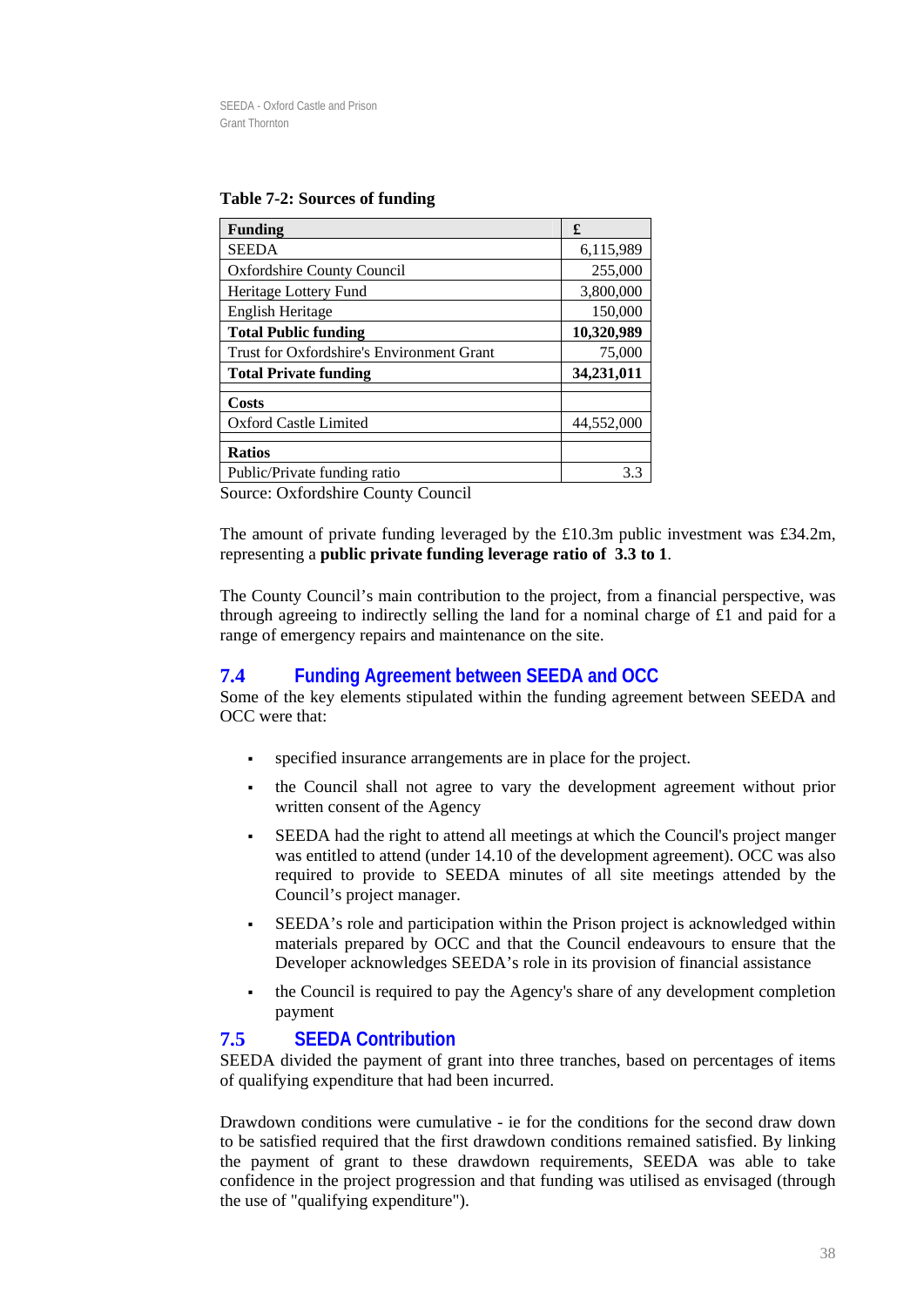**Table 7-2: Sources of funding**

| Funding | £ |
|---|---|
| SEEDA | 6,115,989 |
| Oxfordshire County Council | 255,000 |
| Heritage Lottery Fund | 3,800,000 |
| English Heritage | 150,000 |
| **Total Public funding** | **10,320,989** |
| Trust for Oxfordshire's Environment Grant | 75,000 |
| **Total Private funding** | **34,231,011** |
| | |
| **Costs** | |
| Oxford Castle Limited | 44,552,000 |
| | |
| **Ratios** | |
| Public/Private funding ratio | 3.3 |

Source: Oxfordshire County Council

The amount of private funding leveraged by the £10.3m public investment was £34.2m, representing a **public private funding leverage ratio of 3.3 to 1**.

The County Council's main contribution to the project, from a financial perspective, was through agreeing to indirectly selling the land for a nominal charge of £1 and paid for a range of emergency repairs and maintenance on the site.

## 7.4 Funding Agreement between SEEDA and OCC

Some of the key elements stipulated within the funding agreement between SEEDA and OCC were that:

- specified insurance arrangements are in place for the project.
- the Council shall not agree to vary the development agreement without prior written consent of the Agency
- SEEDA had the right to attend all meetings at which the Council's project manger was entitled to attend (under 14.10 of the development agreement). OCC was also required to provide to SEEDA minutes of all site meetings attended by the Council's project manager.
- SEEDA's role and participation within the Prison project is acknowledged within materials prepared by OCC and that the Council endeavours to ensure that the Developer acknowledges SEEDA's role in its provision of financial assistance
- the Council is required to pay the Agency's share of any development completion payment

## 7.5 SEEDA Contribution

SEEDA divided the payment of grant into three tranches, based on percentages of items of qualifying expenditure that had been incurred.

Drawdown conditions were cumulative - ie for the conditions for the second draw down to be satisfied required that the first drawdown conditions remained satisfied. By linking the payment of grant to these drawdown requirements, SEEDA was able to take confidence in the project progression and that funding was utilised as envisaged (through the use of "qualifying expenditure").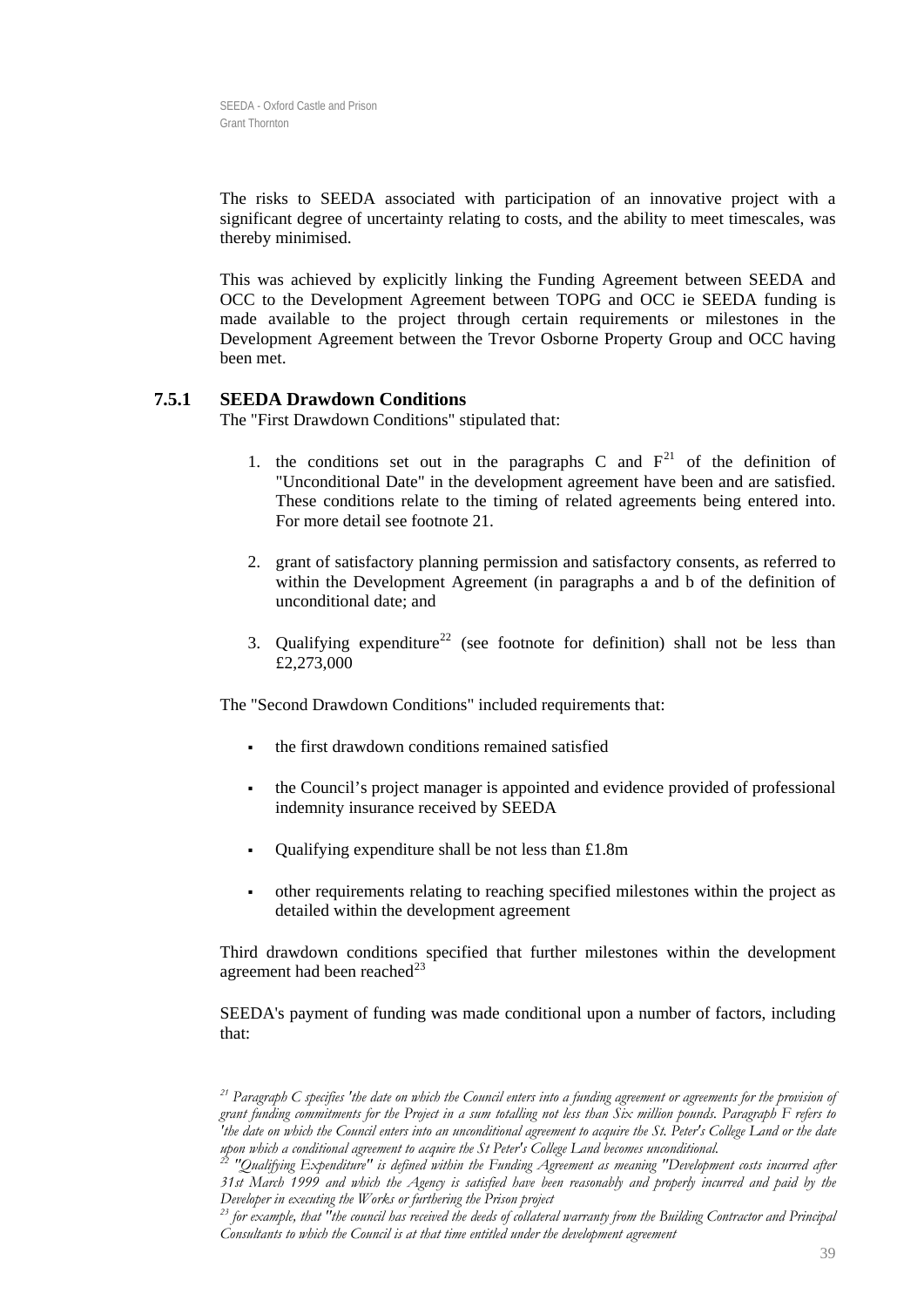The risks to SEEDA associated with participation of an innovative project with a significant degree of uncertainty relating to costs, and the ability to meet timescales, was thereby minimised.

This was achieved by explicitly linking the Funding Agreement between SEEDA and OCC to the Development Agreement between TOPG and OCC ie SEEDA funding is made available to the project through certain requirements or milestones in the Development Agreement between the Trevor Osborne Property Group and OCC having been met.

### 7.5.1 SEEDA Drawdown Conditions

The "First Drawdown Conditions" stipulated that:

1. the conditions set out in the paragraphs C and F[21] of the definition of "Unconditional Date" in the development agreement have been and are satisfied. These conditions relate to the timing of related agreements being entered into. For more detail see footnote 21.

2. grant of satisfactory planning permission and satisfactory consents, as referred to within the Development Agreement (in paragraphs a and b of the definition of unconditional date; and

3. Qualifying expenditure[22] (see footnote for definition) shall not be less than £2,273,000

The "Second Drawdown Conditions" included requirements that:

- the first drawdown conditions remained satisfied
- the Council's project manager is appointed and evidence provided of professional indemnity insurance received by SEEDA
- Qualifying expenditure shall be not less than £1.8m
- other requirements relating to reaching specified milestones within the project as detailed within the development agreement

Third drawdown conditions specified that further milestones within the development agreement had been reached[23]

SEEDA's payment of funding was made conditional upon a number of factors, including that:

---

*[21] Paragraph C specifies 'the date on which the Council enters into a funding agreement or agreements for the provision of grant funding commitments for the Project in a sum totalling not less than Six million pounds. Paragraph F refers to 'the date on which the Council enters into an unconditional agreement to acquire the St. Peter's College Land or the date upon which a conditional agreement to acquire the St Peter's College Land becomes unconditional.*

*[22] "Qualifying Expenditure" is defined within the Funding Agreement as meaning "Development costs incurred after 31st March 1999 and which the Agency is satisfied have been reasonably and properly incurred and paid by the Developer in executing the Works or furthering the Prison project*

*[23] for example, that "the council has received the deeds of collateral warranty from the Building Contractor and Principal Consultants to which the Council is at that time entitled under the development agreement*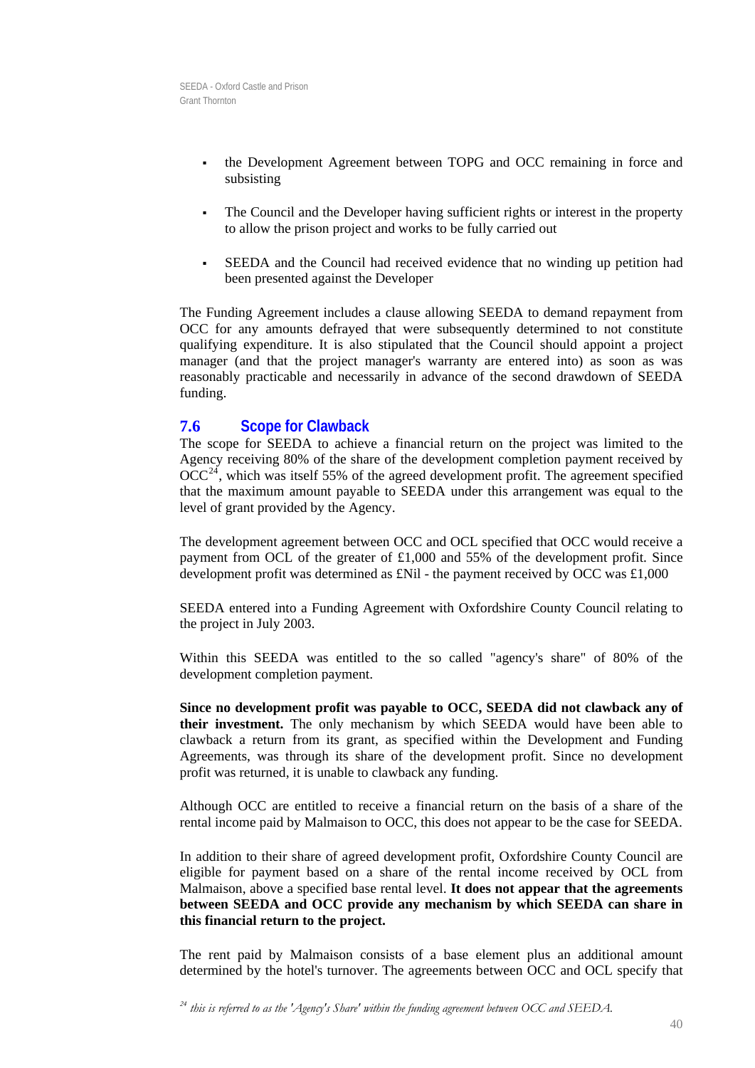- the Development Agreement between TOPG and OCC remaining in force and subsisting

- The Council and the Developer having sufficient rights or interest in the property to allow the prison project and works to be fully carried out

- SEEDA and the Council had received evidence that no winding up petition had been presented against the Developer

The Funding Agreement includes a clause allowing SEEDA to demand repayment from OCC for any amounts defrayed that were subsequently determined to not constitute qualifying expenditure. It is also stipulated that the Council should appoint a project manager (and that the project manager's warranty are entered into) as soon as was reasonably practicable and necessarily in advance of the second drawdown of SEEDA funding.

## 7.6 Scope for Clawback

The scope for SEEDA to achieve a financial return on the project was limited to the Agency receiving 80% of the share of the development completion payment received by OCC[24], which was itself 55% of the agreed development profit. The agreement specified that the maximum amount payable to SEEDA under this arrangement was equal to the level of grant provided by the Agency.

The development agreement between OCC and OCL specified that OCC would receive a payment from OCL of the greater of £1,000 and 55% of the development profit. Since development profit was determined as £Nil - the payment received by OCC was £1,000

SEEDA entered into a Funding Agreement with Oxfordshire County Council relating to the project in July 2003.

Within this SEEDA was entitled to the so called "agency's share" of 80% of the development completion payment.

**Since no development profit was payable to OCC, SEEDA did not clawback any of their investment.** The only mechanism by which SEEDA would have been able to clawback a return from its grant, as specified within the Development and Funding Agreements, was through its share of the development profit. Since no development profit was returned, it is unable to clawback any funding.

Although OCC are entitled to receive a financial return on the basis of a share of the rental income paid by Malmaison to OCC, this does not appear to be the case for SEEDA.

In addition to their share of agreed development profit, Oxfordshire County Council are eligible for payment based on a share of the rental income received by OCL from Malmaison, above a specified base rental level. **It does not appear that the agreements between SEEDA and OCC provide any mechanism by which SEEDA can share in this financial return to the project.**

The rent paid by Malmaison consists of a base element plus an additional amount determined by the hotel's turnover. The agreements between OCC and OCL specify that

[24] *this is referred to as the 'Agency's Share' within the funding agreement between OCC and SEEDA.*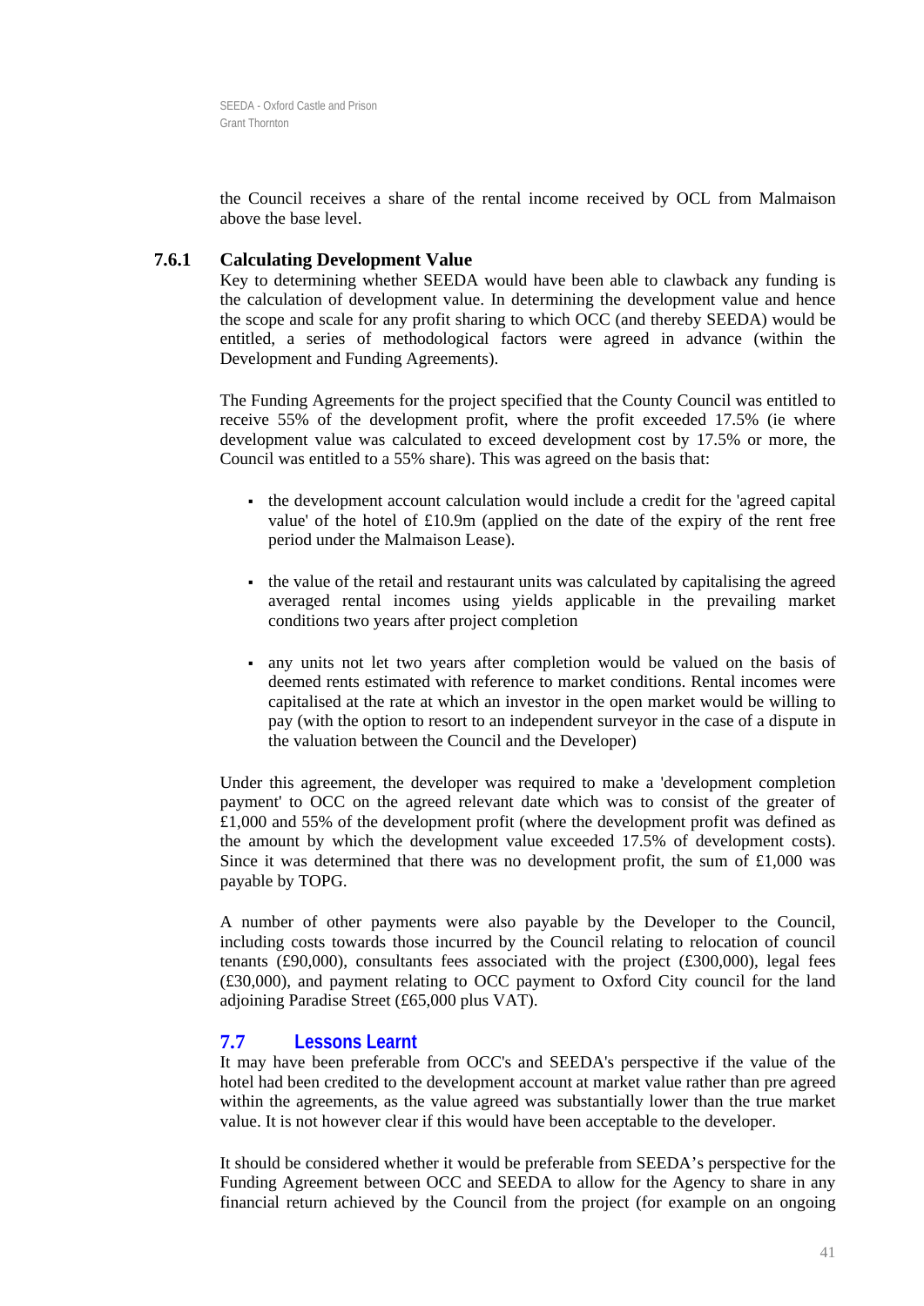the Council receives a share of the rental income received by OCL from Malmaison above the base level.

### 7.6.1 Calculating Development Value

Key to determining whether SEEDA would have been able to clawback any funding is the calculation of development value. In determining the development value and hence the scope and scale for any profit sharing to which OCC (and thereby SEEDA) would be entitled, a series of methodological factors were agreed in advance (within the Development and Funding Agreements).

The Funding Agreements for the project specified that the County Council was entitled to receive 55% of the development profit, where the profit exceeded 17.5% (ie where development value was calculated to exceed development cost by 17.5% or more, the Council was entitled to a 55% share). This was agreed on the basis that:

- the development account calculation would include a credit for the 'agreed capital value' of the hotel of £10.9m (applied on the date of the expiry of the rent free period under the Malmaison Lease).
- the value of the retail and restaurant units was calculated by capitalising the agreed averaged rental incomes using yields applicable in the prevailing market conditions two years after project completion
- any units not let two years after completion would be valued on the basis of deemed rents estimated with reference to market conditions. Rental incomes were capitalised at the rate at which an investor in the open market would be willing to pay (with the option to resort to an independent surveyor in the case of a dispute in the valuation between the Council and the Developer)

Under this agreement, the developer was required to make a 'development completion payment' to OCC on the agreed relevant date which was to consist of the greater of £1,000 and 55% of the development profit (where the development profit was defined as the amount by which the development value exceeded 17.5% of development costs). Since it was determined that there was no development profit, the sum of £1,000 was payable by TOPG.

A number of other payments were also payable by the Developer to the Council, including costs towards those incurred by the Council relating to relocation of council tenants (£90,000), consultants fees associated with the project (£300,000), legal fees (£30,000), and payment relating to OCC payment to Oxford City council for the land adjoining Paradise Street (£65,000 plus VAT).

## 7.7 Lessons Learnt

It may have been preferable from OCC's and SEEDA's perspective if the value of the hotel had been credited to the development account at market value rather than pre agreed within the agreements, as the value agreed was substantially lower than the true market value. It is not however clear if this would have been acceptable to the developer.

It should be considered whether it would be preferable from SEEDA's perspective for the Funding Agreement between OCC and SEEDA to allow for the Agency to share in any financial return achieved by the Council from the project (for example on an ongoing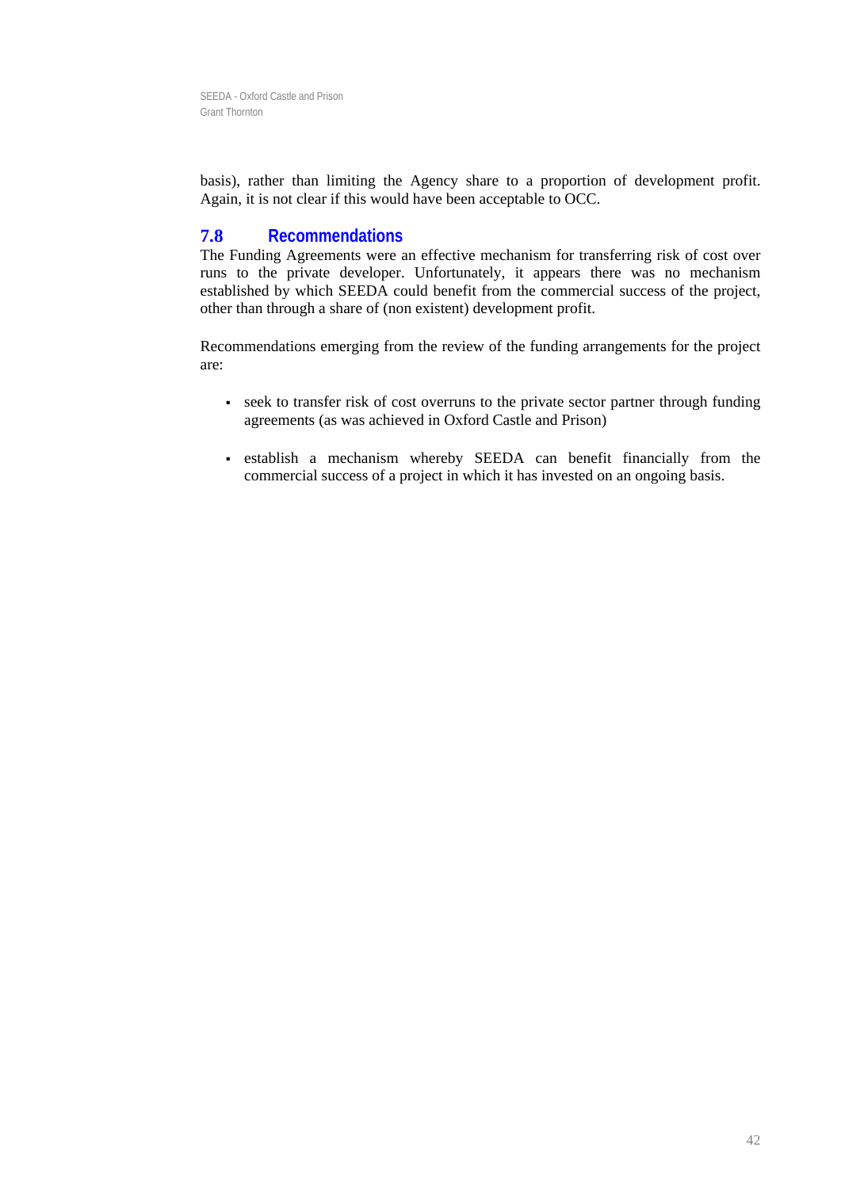basis), rather than limiting the Agency share to a proportion of development profit. Again, it is not clear if this would have been acceptable to OCC.

## 7.8 Recommendations

The Funding Agreements were an effective mechanism for transferring risk of cost over runs to the private developer. Unfortunately, it appears there was no mechanism established by which SEEDA could benefit from the commercial success of the project, other than through a share of (non existent) development profit.

Recommendations emerging from the review of the funding arrangements for the project are:

- seek to transfer risk of cost overruns to the private sector partner through funding agreements (as was achieved in Oxford Castle and Prison)
- establish a mechanism whereby SEEDA can benefit financially from the commercial success of a project in which it has invested on an ongoing basis.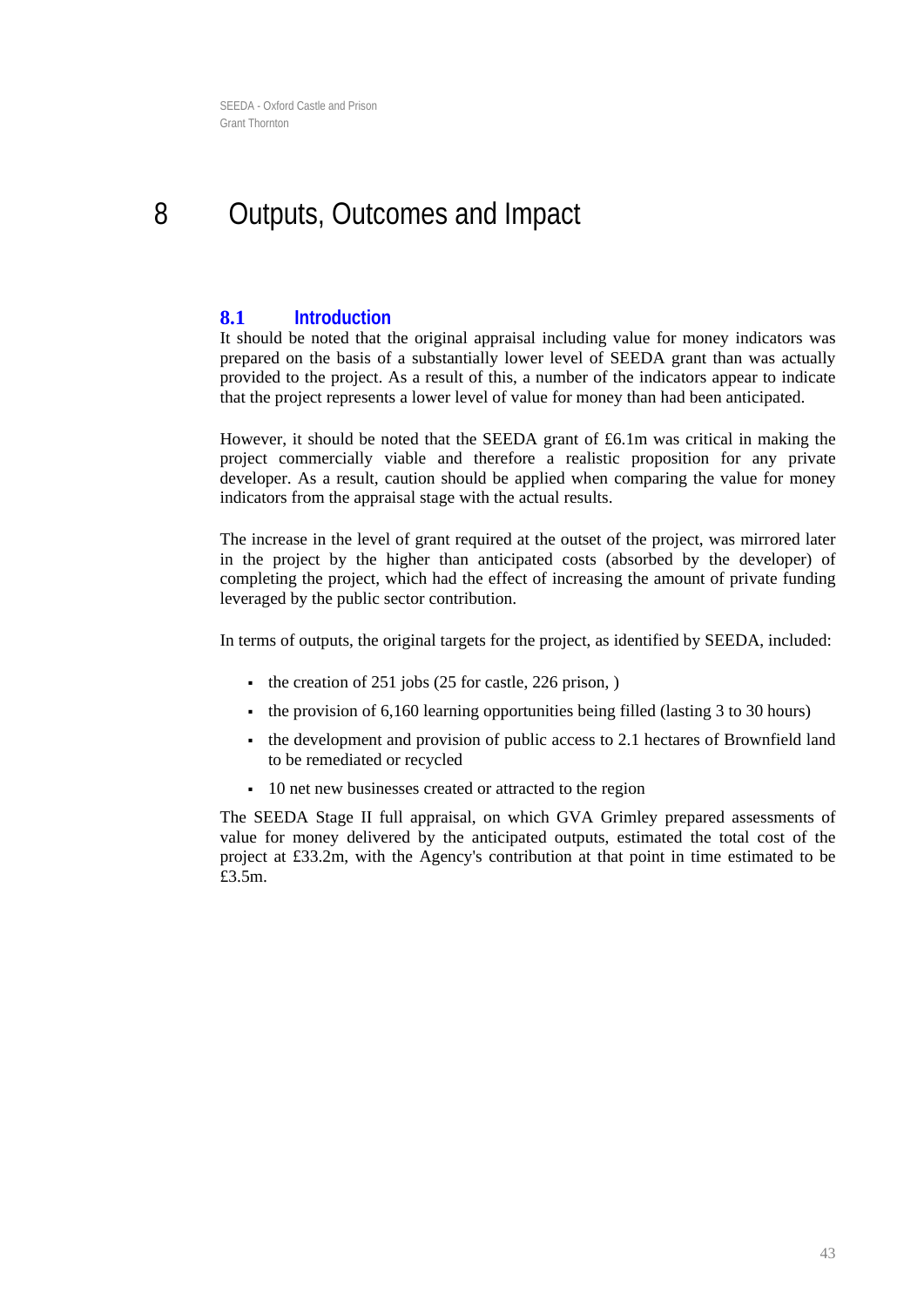# 8 Outputs, Outcomes and Impact

## 8.1 Introduction

It should be noted that the original appraisal including value for money indicators was prepared on the basis of a substantially lower level of SEEDA grant than was actually provided to the project. As a result of this, a number of the indicators appear to indicate that the project represents a lower level of value for money than had been anticipated.

However, it should be noted that the SEEDA grant of £6.1m was critical in making the project commercially viable and therefore a realistic proposition for any private developer. As a result, caution should be applied when comparing the value for money indicators from the appraisal stage with the actual results.

The increase in the level of grant required at the outset of the project, was mirrored later in the project by the higher than anticipated costs (absorbed by the developer) of completing the project, which had the effect of increasing the amount of private funding leveraged by the public sector contribution.

In terms of outputs, the original targets for the project, as identified by SEEDA, included:

- the creation of 251 jobs (25 for castle, 226 prison, )
- the provision of 6,160 learning opportunities being filled (lasting 3 to 30 hours)
- the development and provision of public access to 2.1 hectares of Brownfield land to be remediated or recycled
- 10 net new businesses created or attracted to the region

The SEEDA Stage II full appraisal, on which GVA Grimley prepared assessments of value for money delivered by the anticipated outputs, estimated the total cost of the project at £33.2m, with the Agency's contribution at that point in time estimated to be £3.5m.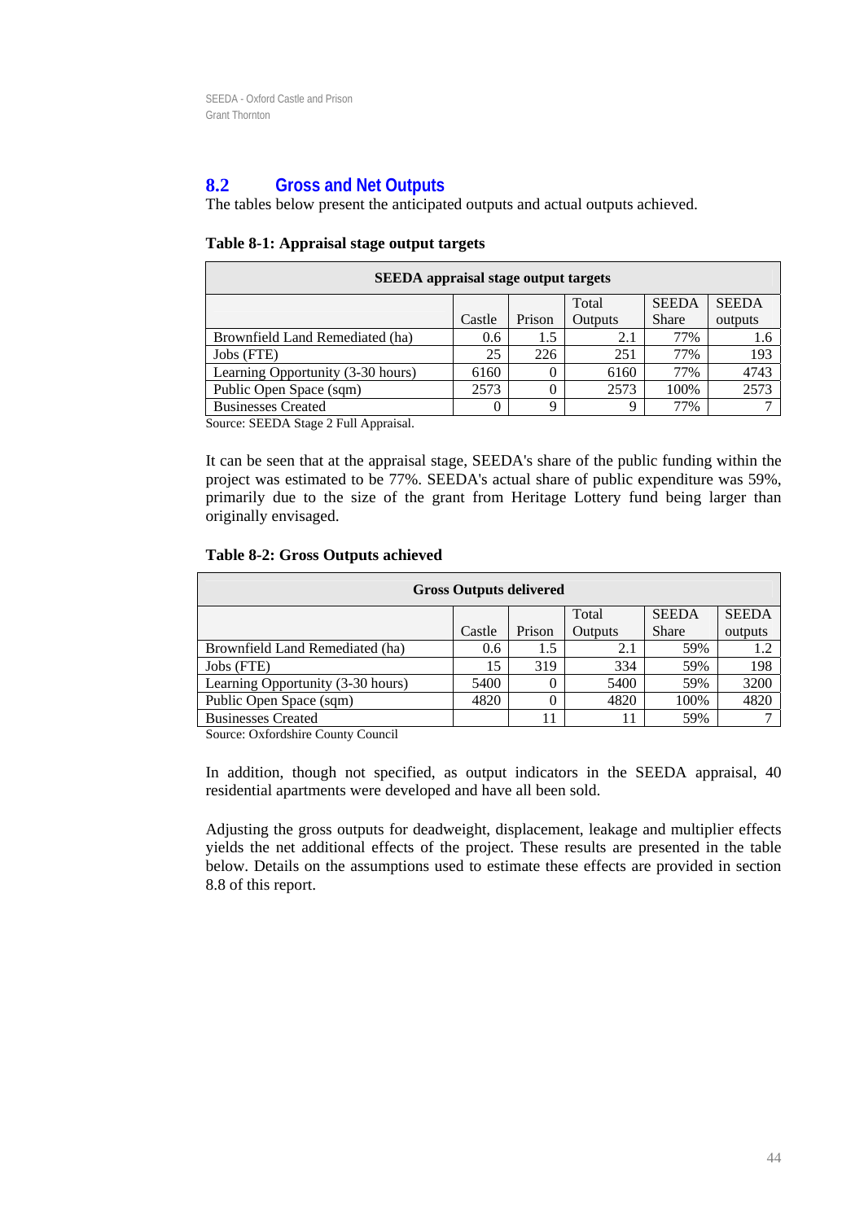## 8.2 Gross and Net Outputs

The tables below present the anticipated outputs and actual outputs achieved.

**Table 8-1: Appraisal stage output targets**

| SEEDA appraisal stage output targets | | | | | |
|---|---|---|---|---|---|
| | Castle | Prison | Total Outputs | SEEDA Share | SEEDA outputs |
| Brownfield Land Remediated (ha) | 0.6 | 1.5 | 2.1 | 77% | 1.6 |
| Jobs (FTE) | 25 | 226 | 251 | 77% | 193 |
| Learning Opportunity (3-30 hours) | 6160 | 0 | 6160 | 77% | 4743 |
| Public Open Space (sqm) | 2573 | 0 | 2573 | 100% | 2573 |
| Businesses Created | 0 | 9 | 9 | 77% | 7 |

Source: SEEDA Stage 2 Full Appraisal.

It can be seen that at the appraisal stage, SEEDA's share of the public funding within the project was estimated to be 77%. SEEDA's actual share of public expenditure was 59%, primarily due to the size of the grant from Heritage Lottery fund being larger than originally envisaged.

**Table 8-2: Gross Outputs achieved**

| Gross Outputs delivered | | | | | |
|---|---|---|---|---|---|
| | Castle | Prison | Total Outputs | SEEDA Share | SEEDA outputs |
| Brownfield Land Remediated (ha) | 0.6 | 1.5 | 2.1 | 59% | 1.2 |
| Jobs (FTE) | 15 | 319 | 334 | 59% | 198 |
| Learning Opportunity (3-30 hours) | 5400 | 0 | 5400 | 59% | 3200 |
| Public Open Space (sqm) | 4820 | 0 | 4820 | 100% | 4820 |
| Businesses Created | | 11 | 11 | 59% | 7 |

Source: Oxfordshire County Council

In addition, though not specified, as output indicators in the SEEDA appraisal, 40 residential apartments were developed and have all been sold.

Adjusting the gross outputs for deadweight, displacement, leakage and multiplier effects yields the net additional effects of the project. These results are presented in the table below. Details on the assumptions used to estimate these effects are provided in section 8.8 of this report.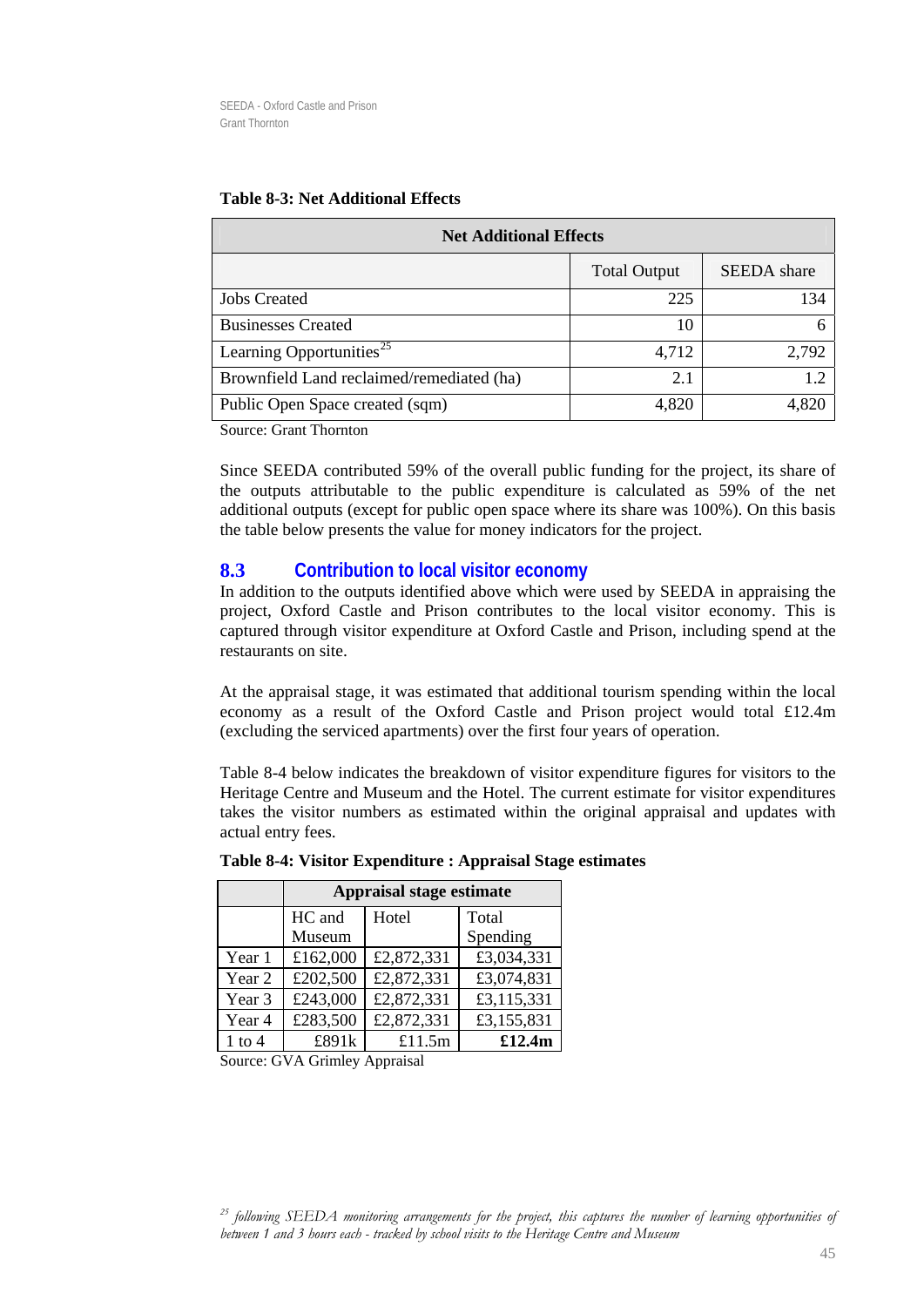**Table 8-3: Net Additional Effects**

| Net Additional Effects | | |
|---|---|---|
| | Total Output | SEEDA share |
| Jobs Created | 225 | 134 |
| Businesses Created | 10 | 6 |
| Learning Opportunities[25] | 4,712 | 2,792 |
| Brownfield Land reclaimed/remediated (ha) | 2.1 | 1.2 |
| Public Open Space created (sqm) | 4,820 | 4,820 |

Source: Grant Thornton

Since SEEDA contributed 59% of the overall public funding for the project, its share of the outputs attributable to the public expenditure is calculated as 59% of the net additional outputs (except for public open space where its share was 100%). On this basis the table below presents the value for money indicators for the project.

## 8.3 Contribution to local visitor economy

In addition to the outputs identified above which were used by SEEDA in appraising the project, Oxford Castle and Prison contributes to the local visitor economy. This is captured through visitor expenditure at Oxford Castle and Prison, including spend at the restaurants on site.

At the appraisal stage, it was estimated that additional tourism spending within the local economy as a result of the Oxford Castle and Prison project would total £12.4m (excluding the serviced apartments) over the first four years of operation.

Table 8-4 below indicates the breakdown of visitor expenditure figures for visitors to the Heritage Centre and Museum and the Hotel. The current estimate for visitor expenditures takes the visitor numbers as estimated within the original appraisal and updates with actual entry fees.

**Table 8-4: Visitor Expenditure : Appraisal Stage estimates**

| | Appraisal stage estimate | | |
|---|---|---|---|
| | HC and Museum | Hotel | Total Spending |
| Year 1 | £162,000 | £2,872,331 | £3,034,331 |
| Year 2 | £202,500 | £2,872,331 | £3,074,831 |
| Year 3 | £243,000 | £2,872,331 | £3,115,331 |
| Year 4 | £283,500 | £2,872,331 | £3,155,831 |
| 1 to 4 | £891k | £11.5m | **£12.4m** |

Source: GVA Grimley Appraisal

[25] *following SEEDA monitoring arrangements for the project, this captures the number of learning opportunities of between 1 and 3 hours each - tracked by school visits to the Heritage Centre and Museum*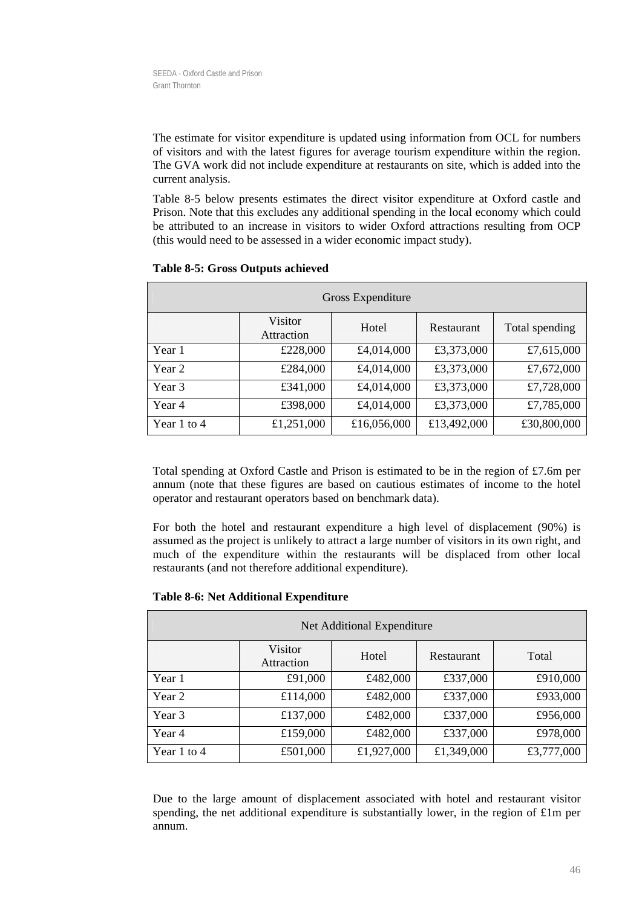The estimate for visitor expenditure is updated using information from OCL for numbers of visitors and with the latest figures for average tourism expenditure within the region. The GVA work did not include expenditure at restaurants on site, which is added into the current analysis.

Table 8-5 below presents estimates the direct visitor expenditure at Oxford castle and Prison. Note that this excludes any additional spending in the local economy which could be attributed to an increase in visitors to wider Oxford attractions resulting from OCP (this would need to be assessed in a wider economic impact study).

**Table 8-5: Gross Outputs achieved**

| Gross Expenditure | | | | |
|---|---|---|---|---|
| | Visitor Attraction | Hotel | Restaurant | Total spending |
| Year 1 | £228,000 | £4,014,000 | £3,373,000 | £7,615,000 |
| Year 2 | £284,000 | £4,014,000 | £3,373,000 | £7,672,000 |
| Year 3 | £341,000 | £4,014,000 | £3,373,000 | £7,728,000 |
| Year 4 | £398,000 | £4,014,000 | £3,373,000 | £7,785,000 |
| Year 1 to 4 | £1,251,000 | £16,056,000 | £13,492,000 | £30,800,000 |

Total spending at Oxford Castle and Prison is estimated to be in the region of £7.6m per annum (note that these figures are based on cautious estimates of income to the hotel operator and restaurant operators based on benchmark data).

For both the hotel and restaurant expenditure a high level of displacement (90%) is assumed as the project is unlikely to attract a large number of visitors in its own right, and much of the expenditure within the restaurants will be displaced from other local restaurants (and not therefore additional expenditure).

**Table 8-6: Net Additional Expenditure**

| Net Additional Expenditure | | | | |
|---|---|---|---|---|
| | Visitor Attraction | Hotel | Restaurant | Total |
| Year 1 | £91,000 | £482,000 | £337,000 | £910,000 |
| Year 2 | £114,000 | £482,000 | £337,000 | £933,000 |
| Year 3 | £137,000 | £482,000 | £337,000 | £956,000 |
| Year 4 | £159,000 | £482,000 | £337,000 | £978,000 |
| Year 1 to 4 | £501,000 | £1,927,000 | £1,349,000 | £3,777,000 |

Due to the large amount of displacement associated with hotel and restaurant visitor spending, the net additional expenditure is substantially lower, in the region of £1m per annum.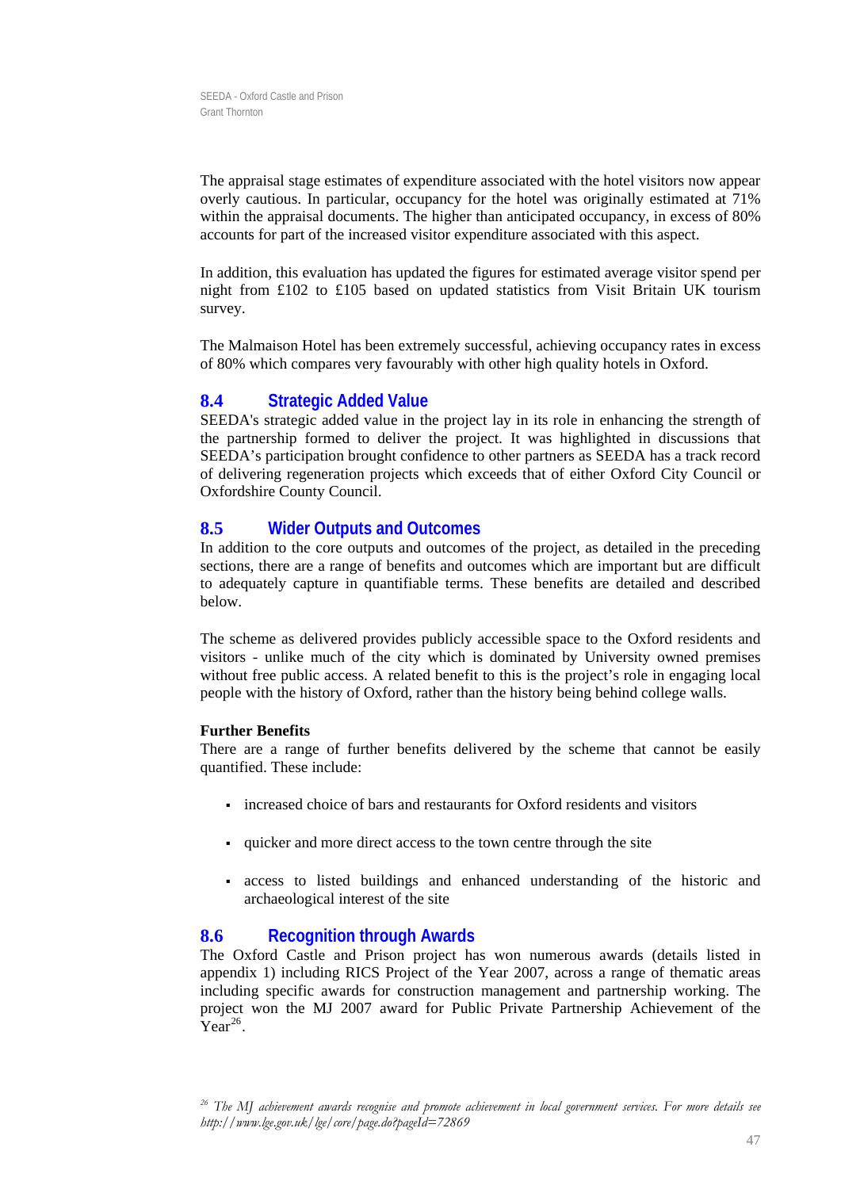The appraisal stage estimates of expenditure associated with the hotel visitors now appear overly cautious. In particular, occupancy for the hotel was originally estimated at 71% within the appraisal documents. The higher than anticipated occupancy, in excess of 80% accounts for part of the increased visitor expenditure associated with this aspect.

In addition, this evaluation has updated the figures for estimated average visitor spend per night from £102 to £105 based on updated statistics from Visit Britain UK tourism survey.

The Malmaison Hotel has been extremely successful, achieving occupancy rates in excess of 80% which compares very favourably with other high quality hotels in Oxford.

## 8.4 Strategic Added Value

SEEDA's strategic added value in the project lay in its role in enhancing the strength of the partnership formed to deliver the project. It was highlighted in discussions that SEEDA's participation brought confidence to other partners as SEEDA has a track record of delivering regeneration projects which exceeds that of either Oxford City Council or Oxfordshire County Council.

## 8.5 Wider Outputs and Outcomes

In addition to the core outputs and outcomes of the project, as detailed in the preceding sections, there are a range of benefits and outcomes which are important but are difficult to adequately capture in quantifiable terms. These benefits are detailed and described below.

The scheme as delivered provides publicly accessible space to the Oxford residents and visitors - unlike much of the city which is dominated by University owned premises without free public access. A related benefit to this is the project's role in engaging local people with the history of Oxford, rather than the history being behind college walls.

**Further Benefits**

There are a range of further benefits delivered by the scheme that cannot be easily quantified. These include:

- increased choice of bars and restaurants for Oxford residents and visitors
- quicker and more direct access to the town centre through the site
- access to listed buildings and enhanced understanding of the historic and archaeological interest of the site

## 8.6 Recognition through Awards

The Oxford Castle and Prison project has won numerous awards (details listed in appendix 1) including RICS Project of the Year 2007, across a range of thematic areas including specific awards for construction management and partnership working. The project won the MJ 2007 award for Public Private Partnership Achievement of the Year[26].

*[26] The MJ achievement awards recognise and promote achievement in local government services. For more details see http://www.lge.gov.uk/lge/core/page.do?pageId=72869*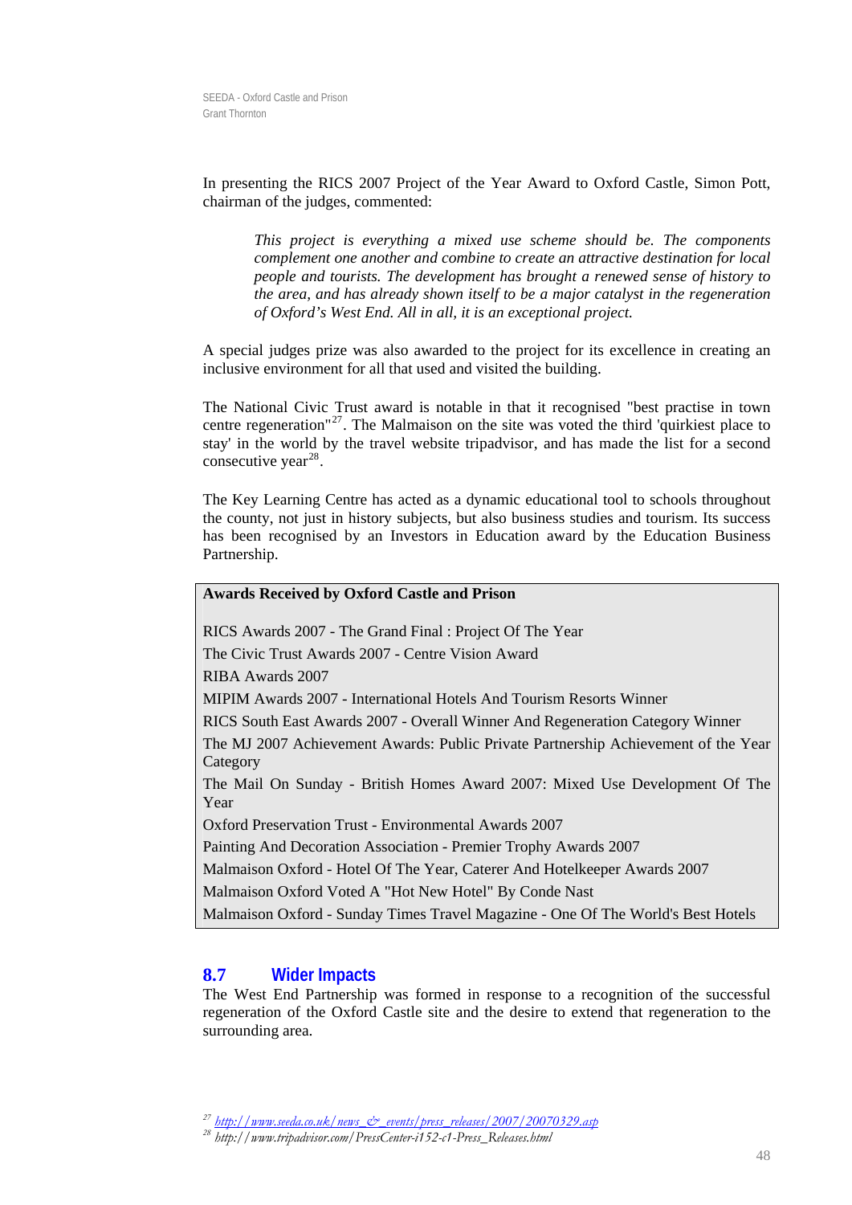In presenting the RICS 2007 Project of the Year Award to Oxford Castle, Simon Pott, chairman of the judges, commented:

> *This project is everything a mixed use scheme should be. The components complement one another and combine to create an attractive destination for local people and tourists. The development has brought a renewed sense of history to the area, and has already shown itself to be a major catalyst in the regeneration of Oxford's West End. All in all, it is an exceptional project.*

A special judges prize was also awarded to the project for its excellence in creating an inclusive environment for all that used and visited the building.

The National Civic Trust award is notable in that it recognised "best practise in town centre regeneration"[27]. The Malmaison on the site was voted the third 'quirkiest place to stay' in the world by the travel website tripadvisor, and has made the list for a second consecutive year[28].

The Key Learning Centre has acted as a dynamic educational tool to schools throughout the county, not just in history subjects, but also business studies and tourism. Its success has been recognised by an Investors in Education award by the Education Business Partnership.

| **Awards Received by Oxford Castle and Prison** |
|---|
| RICS Awards 2007 - The Grand Final : Project Of The Year |
| The Civic Trust Awards 2007 - Centre Vision Award |
| RIBA Awards 2007 |
| MIPIM Awards 2007 - International Hotels And Tourism Resorts Winner |
| RICS South East Awards 2007 - Overall Winner And Regeneration Category Winner |
| The MJ 2007 Achievement Awards: Public Private Partnership Achievement of the Year Category |
| The Mail On Sunday - British Homes Award 2007: Mixed Use Development Of The Year |
| Oxford Preservation Trust - Environmental Awards 2007 |
| Painting And Decoration Association - Premier Trophy Awards 2007 |
| Malmaison Oxford - Hotel Of The Year, Caterer And Hotelkeeper Awards 2007 |
| Malmaison Oxford Voted A "Hot New Hotel" By Conde Nast |
| Malmaison Oxford - Sunday Times Travel Magazine - One Of The World's Best Hotels |

## 8.7 Wider Impacts

The West End Partnership was formed in response to a recognition of the successful regeneration of the Oxford Castle site and the desire to extend that regeneration to the surrounding area.

[27] http://www.seeda.co.uk/news_&_events/press_releases/2007/20070329.asp
[28] http://www.tripadvisor.com/PressCenter-i152-c1-Press_Releases.html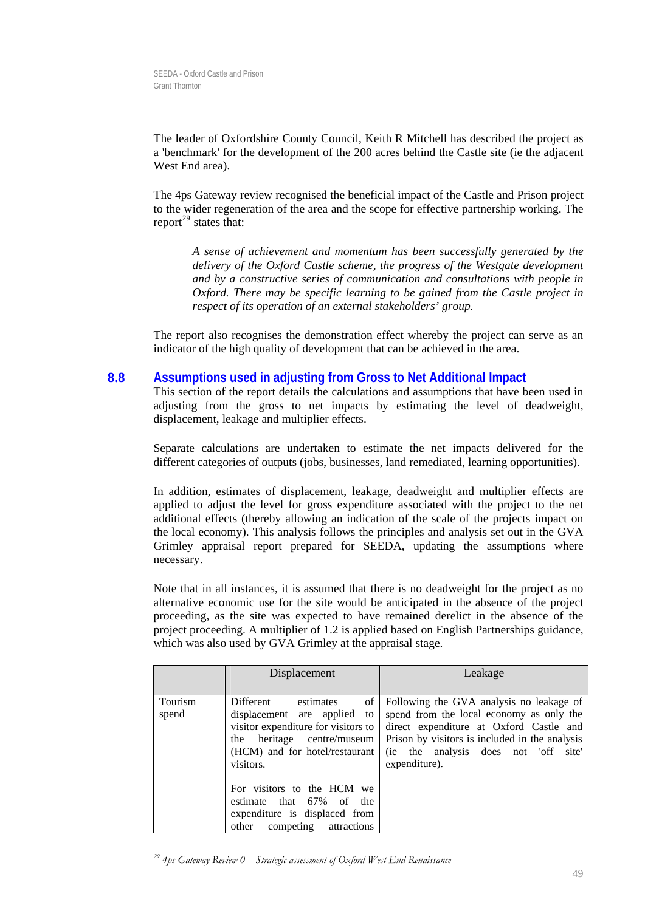The leader of Oxfordshire County Council, Keith R Mitchell has described the project as a 'benchmark' for the development of the 200 acres behind the Castle site (ie the adjacent West End area).

The 4ps Gateway review recognised the beneficial impact of the Castle and Prison project to the wider regeneration of the area and the scope for effective partnership working. The report[29] states that:

> *A sense of achievement and momentum has been successfully generated by the delivery of the Oxford Castle scheme, the progress of the Westgate development and by a constructive series of communication and consultations with people in Oxford. There may be specific learning to be gained from the Castle project in respect of its operation of an external stakeholders' group.*

The report also recognises the demonstration effect whereby the project can serve as an indicator of the high quality of development that can be achieved in the area.

## 8.8 Assumptions used in adjusting from Gross to Net Additional Impact

This section of the report details the calculations and assumptions that have been used in adjusting from the gross to net impacts by estimating the level of deadweight, displacement, leakage and multiplier effects.

Separate calculations are undertaken to estimate the net impacts delivered for the different categories of outputs (jobs, businesses, land remediated, learning opportunities).

In addition, estimates of displacement, leakage, deadweight and multiplier effects are applied to adjust the level for gross expenditure associated with the project to the net additional effects (thereby allowing an indication of the scale of the projects impact on the local economy). This analysis follows the principles and analysis set out in the GVA Grimley appraisal report prepared for SEEDA, updating the assumptions where necessary.

Note that in all instances, it is assumed that there is no deadweight for the project as no alternative economic use for the site would be anticipated in the absence of the project proceeding, as the site was expected to have remained derelict in the absence of the project proceeding. A multiplier of 1.2 is applied based on English Partnerships guidance, which was also used by GVA Grimley at the appraisal stage.

| | Displacement | Leakage |
|---|---|---|
| Tourism spend | Different estimates of displacement are applied to visitor expenditure for visitors to the heritage centre/museum (HCM) and for hotel/restaurant visitors.<br><br>For visitors to the HCM we estimate that 67% of the expenditure is displaced from other competing attractions | Following the GVA analysis no leakage of spend from the local economy as only the direct expenditure at Oxford Castle and Prison by visitors is included in the analysis (ie the analysis does not 'off site' expenditure). |

[29] *4ps Gateway Review 0 – Strategic assessment of Oxford West End Renaissance*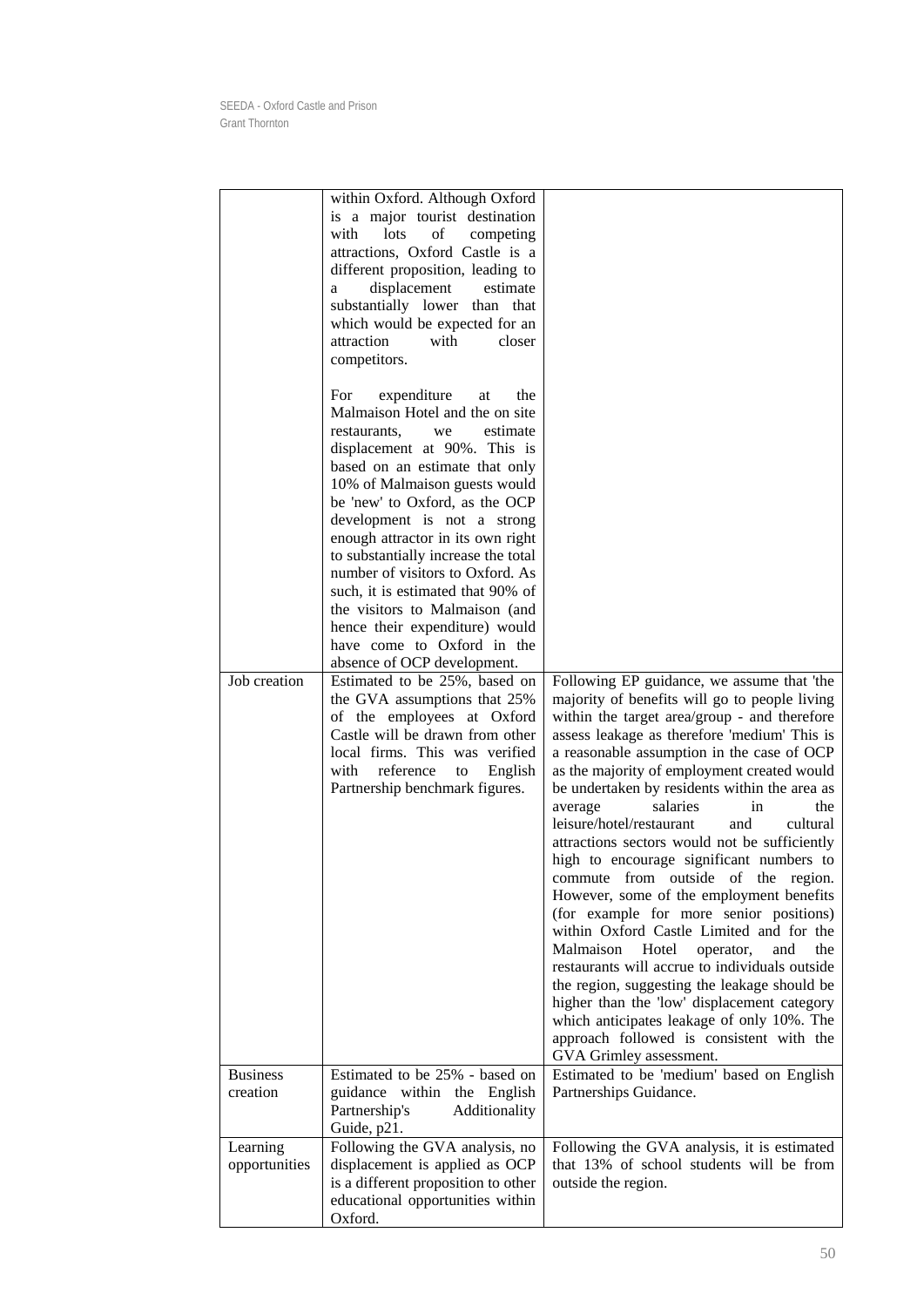|  |  |  |
|---|---|---|
|  | within Oxford. Although Oxford is a major tourist destination with lots of competing attractions, Oxford Castle is a different proposition, leading to a displacement estimate substantially lower than that which would be expected for an attraction with closer competitors.<br><br>For expenditure at the Malmaison Hotel and the on site restaurants, we estimate displacement at 90%. This is based on an estimate that only 10% of Malmaison guests would be 'new' to Oxford, as the OCP development is not a strong enough attractor in its own right to substantially increase the total number of visitors to Oxford. As such, it is estimated that 90% of the visitors to Malmaison (and hence their expenditure) would have come to Oxford in the absence of OCP development. |  |
| Job creation | Estimated to be 25%, based on the GVA assumptions that 25% of the employees at Oxford Castle will be drawn from other local firms. This was verified with reference to English Partnership benchmark figures. | Following EP guidance, we assume that 'the majority of benefits will go to people living within the target area/group - and therefore assess leakage as therefore 'medium' This is a reasonable assumption in the case of OCP as the majority of employment created would be undertaken by residents within the area as average salaries in the leisure/hotel/restaurant and cultural attractions sectors would not be sufficiently high to encourage significant numbers to commute from outside of the region. However, some of the employment benefits (for example for more senior positions) within Oxford Castle Limited and for the Malmaison Hotel operator, and the restaurants will accrue to individuals outside the region, suggesting the leakage should be higher than the 'low' displacement category which anticipates leakage of only 10%. The approach followed is consistent with the GVA Grimley assessment. |
| Business creation | Estimated to be 25% - based on guidance within the English Partnership's Additionality Guide, p21. | Estimated to be 'medium' based on English Partnerships Guidance. |
| Learning opportunities | Following the GVA analysis, no displacement is applied as OCP is a different proposition to other educational opportunities within Oxford. | Following the GVA analysis, it is estimated that 13% of school students will be from outside the region. |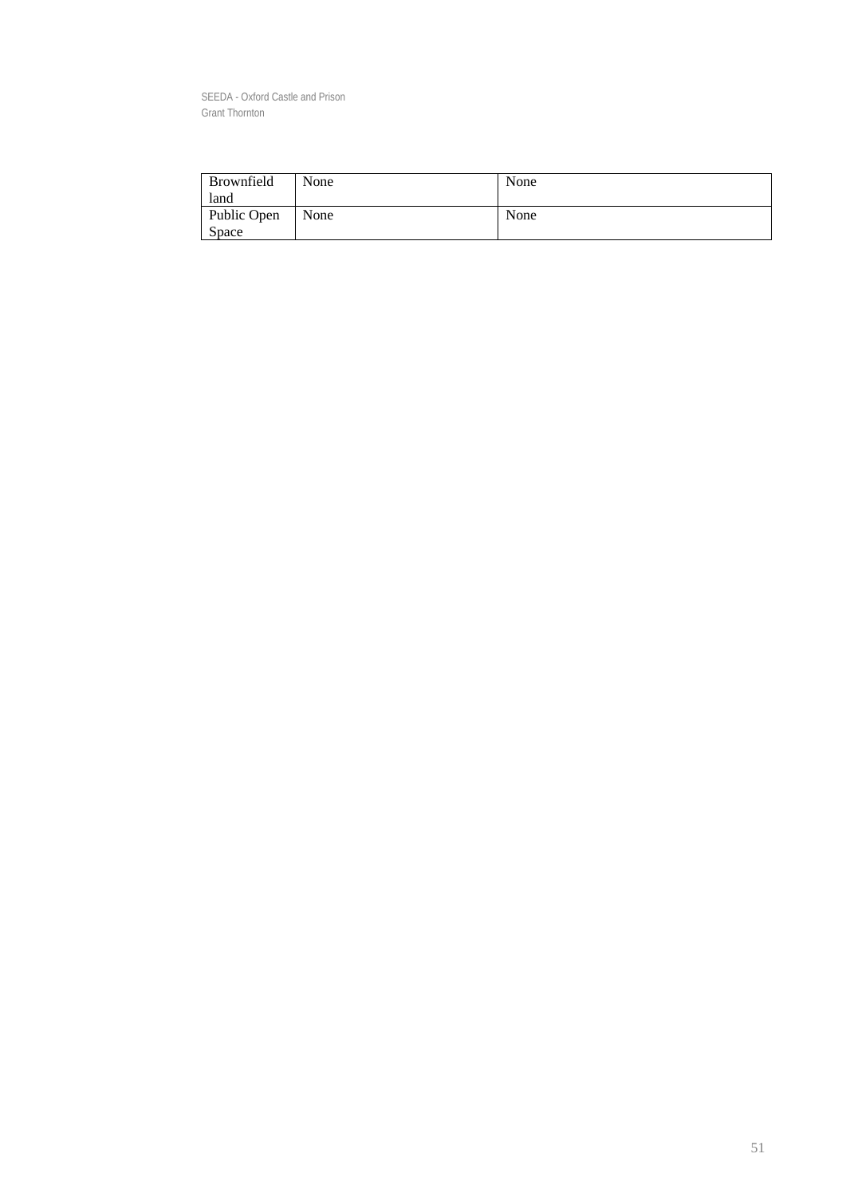| | | |
|---|---|---|
| Brownfield land | None | None |
| Public Open Space | None | None |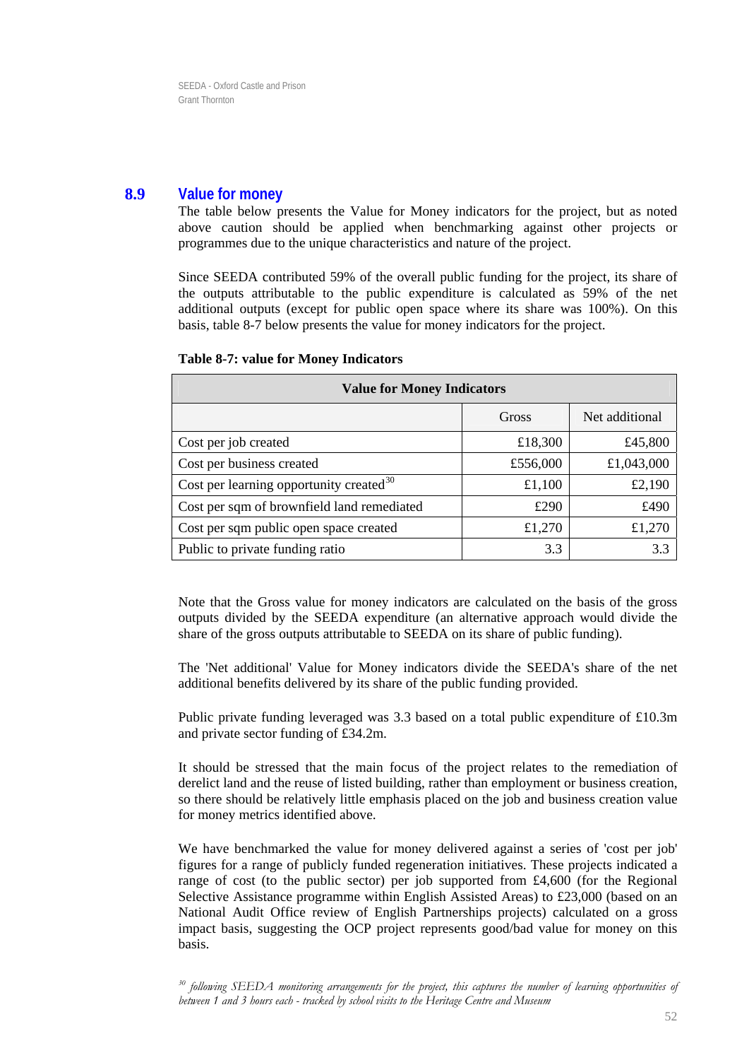## 8.9 Value for money

The table below presents the Value for Money indicators for the project, but as noted above caution should be applied when benchmarking against other projects or programmes due to the unique characteristics and nature of the project.

Since SEEDA contributed 59% of the overall public funding for the project, its share of the outputs attributable to the public expenditure is calculated as 59% of the net additional outputs (except for public open space where its share was 100%). On this basis, table 8-7 below presents the value for money indicators for the project.

**Table 8-7: value for Money Indicators**

| Value for Money Indicators | | |
|---|---|---|
| | Gross | Net additional |
| Cost per job created | £18,300 | £45,800 |
| Cost per business created | £556,000 | £1,043,000 |
| Cost per learning opportunity created[30] | £1,100 | £2,190 |
| Cost per sqm of brownfield land remediated | £290 | £490 |
| Cost per sqm public open space created | £1,270 | £1,270 |
| Public to private funding ratio | 3.3 | 3.3 |

Note that the Gross value for money indicators are calculated on the basis of the gross outputs divided by the SEEDA expenditure (an alternative approach would divide the share of the gross outputs attributable to SEEDA on its share of public funding).

The 'Net additional' Value for Money indicators divide the SEEDA's share of the net additional benefits delivered by its share of the public funding provided.

Public private funding leveraged was 3.3 based on a total public expenditure of £10.3m and private sector funding of £34.2m.

It should be stressed that the main focus of the project relates to the remediation of derelict land and the reuse of listed building, rather than employment or business creation, so there should be relatively little emphasis placed on the job and business creation value for money metrics identified above.

We have benchmarked the value for money delivered against a series of 'cost per job' figures for a range of publicly funded regeneration initiatives. These projects indicated a range of cost (to the public sector) per job supported from £4,600 (for the Regional Selective Assistance programme within English Assisted Areas) to £23,000 (based on an National Audit Office review of English Partnerships projects) calculated on a gross impact basis, suggesting the OCP project represents good/bad value for money on this basis.

[30] *following SEEDA monitoring arrangements for the project, this captures the number of learning opportunities of between 1 and 3 hours each - tracked by school visits to the Heritage Centre and Museum*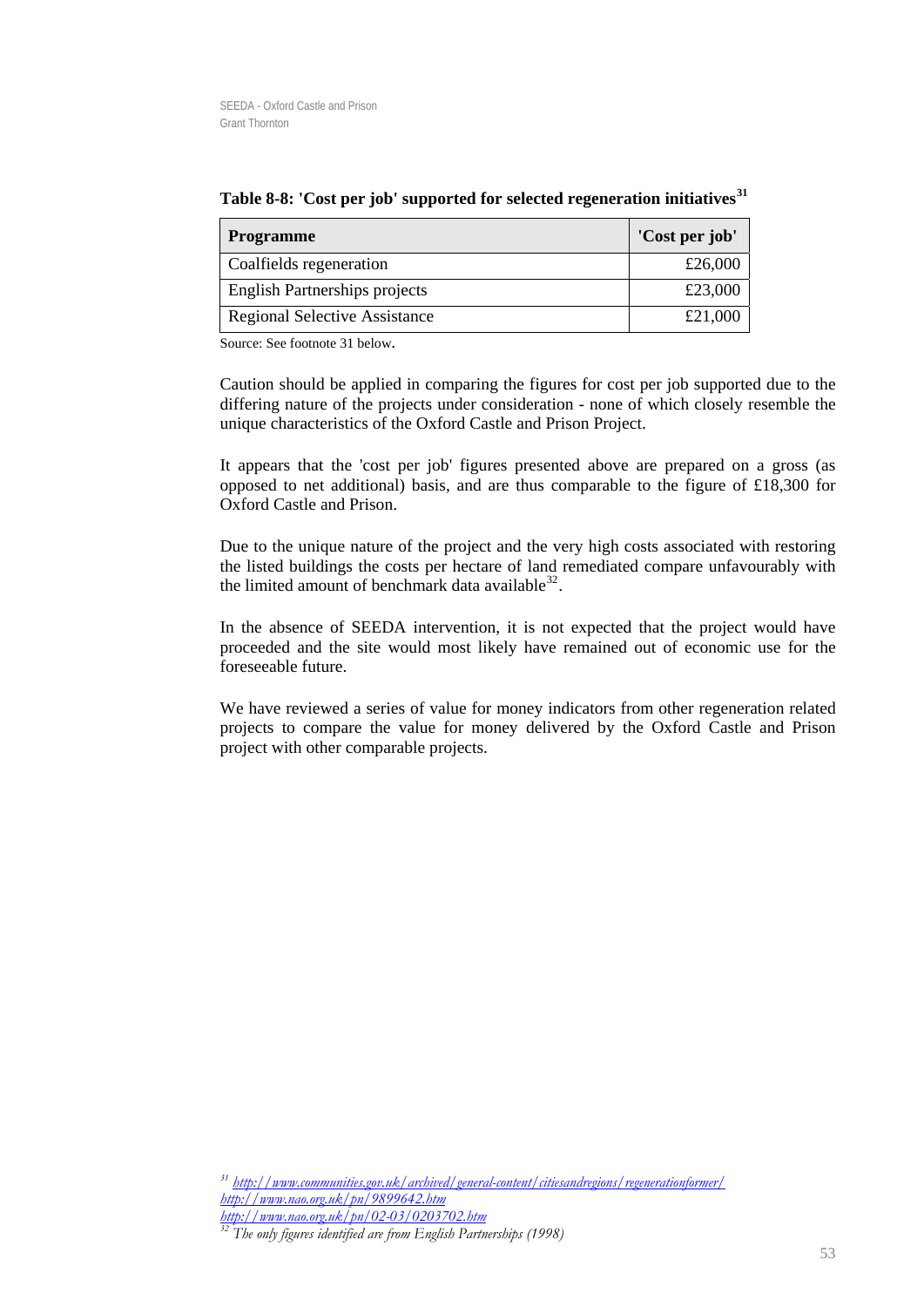**Table 8-8: 'Cost per job' supported for selected regeneration initiatives[31]**

| Programme | 'Cost per job' |
|---|---|
| Coalfields regeneration | £26,000 |
| English Partnerships projects | £23,000 |
| Regional Selective Assistance | £21,000 |

Source: See footnote 31 below.

Caution should be applied in comparing the figures for cost per job supported due to the differing nature of the projects under consideration - none of which closely resemble the unique characteristics of the Oxford Castle and Prison Project.

It appears that the 'cost per job' figures presented above are prepared on a gross (as opposed to net additional) basis, and are thus comparable to the figure of £18,300 for Oxford Castle and Prison.

Due to the unique nature of the project and the very high costs associated with restoring the listed buildings the costs per hectare of land remediated compare unfavourably with the limited amount of benchmark data available[32].

In the absence of SEEDA intervention, it is not expected that the project would have proceeded and the site would most likely have remained out of economic use for the foreseeable future.

We have reviewed a series of value for money indicators from other regeneration related projects to compare the value for money delivered by the Oxford Castle and Prison project with other comparable projects.

[31] http://www.communities.gov.uk/archived/general-content/citiesandregions/regenerationformer/
http://www.nao.org.uk/pn/9899642.htm
http://www.nao.org.uk/pn/02-03/0203702.htm

[32] The only figures identified are from English Partnerships (1998)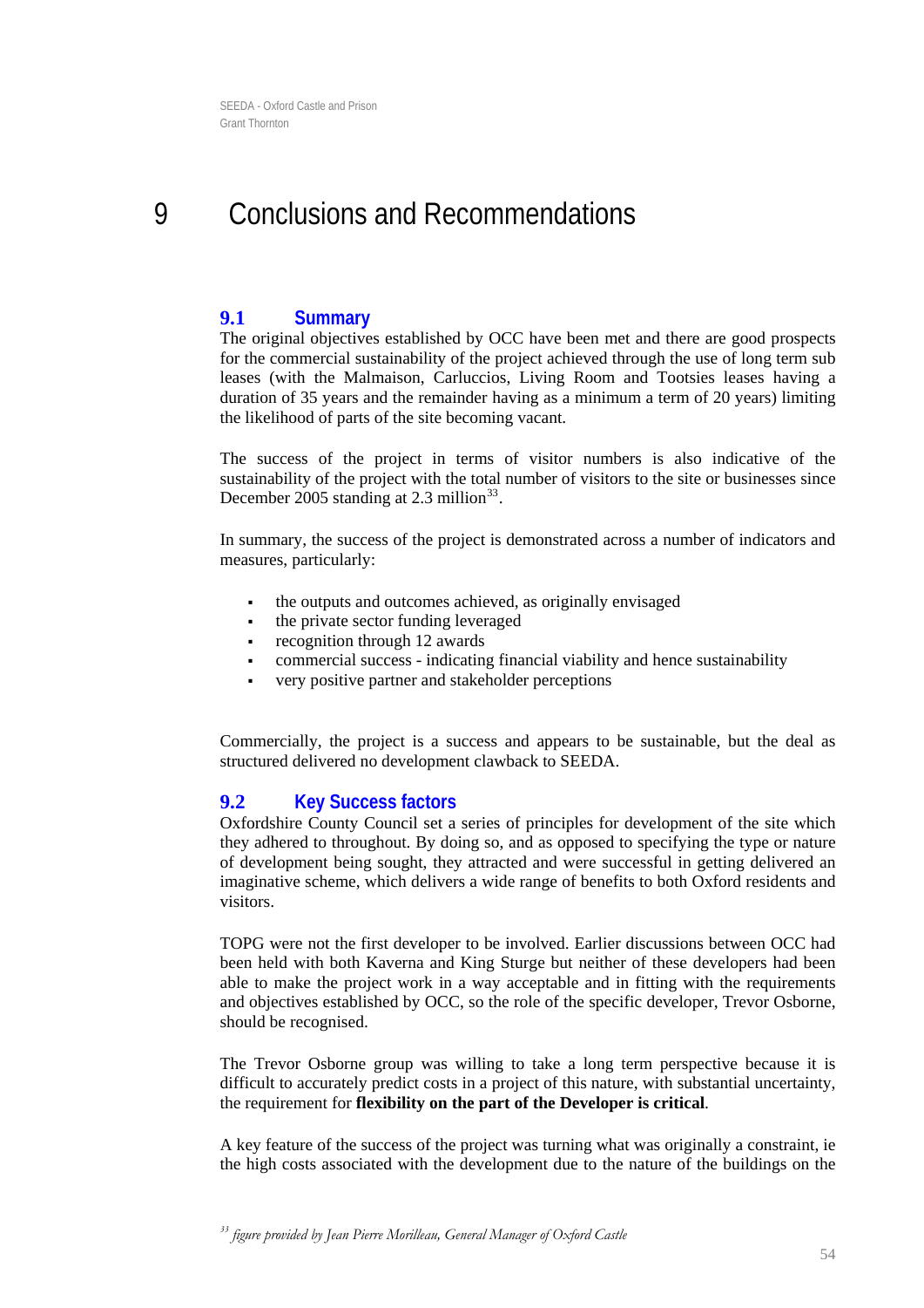# 9 Conclusions and Recommendations

## 9.1 Summary

The original objectives established by OCC have been met and there are good prospects for the commercial sustainability of the project achieved through the use of long term sub leases (with the Malmaison, Carluccios, Living Room and Tootsies leases having a duration of 35 years and the remainder having as a minimum a term of 20 years) limiting the likelihood of parts of the site becoming vacant.

The success of the project in terms of visitor numbers is also indicative of the sustainability of the project with the total number of visitors to the site or businesses since December 2005 standing at 2.3 million[33].

In summary, the success of the project is demonstrated across a number of indicators and measures, particularly:

- the outputs and outcomes achieved, as originally envisaged
- the private sector funding leveraged
- recognition through 12 awards
- commercial success - indicating financial viability and hence sustainability
- very positive partner and stakeholder perceptions

Commercially, the project is a success and appears to be sustainable, but the deal as structured delivered no development clawback to SEEDA.

## 9.2 Key Success factors

Oxfordshire County Council set a series of principles for development of the site which they adhered to throughout. By doing so, and as opposed to specifying the type or nature of development being sought, they attracted and were successful in getting delivered an imaginative scheme, which delivers a wide range of benefits to both Oxford residents and visitors.

TOPG were not the first developer to be involved. Earlier discussions between OCC had been held with both Kaverna and King Sturge but neither of these developers had been able to make the project work in a way acceptable and in fitting with the requirements and objectives established by OCC, so the role of the specific developer, Trevor Osborne, should be recognised.

The Trevor Osborne group was willing to take a long term perspective because it is difficult to accurately predict costs in a project of this nature, with substantial uncertainty, the requirement for **flexibility on the part of the Developer is critical**.

A key feature of the success of the project was turning what was originally a constraint, ie the high costs associated with the development due to the nature of the buildings on the

[33] *figure provided by Jean Pierre Morilleau, General Manager of Oxford Castle*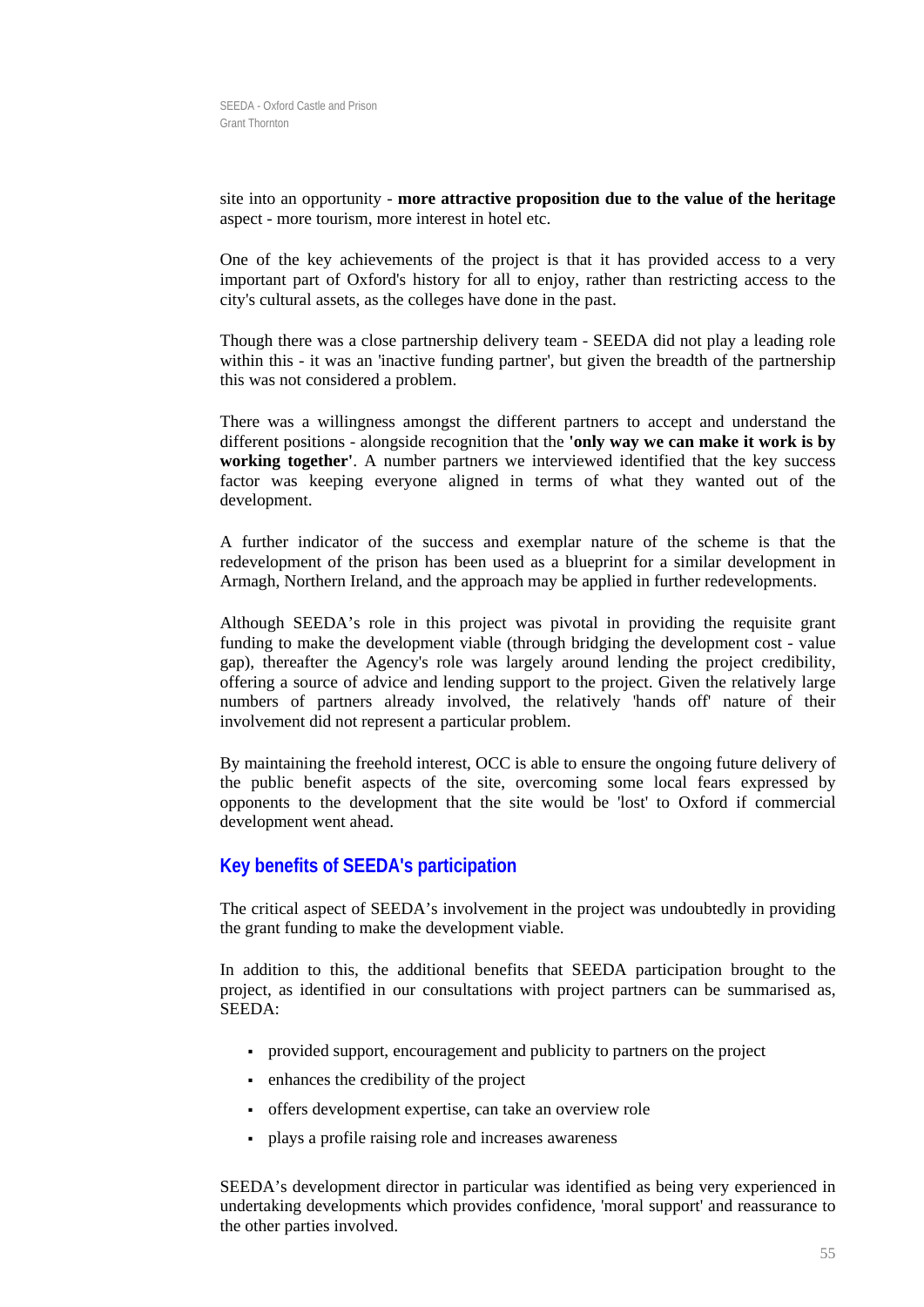site into an opportunity - **more attractive proposition due to the value of the heritage** aspect - more tourism, more interest in hotel etc.

One of the key achievements of the project is that it has provided access to a very important part of Oxford's history for all to enjoy, rather than restricting access to the city's cultural assets, as the colleges have done in the past.

Though there was a close partnership delivery team - SEEDA did not play a leading role within this - it was an 'inactive funding partner', but given the breadth of the partnership this was not considered a problem.

There was a willingness amongst the different partners to accept and understand the different positions - alongside recognition that the **'only way we can make it work is by working together'**. A number partners we interviewed identified that the key success factor was keeping everyone aligned in terms of what they wanted out of the development.

A further indicator of the success and exemplar nature of the scheme is that the redevelopment of the prison has been used as a blueprint for a similar development in Armagh, Northern Ireland, and the approach may be applied in further redevelopments.

Although SEEDA's role in this project was pivotal in providing the requisite grant funding to make the development viable (through bridging the development cost - value gap), thereafter the Agency's role was largely around lending the project credibility, offering a source of advice and lending support to the project. Given the relatively large numbers of partners already involved, the relatively 'hands off' nature of their involvement did not represent a particular problem.

By maintaining the freehold interest, OCC is able to ensure the ongoing future delivery of the public benefit aspects of the site, overcoming some local fears expressed by opponents to the development that the site would be 'lost' to Oxford if commercial development went ahead.

## Key benefits of SEEDA's participation

The critical aspect of SEEDA's involvement in the project was undoubtedly in providing the grant funding to make the development viable.

In addition to this, the additional benefits that SEEDA participation brought to the project, as identified in our consultations with project partners can be summarised as, SEEDA:

- provided support, encouragement and publicity to partners on the project
- enhances the credibility of the project
- offers development expertise, can take an overview role
- plays a profile raising role and increases awareness

SEEDA's development director in particular was identified as being very experienced in undertaking developments which provides confidence, 'moral support' and reassurance to the other parties involved.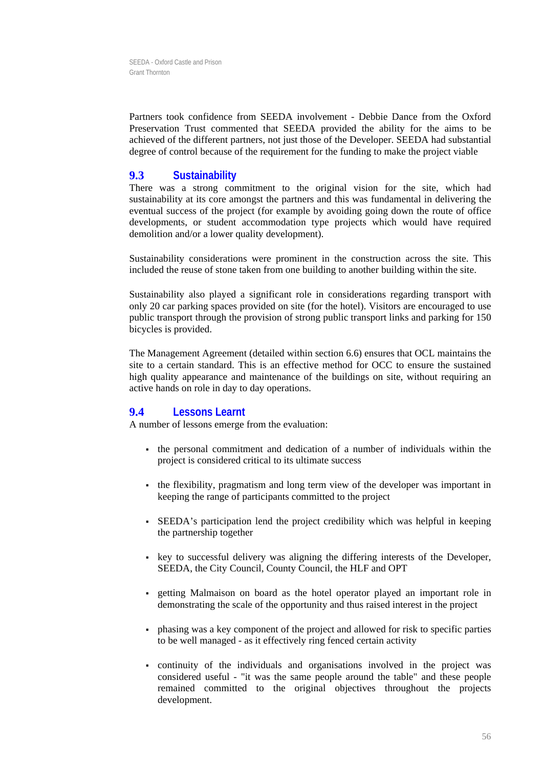Partners took confidence from SEEDA involvement - Debbie Dance from the Oxford Preservation Trust commented that SEEDA provided the ability for the aims to be achieved of the different partners, not just those of the Developer. SEEDA had substantial degree of control because of the requirement for the funding to make the project viable

## 9.3 Sustainability

There was a strong commitment to the original vision for the site, which had sustainability at its core amongst the partners and this was fundamental in delivering the eventual success of the project (for example by avoiding going down the route of office developments, or student accommodation type projects which would have required demolition and/or a lower quality development).

Sustainability considerations were prominent in the construction across the site. This included the reuse of stone taken from one building to another building within the site.

Sustainability also played a significant role in considerations regarding transport with only 20 car parking spaces provided on site (for the hotel). Visitors are encouraged to use public transport through the provision of strong public transport links and parking for 150 bicycles is provided.

The Management Agreement (detailed within section 6.6) ensures that OCL maintains the site to a certain standard. This is an effective method for OCC to ensure the sustained high quality appearance and maintenance of the buildings on site, without requiring an active hands on role in day to day operations.

## 9.4 Lessons Learnt

A number of lessons emerge from the evaluation:

- the personal commitment and dedication of a number of individuals within the project is considered critical to its ultimate success
- the flexibility, pragmatism and long term view of the developer was important in keeping the range of participants committed to the project
- SEEDA's participation lend the project credibility which was helpful in keeping the partnership together
- key to successful delivery was aligning the differing interests of the Developer, SEEDA, the City Council, County Council, the HLF and OPT
- getting Malmaison on board as the hotel operator played an important role in demonstrating the scale of the opportunity and thus raised interest in the project
- phasing was a key component of the project and allowed for risk to specific parties to be well managed - as it effectively ring fenced certain activity
- continuity of the individuals and organisations involved in the project was considered useful - "it was the same people around the table" and these people remained committed to the original objectives throughout the projects development.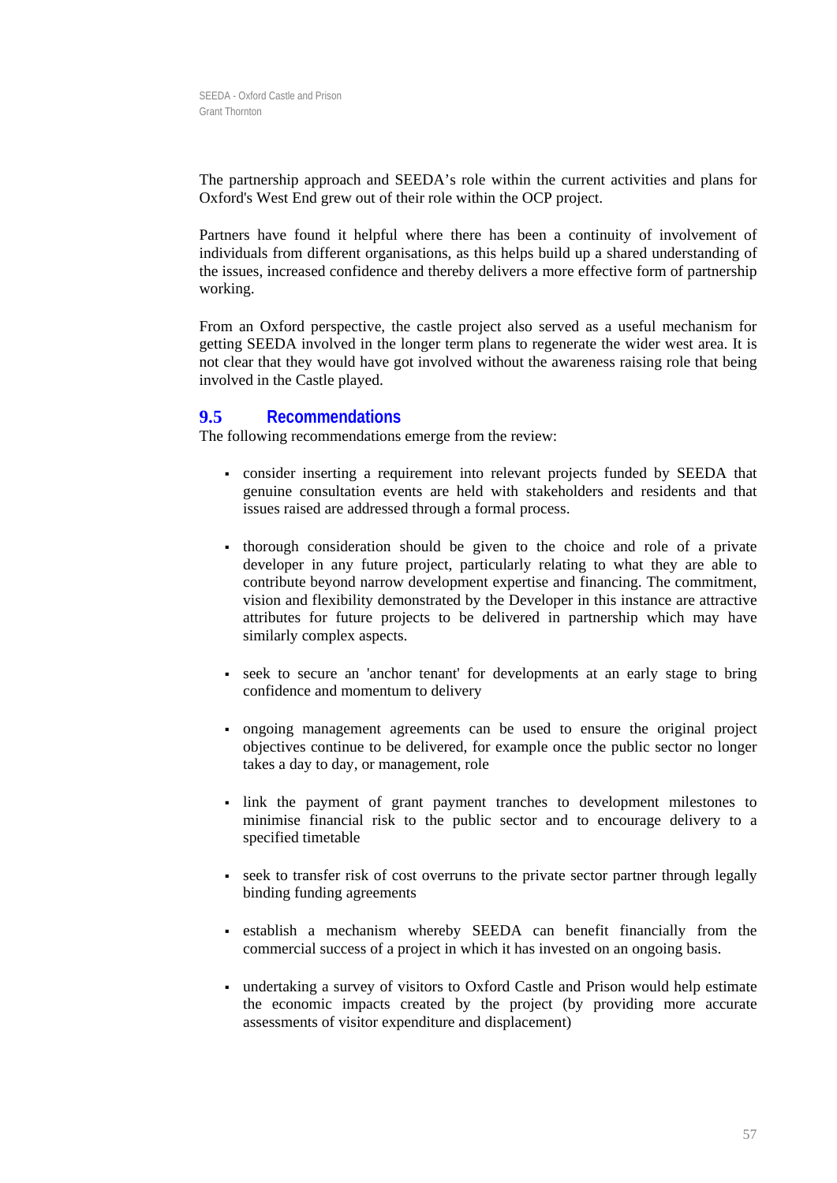The partnership approach and SEEDA's role within the current activities and plans for Oxford's West End grew out of their role within the OCP project.

Partners have found it helpful where there has been a continuity of involvement of individuals from different organisations, as this helps build up a shared understanding of the issues, increased confidence and thereby delivers a more effective form of partnership working.

From an Oxford perspective, the castle project also served as a useful mechanism for getting SEEDA involved in the longer term plans to regenerate the wider west area. It is not clear that they would have got involved without the awareness raising role that being involved in the Castle played.

## 9.5 Recommendations

The following recommendations emerge from the review:

- consider inserting a requirement into relevant projects funded by SEEDA that genuine consultation events are held with stakeholders and residents and that issues raised are addressed through a formal process.
- thorough consideration should be given to the choice and role of a private developer in any future project, particularly relating to what they are able to contribute beyond narrow development expertise and financing. The commitment, vision and flexibility demonstrated by the Developer in this instance are attractive attributes for future projects to be delivered in partnership which may have similarly complex aspects.
- seek to secure an 'anchor tenant' for developments at an early stage to bring confidence and momentum to delivery
- ongoing management agreements can be used to ensure the original project objectives continue to be delivered, for example once the public sector no longer takes a day to day, or management, role
- link the payment of grant payment tranches to development milestones to minimise financial risk to the public sector and to encourage delivery to a specified timetable
- seek to transfer risk of cost overruns to the private sector partner through legally binding funding agreements
- establish a mechanism whereby SEEDA can benefit financially from the commercial success of a project in which it has invested on an ongoing basis.
- undertaking a survey of visitors to Oxford Castle and Prison would help estimate the economic impacts created by the project (by providing more accurate assessments of visitor expenditure and displacement)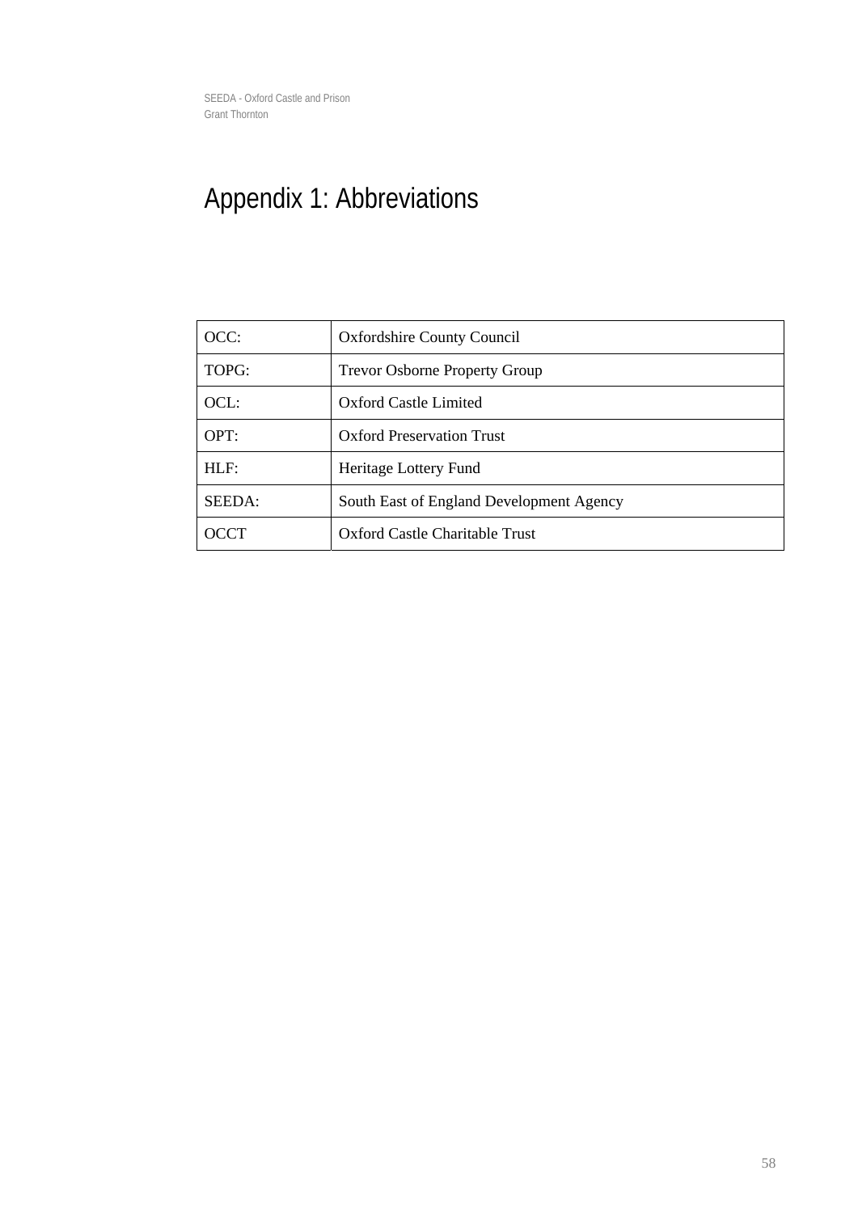# Appendix 1: Abbreviations

| | |
|---|---|
| OCC: | Oxfordshire County Council |
| TOPG: | Trevor Osborne Property Group |
| OCL: | Oxford Castle Limited |
| OPT: | Oxford Preservation Trust |
| HLF: | Heritage Lottery Fund |
| SEEDA: | South East of England Development Agency |
| OCCT | Oxford Castle Charitable Trust |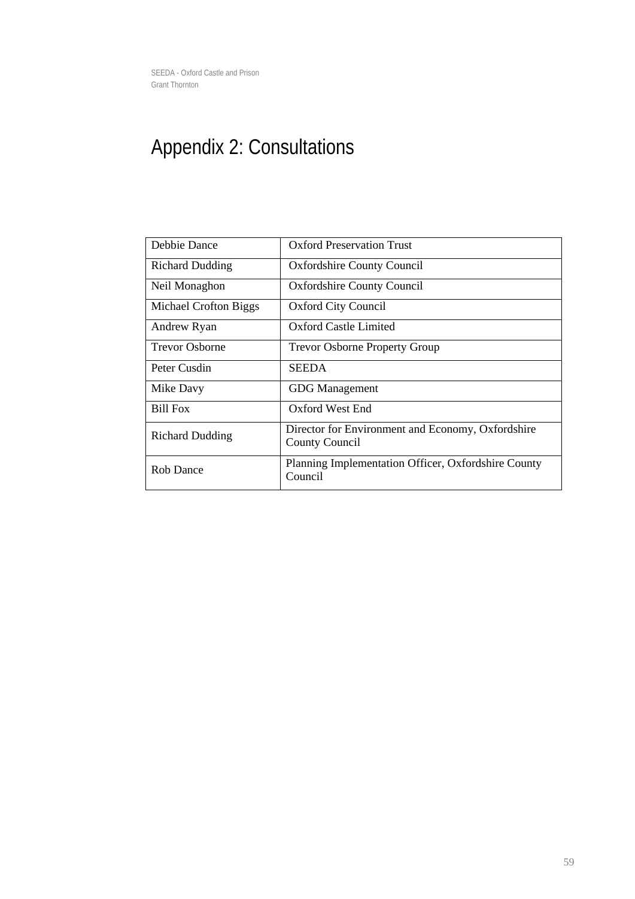# Appendix 2: Consultations

| | |
|---|---|
| Debbie Dance | Oxford Preservation Trust |
| Richard Dudding | Oxfordshire County Council |
| Neil Monaghon | Oxfordshire County Council |
| Michael Crofton Biggs | Oxford City Council |
| Andrew Ryan | Oxford Castle Limited |
| Trevor Osborne | Trevor Osborne Property Group |
| Peter Cusdin | SEEDA |
| Mike Davy | GDG Management |
| Bill Fox | Oxford West End |
| Richard Dudding | Director for Environment and Economy, Oxfordshire County Council |
| Rob Dance | Planning Implementation Officer, Oxfordshire County Council |